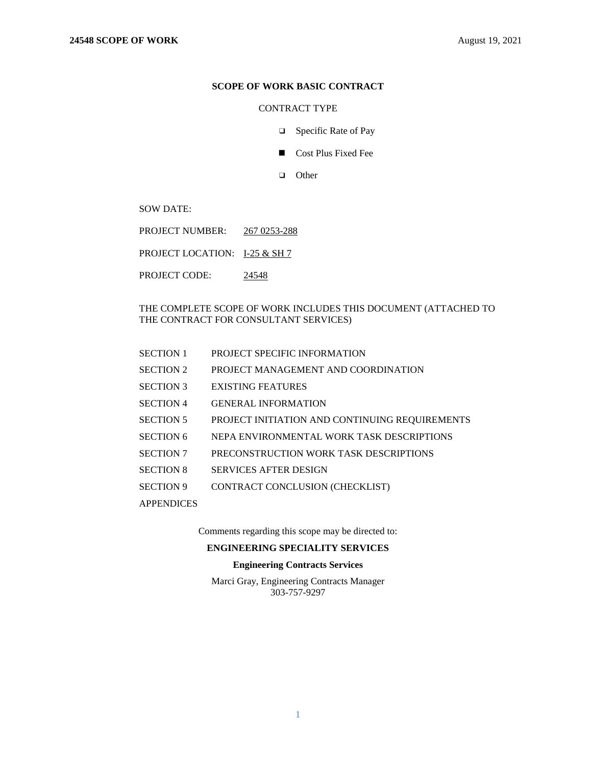# SCOPE OF WORK BASIC CONTRACT

CONTRACT TYPE

- ❑ Specific Rate of Pay
- ■ Cost Plus Fixed Fee
- ❑ Other

SOW DATE:

PROJECT NUMBER: 267 0253-288

PROJECT LOCATION: I-25 & SH 7

PROJECT CODE: 24548

THE COMPLETE SCOPE OF WORK INCLUDES THIS DOCUMENT (ATTACHED TO THE CONTRACT FOR CONSULTANT SERVICES)

| | |
|---|---|
| SECTION 1 | PROJECT SPECIFIC INFORMATION |
| SECTION 2 | PROJECT MANAGEMENT AND COORDINATION |
| SECTION 3 | EXISTING FEATURES |
| SECTION 4 | GENERAL INFORMATION |
| SECTION 5 | PROJECT INITIATION AND CONTINUING REQUIREMENTS |
| SECTION 6 | NEPA ENVIRONMENTAL WORK TASK DESCRIPTIONS |
| SECTION 7 | PRECONSTRUCTION WORK TASK DESCRIPTIONS |
| SECTION 8 | SERVICES AFTER DESIGN |
| SECTION 9 | CONTRACT CONCLUSION (CHECKLIST) |
| APPENDICES | |

Comments regarding this scope may be directed to:

**ENGINEERING SPECIALITY SERVICES**

**Engineering Contracts Services**

Marci Gray, Engineering Contracts Manager
303-757-9297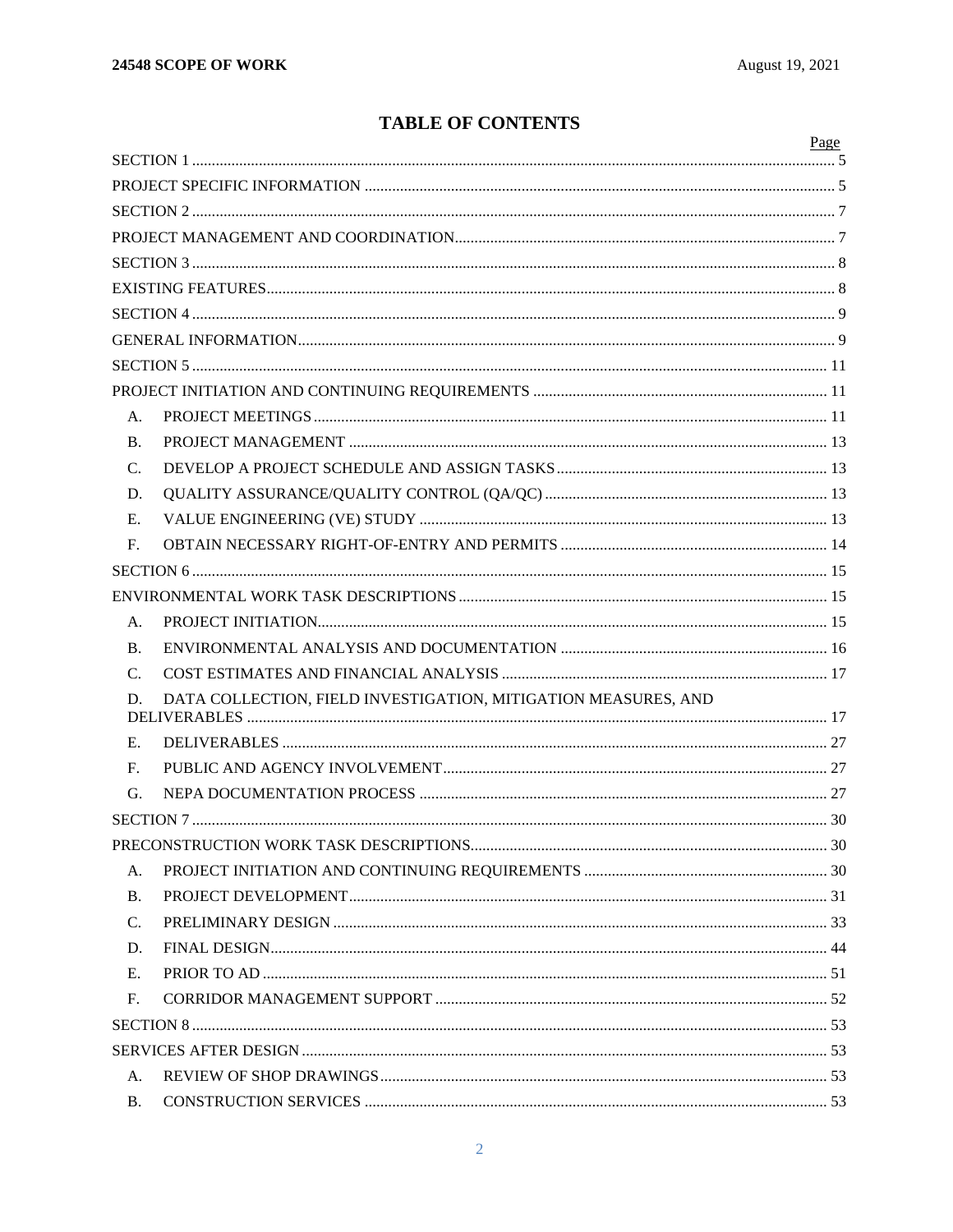# TABLE OF CONTENTS

| | Page |
|---|---|
| SECTION 1 | 5 |
| PROJECT SPECIFIC INFORMATION | 5 |
| SECTION 2 | 7 |
| PROJECT MANAGEMENT AND COORDINATION | 7 |
| SECTION 3 | 8 |
| EXISTING FEATURES | 8 |
| SECTION 4 | 9 |
| GENERAL INFORMATION | 9 |
| SECTION 5 | 11 |
| PROJECT INITIATION AND CONTINUING REQUIREMENTS | 11 |
| A. PROJECT MEETINGS | 11 |
| B. PROJECT MANAGEMENT | 13 |
| C. DEVELOP A PROJECT SCHEDULE AND ASSIGN TASKS | 13 |
| D. QUALITY ASSURANCE/QUALITY CONTROL (QA/QC) | 13 |
| E. VALUE ENGINEERING (VE) STUDY | 13 |
| F. OBTAIN NECESSARY RIGHT-OF-ENTRY AND PERMITS | 14 |
| SECTION 6 | 15 |
| ENVIRONMENTAL WORK TASK DESCRIPTIONS | 15 |
| A. PROJECT INITIATION | 15 |
| B. ENVIRONMENTAL ANALYSIS AND DOCUMENTATION | 16 |
| C. COST ESTIMATES AND FINANCIAL ANALYSIS | 17 |
| D. DATA COLLECTION, FIELD INVESTIGATION, MITIGATION MEASURES, AND DELIVERABLES | 17 |
| E. DELIVERABLES | 27 |
| F. PUBLIC AND AGENCY INVOLVEMENT | 27 |
| G. NEPA DOCUMENTATION PROCESS | 27 |
| SECTION 7 | 30 |
| PRECONSTRUCTION WORK TASK DESCRIPTIONS | 30 |
| A. PROJECT INITIATION AND CONTINUING REQUIREMENTS | 30 |
| B. PROJECT DEVELOPMENT | 31 |
| C. PRELIMINARY DESIGN | 33 |
| D. FINAL DESIGN | 44 |
| E. PRIOR TO AD | 51 |
| F. CORRIDOR MANAGEMENT SUPPORT | 52 |
| SECTION 8 | 53 |
| SERVICES AFTER DESIGN | 53 |
| A. REVIEW OF SHOP DRAWINGS | 53 |
| B. CONSTRUCTION SERVICES | 53 |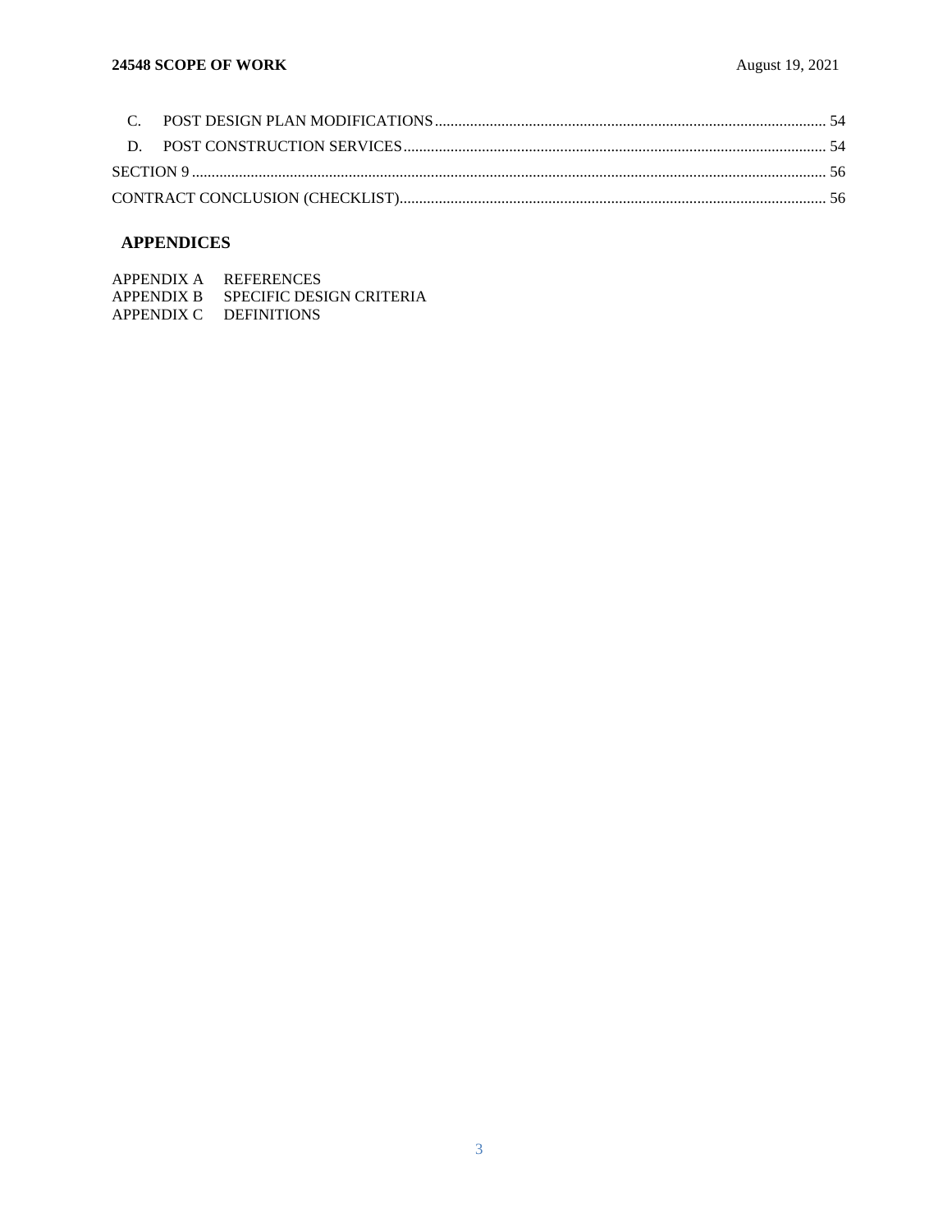C. POST DESIGN PLAN MODIFICATIONS .......... 54

D. POST CONSTRUCTION SERVICES .......... 54

SECTION 9 .......... 56

CONTRACT CONCLUSION (CHECKLIST) .......... 56

## APPENDICES

APPENDIX A REFERENCES
APPENDIX B SPECIFIC DESIGN CRITERIA
APPENDIX C DEFINITIONS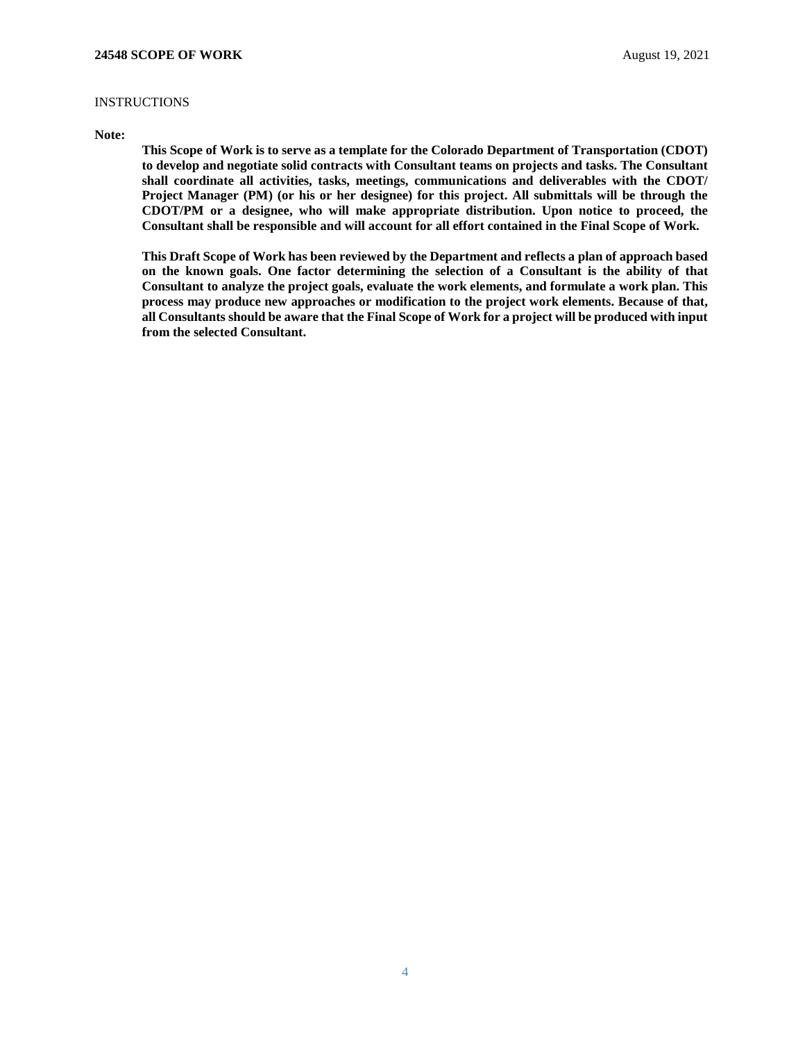INSTRUCTIONS

**Note:**

**This Scope of Work is to serve as a template for the Colorado Department of Transportation (CDOT) to develop and negotiate solid contracts with Consultant teams on projects and tasks. The Consultant shall coordinate all activities, tasks, meetings, communications and deliverables with the CDOT/ Project Manager (PM) (or his or her designee) for this project. All submittals will be through the CDOT/PM or a designee, who will make appropriate distribution. Upon notice to proceed, the Consultant shall be responsible and will account for all effort contained in the Final Scope of Work.**

**This Draft Scope of Work has been reviewed by the Department and reflects a plan of approach based on the known goals. One factor determining the selection of a Consultant is the ability of that Consultant to analyze the project goals, evaluate the work elements, and formulate a work plan. This process may produce new approaches or modification to the project work elements. Because of that, all Consultants should be aware that the Final Scope of Work for a project will be produced with input from the selected Consultant.**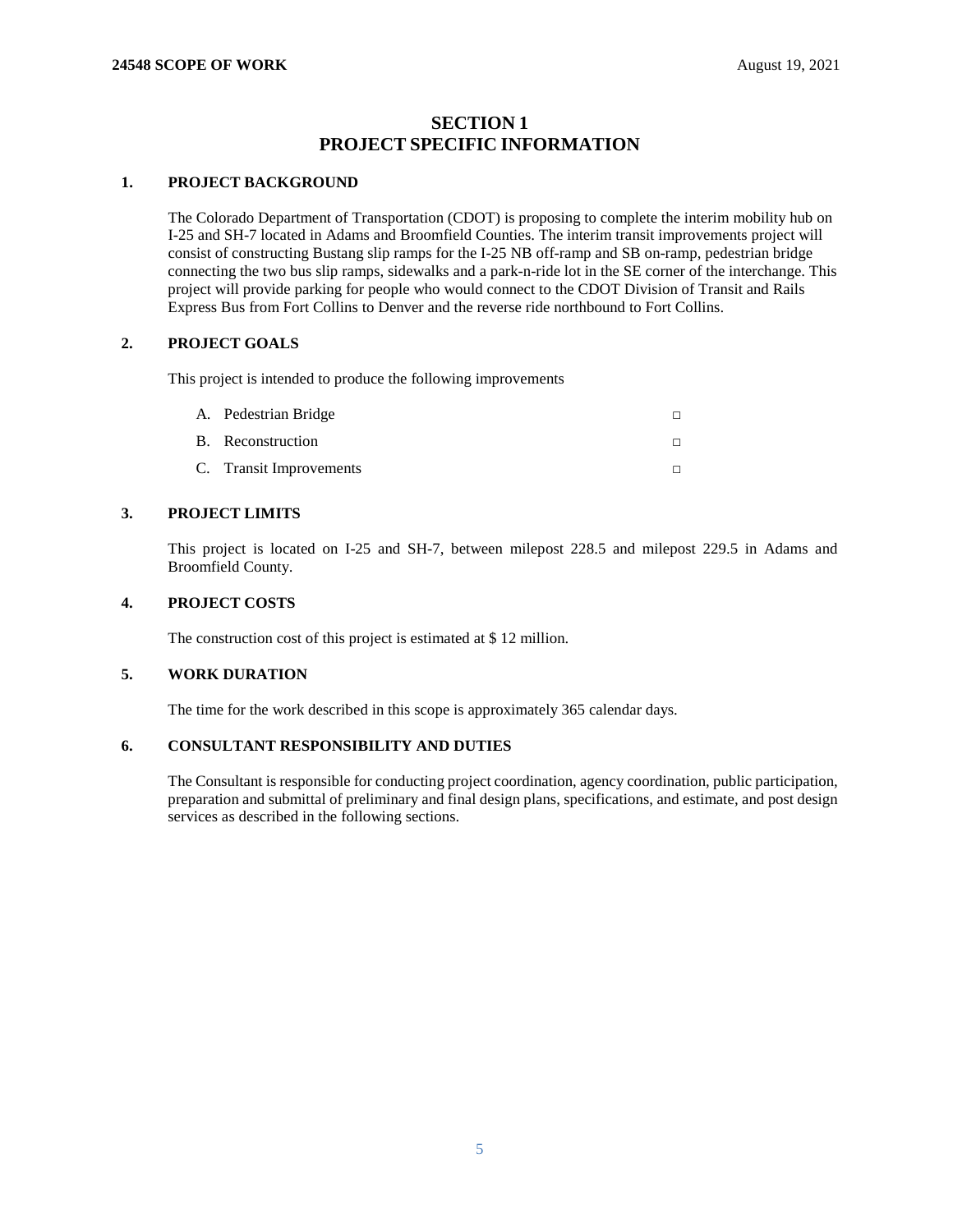# SECTION 1
# PROJECT SPECIFIC INFORMATION

## 1. PROJECT BACKGROUND

The Colorado Department of Transportation (CDOT) is proposing to complete the interim mobility hub on I-25 and SH-7 located in Adams and Broomfield Counties. The interim transit improvements project will consist of constructing Bustang slip ramps for the I-25 NB off-ramp and SB on-ramp, pedestrian bridge connecting the two bus slip ramps, sidewalks and a park-n-ride lot in the SE corner of the interchange. This project will provide parking for people who would connect to the CDOT Division of Transit and Rails Express Bus from Fort Collins to Denver and the reverse ride northbound to Fort Collins.

## 2. PROJECT GOALS

This project is intended to produce the following improvements

A. Pedestrian Bridge ☐

B. Reconstruction ☐

C. Transit Improvements ☐

## 3. PROJECT LIMITS

This project is located on I-25 and SH-7, between milepost 228.5 and milepost 229.5 in Adams and Broomfield County.

## 4. PROJECT COSTS

The construction cost of this project is estimated at $ 12 million.

## 5. WORK DURATION

The time for the work described in this scope is approximately 365 calendar days.

## 6. CONSULTANT RESPONSIBILITY AND DUTIES

The Consultant is responsible for conducting project coordination, agency coordination, public participation, preparation and submittal of preliminary and final design plans, specifications, and estimate, and post design services as described in the following sections.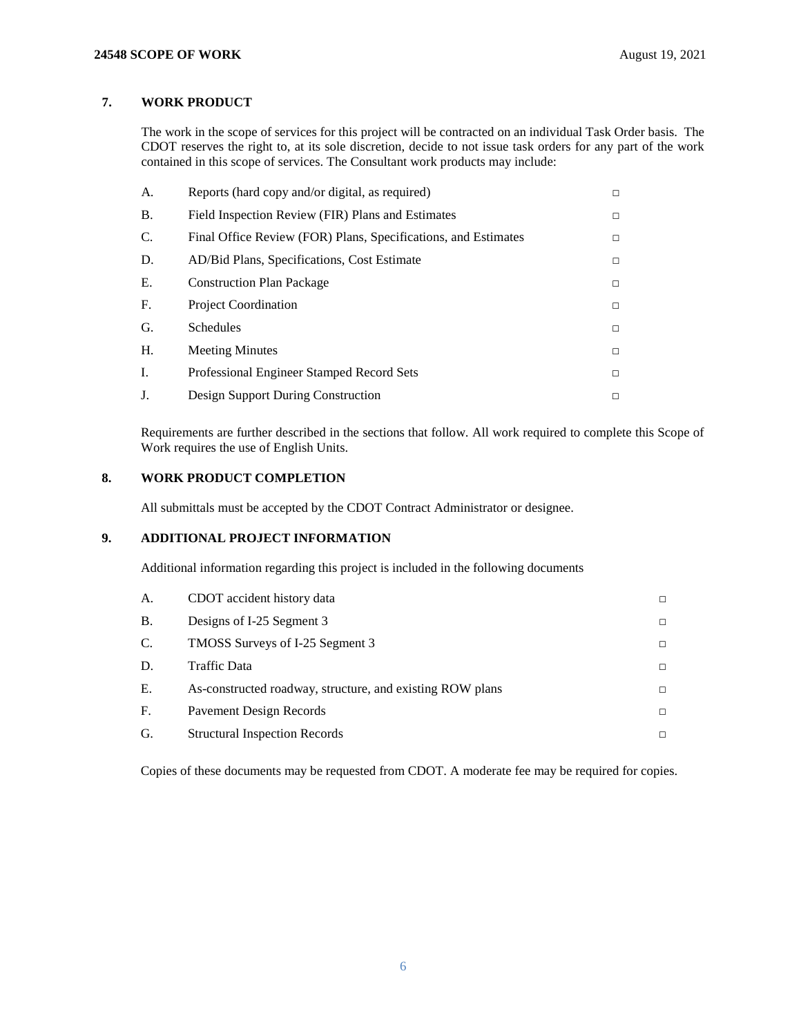## 7. WORK PRODUCT

The work in the scope of services for this project will be contracted on an individual Task Order basis. The CDOT reserves the right to, at its sole discretion, decide to not issue task orders for any part of the work contained in this scope of services. The Consultant work products may include:

| | | |
|---|---|---|
| A. | Reports (hard copy and/or digital, as required) | □ |
| B. | Field Inspection Review (FIR) Plans and Estimates | □ |
| C. | Final Office Review (FOR) Plans, Specifications, and Estimates | □ |
| D. | AD/Bid Plans, Specifications, Cost Estimate | □ |
| E. | Construction Plan Package | □ |
| F. | Project Coordination | □ |
| G. | Schedules | □ |
| H. | Meeting Minutes | □ |
| I. | Professional Engineer Stamped Record Sets | □ |
| J. | Design Support During Construction | □ |

Requirements are further described in the sections that follow. All work required to complete this Scope of Work requires the use of English Units.

## 8. WORK PRODUCT COMPLETION

All submittals must be accepted by the CDOT Contract Administrator or designee.

## 9. ADDITIONAL PROJECT INFORMATION

Additional information regarding this project is included in the following documents

| | | |
|---|---|---|
| A. | CDOT accident history data | □ |
| B. | Designs of I-25 Segment 3 | □ |
| C. | TMOSS Surveys of I-25 Segment 3 | □ |
| D. | Traffic Data | □ |
| E. | As-constructed roadway, structure, and existing ROW plans | □ |
| F. | Pavement Design Records | □ |
| G. | Structural Inspection Records | □ |

Copies of these documents may be requested from CDOT. A moderate fee may be required for copies.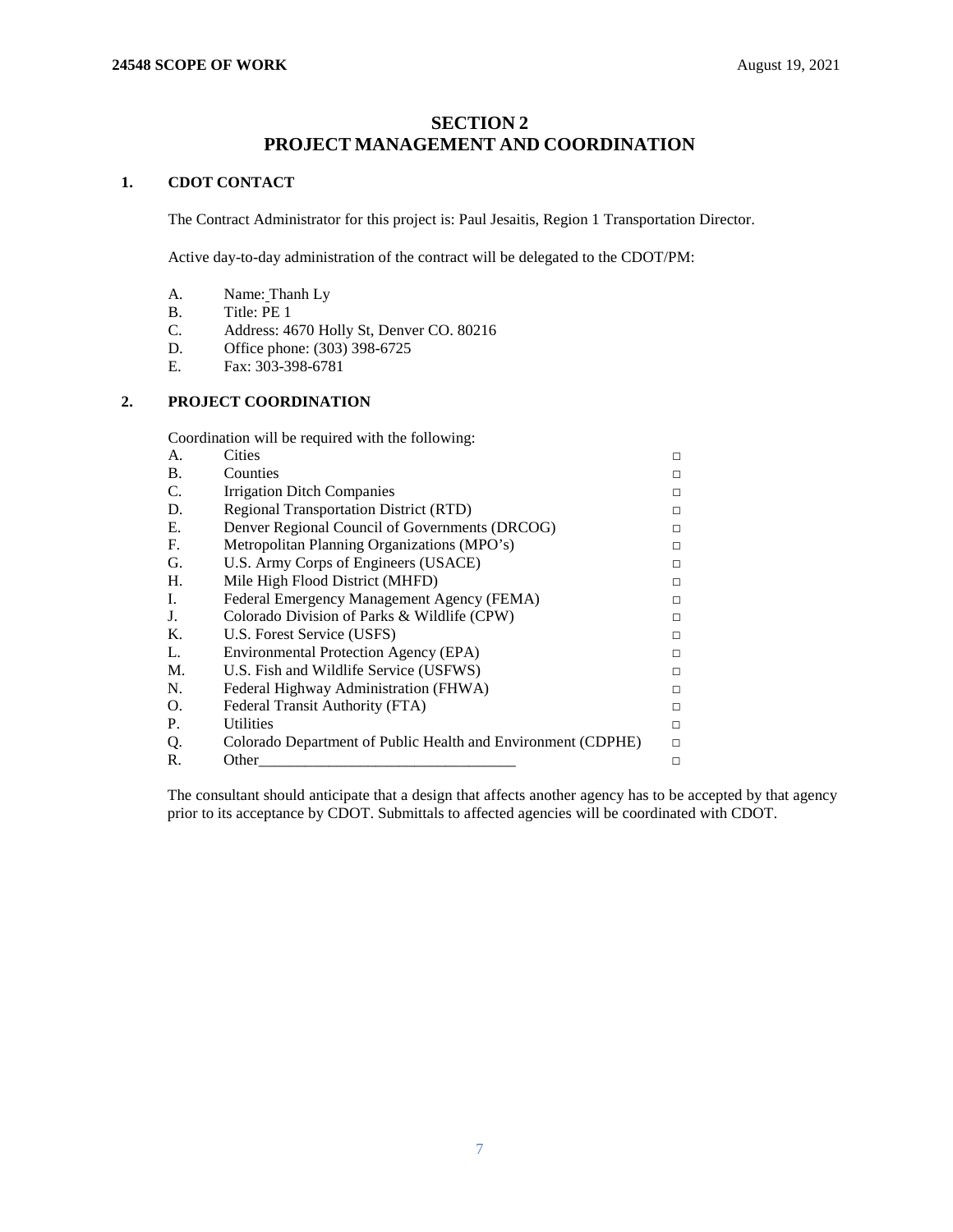# SECTION 2
# PROJECT MANAGEMENT AND COORDINATION

## 1. CDOT CONTACT

The Contract Administrator for this project is: Paul Jesaitis, Region 1 Transportation Director.

Active day-to-day administration of the contract will be delegated to the CDOT/PM:

A. Name: Thanh Ly
B. Title: PE 1
C. Address: 4670 Holly St, Denver CO. 80216
D. Office phone: (303) 398-6725
E. Fax: 303-398-6781

## 2. PROJECT COORDINATION

Coordination will be required with the following:

| | | |
|---|---|---|
| A. | Cities | □ |
| B. | Counties | □ |
| C. | Irrigation Ditch Companies | □ |
| D. | Regional Transportation District (RTD) | □ |
| E. | Denver Regional Council of Governments (DRCOG) | □ |
| F. | Metropolitan Planning Organizations (MPO's) | □ |
| G. | U.S. Army Corps of Engineers (USACE) | □ |
| H. | Mile High Flood District (MHFD) | □ |
| I. | Federal Emergency Management Agency (FEMA) | □ |
| J. | Colorado Division of Parks & Wildlife (CPW) | □ |
| K. | U.S. Forest Service (USFS) | □ |
| L. | Environmental Protection Agency (EPA) | □ |
| M. | U.S. Fish and Wildlife Service (USFWS) | □ |
| N. | Federal Highway Administration (FHWA) | □ |
| O. | Federal Transit Authority (FTA) | □ |
| P. | Utilities | □ |
| Q. | Colorado Department of Public Health and Environment (CDPHE) | □ |
| R. | Other_________________________________ | □ |

The consultant should anticipate that a design that affects another agency has to be accepted by that agency prior to its acceptance by CDOT. Submittals to affected agencies will be coordinated with CDOT.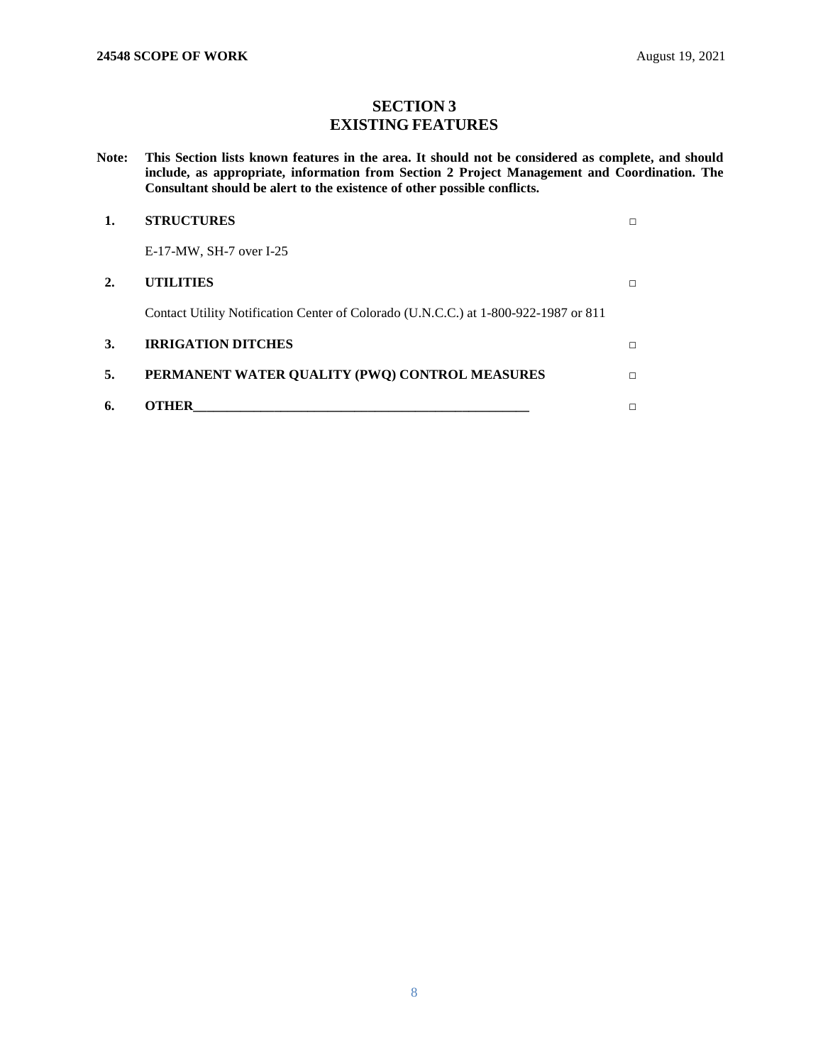# SECTION 3
# EXISTING FEATURES

**Note: This Section lists known features in the area. It should not be considered as complete, and should include, as appropriate, information from Section 2 Project Management and Coordination. The Consultant should be alert to the existence of other possible conflicts.**

**1. STRUCTURES** □

E-17-MW, SH-7 over I-25

**2. UTILITIES** □

Contact Utility Notification Center of Colorado (U.N.C.C.) at 1-800-922-1987 or 811

**3. IRRIGATION DITCHES** □

**5. PERMANENT WATER QUALITY (PWQ) CONTROL MEASURES** □

**6. OTHER______________________________________________________** □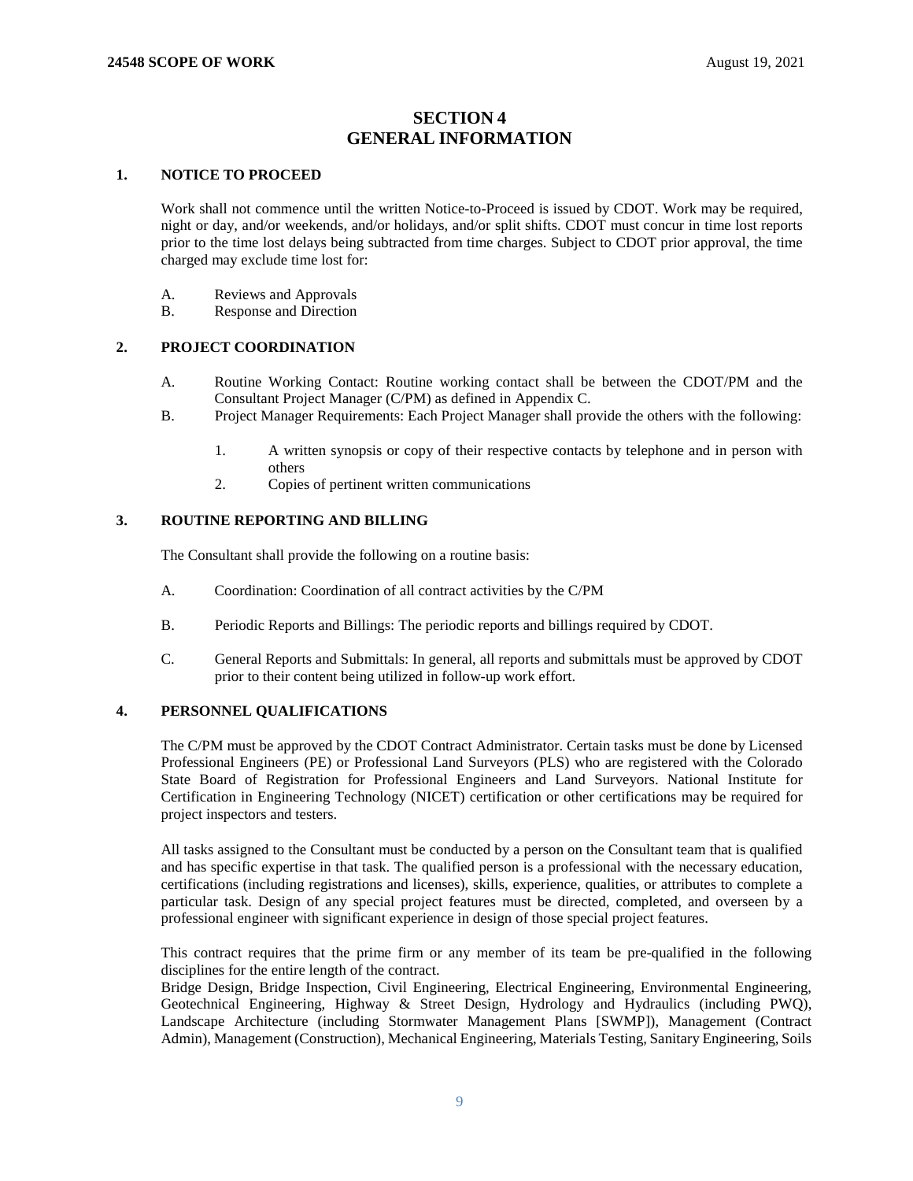# SECTION 4
# GENERAL INFORMATION

## 1. NOTICE TO PROCEED

Work shall not commence until the written Notice-to-Proceed is issued by CDOT. Work may be required, night or day, and/or weekends, and/or holidays, and/or split shifts. CDOT must concur in time lost reports prior to the time lost delays being subtracted from time charges. Subject to CDOT prior approval, the time charged may exclude time lost for:

A. Reviews and Approvals
B. Response and Direction

## 2. PROJECT COORDINATION

A. Routine Working Contact: Routine working contact shall be between the CDOT/PM and the Consultant Project Manager (C/PM) as defined in Appendix C.
B. Project Manager Requirements: Each Project Manager shall provide the others with the following:

   1. A written synopsis or copy of their respective contacts by telephone and in person with others
   2. Copies of pertinent written communications

## 3. ROUTINE REPORTING AND BILLING

The Consultant shall provide the following on a routine basis:

A. Coordination: Coordination of all contract activities by the C/PM

B. Periodic Reports and Billings: The periodic reports and billings required by CDOT.

C. General Reports and Submittals: In general, all reports and submittals must be approved by CDOT prior to their content being utilized in follow-up work effort.

## 4. PERSONNEL QUALIFICATIONS

The C/PM must be approved by the CDOT Contract Administrator. Certain tasks must be done by Licensed Professional Engineers (PE) or Professional Land Surveyors (PLS) who are registered with the Colorado State Board of Registration for Professional Engineers and Land Surveyors. National Institute for Certification in Engineering Technology (NICET) certification or other certifications may be required for project inspectors and testers.

All tasks assigned to the Consultant must be conducted by a person on the Consultant team that is qualified and has specific expertise in that task. The qualified person is a professional with the necessary education, certifications (including registrations and licenses), skills, experience, qualities, or attributes to complete a particular task. Design of any special project features must be directed, completed, and overseen by a professional engineer with significant experience in design of those special project features.

This contract requires that the prime firm or any member of its team be pre-qualified in the following disciplines for the entire length of the contract.
Bridge Design, Bridge Inspection, Civil Engineering, Electrical Engineering, Environmental Engineering, Geotechnical Engineering, Highway & Street Design, Hydrology and Hydraulics (including PWQ), Landscape Architecture (including Stormwater Management Plans [SWMP]), Management (Contract Admin), Management (Construction), Mechanical Engineering, Materials Testing, Sanitary Engineering, Soils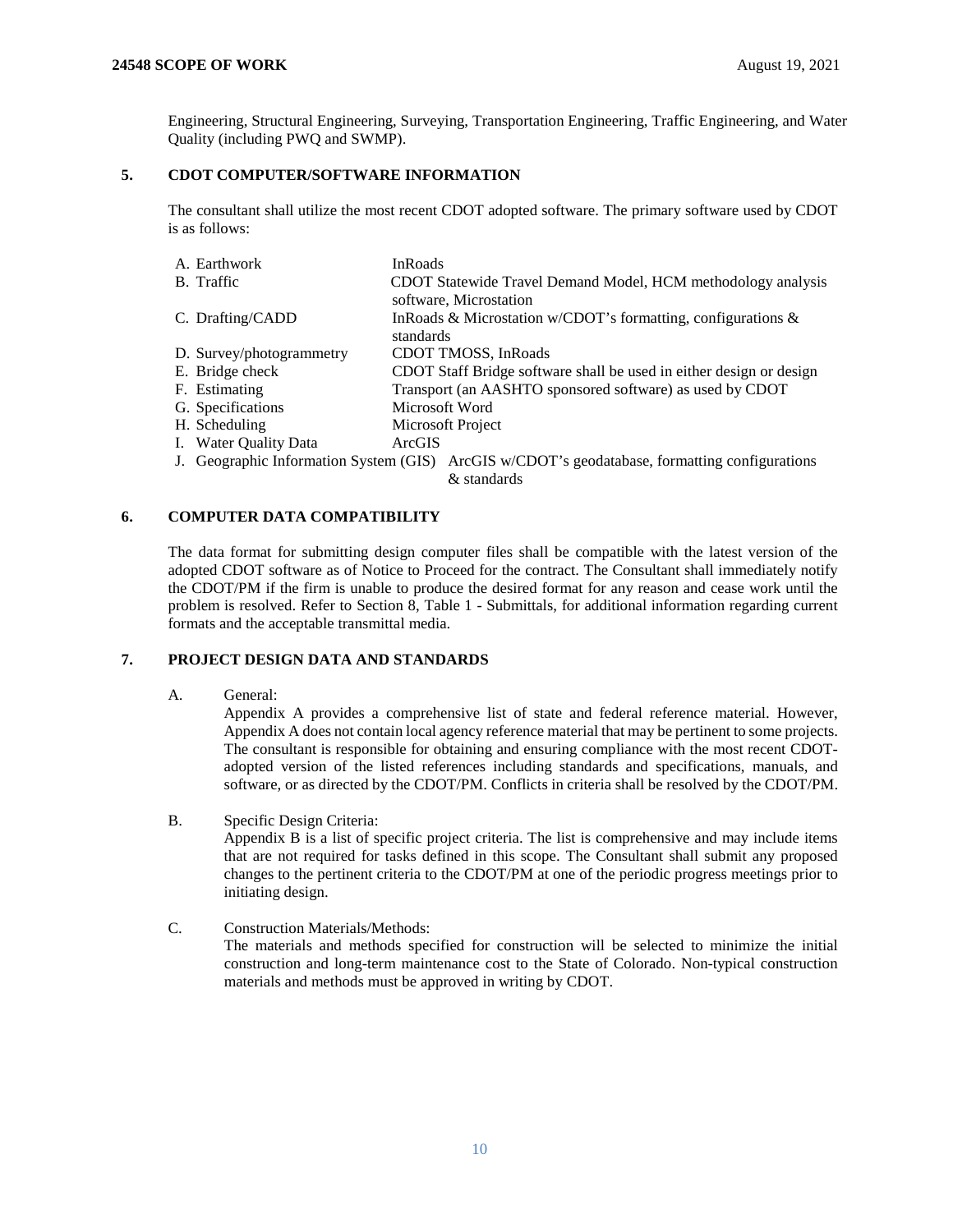Engineering, Structural Engineering, Surveying, Transportation Engineering, Traffic Engineering, and Water Quality (including PWQ and SWMP).

## 5. CDOT COMPUTER/SOFTWARE INFORMATION

The consultant shall utilize the most recent CDOT adopted software. The primary software used by CDOT is as follows:

| | |
|---|---|
| A. Earthwork | InRoads |
| B. Traffic | CDOT Statewide Travel Demand Model, HCM methodology analysis software, Microstation |
| C. Drafting/CADD | InRoads & Microstation w/CDOT's formatting, configurations & standards |
| D. Survey/photogrammetry | CDOT TMOSS, InRoads |
| E. Bridge check | CDOT Staff Bridge software shall be used in either design or design |
| F. Estimating | Transport (an AASHTO sponsored software) as used by CDOT |
| G. Specifications | Microsoft Word |
| H. Scheduling | Microsoft Project |
| I. Water Quality Data | ArcGIS |
| J. Geographic Information System (GIS) | ArcGIS w/CDOT's geodatabase, formatting configurations & standards |

## 6. COMPUTER DATA COMPATIBILITY

The data format for submitting design computer files shall be compatible with the latest version of the adopted CDOT software as of Notice to Proceed for the contract. The Consultant shall immediately notify the CDOT/PM if the firm is unable to produce the desired format for any reason and cease work until the problem is resolved. Refer to Section 8, Table 1 - Submittals, for additional information regarding current formats and the acceptable transmittal media.

## 7. PROJECT DESIGN DATA AND STANDARDS

A. General:

Appendix A provides a comprehensive list of state and federal reference material. However, Appendix A does not contain local agency reference material that may be pertinent to some projects. The consultant is responsible for obtaining and ensuring compliance with the most recent CDOT-adopted version of the listed references including standards and specifications, manuals, and software, or as directed by the CDOT/PM. Conflicts in criteria shall be resolved by the CDOT/PM.

B. Specific Design Criteria:

Appendix B is a list of specific project criteria. The list is comprehensive and may include items that are not required for tasks defined in this scope. The Consultant shall submit any proposed changes to the pertinent criteria to the CDOT/PM at one of the periodic progress meetings prior to initiating design.

C. Construction Materials/Methods:

The materials and methods specified for construction will be selected to minimize the initial construction and long-term maintenance cost to the State of Colorado. Non-typical construction materials and methods must be approved in writing by CDOT.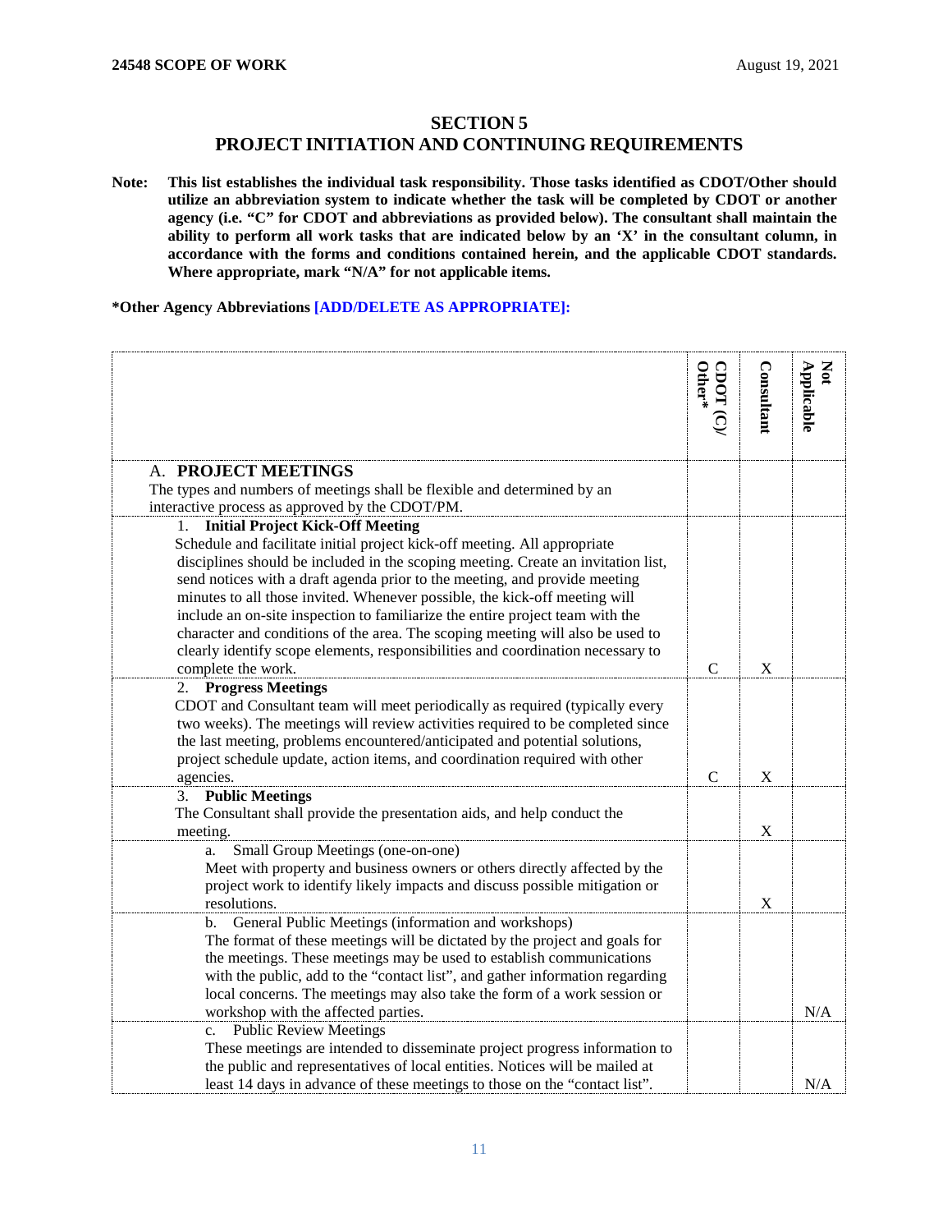## SECTION 5
## PROJECT INITIATION AND CONTINUING REQUIREMENTS

**Note: This list establishes the individual task responsibility. Those tasks identified as CDOT/Other should utilize an abbreviation system to indicate whether the task will be completed by CDOT or another agency (i.e. "C" for CDOT and abbreviations as provided below). The consultant shall maintain the ability to perform all work tasks that are indicated below by an 'X' in the consultant column, in accordance with the forms and conditions contained herein, and the applicable CDOT standards. Where appropriate, mark "N/A" for not applicable items.**

**\*Other Agency Abbreviations [ADD/DELETE AS APPROPRIATE]:**

| | CDOT (C)/ Other* | Consultant | Not Applicable |
|---|---|---|---|
| A. **PROJECT MEETINGS**<br>The types and numbers of meetings shall be flexible and determined by an interactive process as approved by the CDOT/PM. | | | |
| 1. **Initial Project Kick-Off Meeting**<br>Schedule and facilitate initial project kick-off meeting. All appropriate disciplines should be included in the scoping meeting. Create an invitation list, send notices with a draft agenda prior to the meeting, and provide meeting minutes to all those invited. Whenever possible, the kick-off meeting will include an on-site inspection to familiarize the entire project team with the character and conditions of the area. The scoping meeting will also be used to clearly identify scope elements, responsibilities and coordination necessary to complete the work. | C | X | |
| 2. **Progress Meetings**<br>CDOT and Consultant team will meet periodically as required (typically every two weeks). The meetings will review activities required to be completed since the last meeting, problems encountered/anticipated and potential solutions, project schedule update, action items, and coordination required with other agencies. | C | X | |
| 3. **Public Meetings**<br>The Consultant shall provide the presentation aids, and help conduct the meeting. | | X | |
| a. Small Group Meetings (one-on-one)<br>Meet with property and business owners or others directly affected by the project work to identify likely impacts and discuss possible mitigation or resolutions. | | X | |
| b. General Public Meetings (information and workshops)<br>The format of these meetings will be dictated by the project and goals for the meetings. These meetings may be used to establish communications with the public, add to the "contact list", and gather information regarding local concerns. The meetings may also take the form of a work session or workshop with the affected parties. | | | N/A |
| c. Public Review Meetings<br>These meetings are intended to disseminate project progress information to the public and representatives of local entities. Notices will be mailed at least 14 days in advance of these meetings to those on the "contact list". | | | N/A |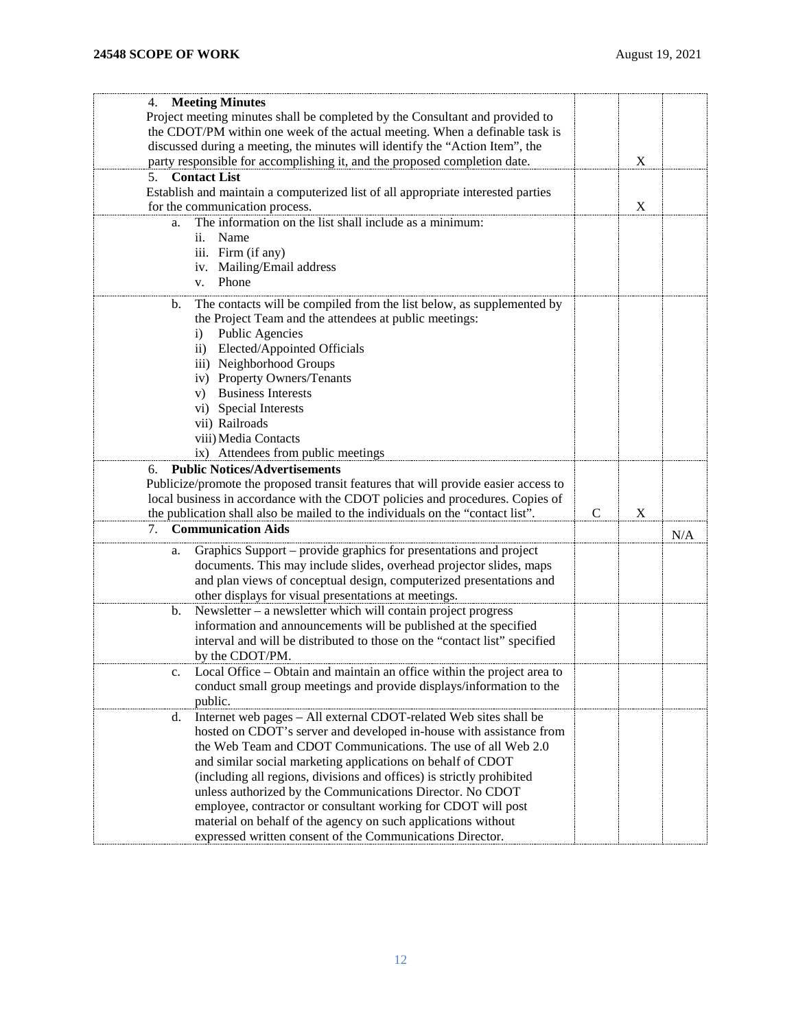| | | | |
|---|---|---|---|
| 4. **Meeting Minutes**<br>Project meeting minutes shall be completed by the Consultant and provided to the CDOT/PM within one week of the actual meeting. When a definable task is discussed during a meeting, the minutes will identify the "Action Item", the party responsible for accomplishing it, and the proposed completion date. | | X | |
| 5. **Contact List**<br>Establish and maintain a computerized list of all appropriate interested parties for the communication process. | | X | |
| a. The information on the list shall include as a minimum:<br>ii. Name<br>iii. Firm (if any)<br>iv. Mailing/Email address<br>v. Phone | | | |
| b. The contacts will be compiled from the list below, as supplemented by the Project Team and the attendees at public meetings:<br>i) Public Agencies<br>ii) Elected/Appointed Officials<br>iii) Neighborhood Groups<br>iv) Property Owners/Tenants<br>v) Business Interests<br>vi) Special Interests<br>vii) Railroads<br>viii) Media Contacts<br>ix) Attendees from public meetings | | | |
| 6. **Public Notices/Advertisements**<br>Publicize/promote the proposed transit features that will provide easier access to local business in accordance with the CDOT policies and procedures. Copies of the publication shall also be mailed to the individuals on the "contact list". | C | X | |
| 7. **Communication Aids** | | | N/A |
| a. Graphics Support – provide graphics for presentations and project documents. This may include slides, overhead projector slides, maps and plan views of conceptual design, computerized presentations and other displays for visual presentations at meetings. | | | |
| b. Newsletter – a newsletter which will contain project progress information and announcements will be published at the specified interval and will be distributed to those on the "contact list" specified by the CDOT/PM. | | | |
| c. Local Office – Obtain and maintain an office within the project area to conduct small group meetings and provide displays/information to the public. | | | |
| d. Internet web pages – All external CDOT-related Web sites shall be hosted on CDOT's server and developed in-house with assistance from the Web Team and CDOT Communications. The use of all Web 2.0 and similar social marketing applications on behalf of CDOT (including all regions, divisions and offices) is strictly prohibited unless authorized by the Communications Director. No CDOT employee, contractor or consultant working for CDOT will post material on behalf of the agency on such applications without expressed written consent of the Communications Director. | | | |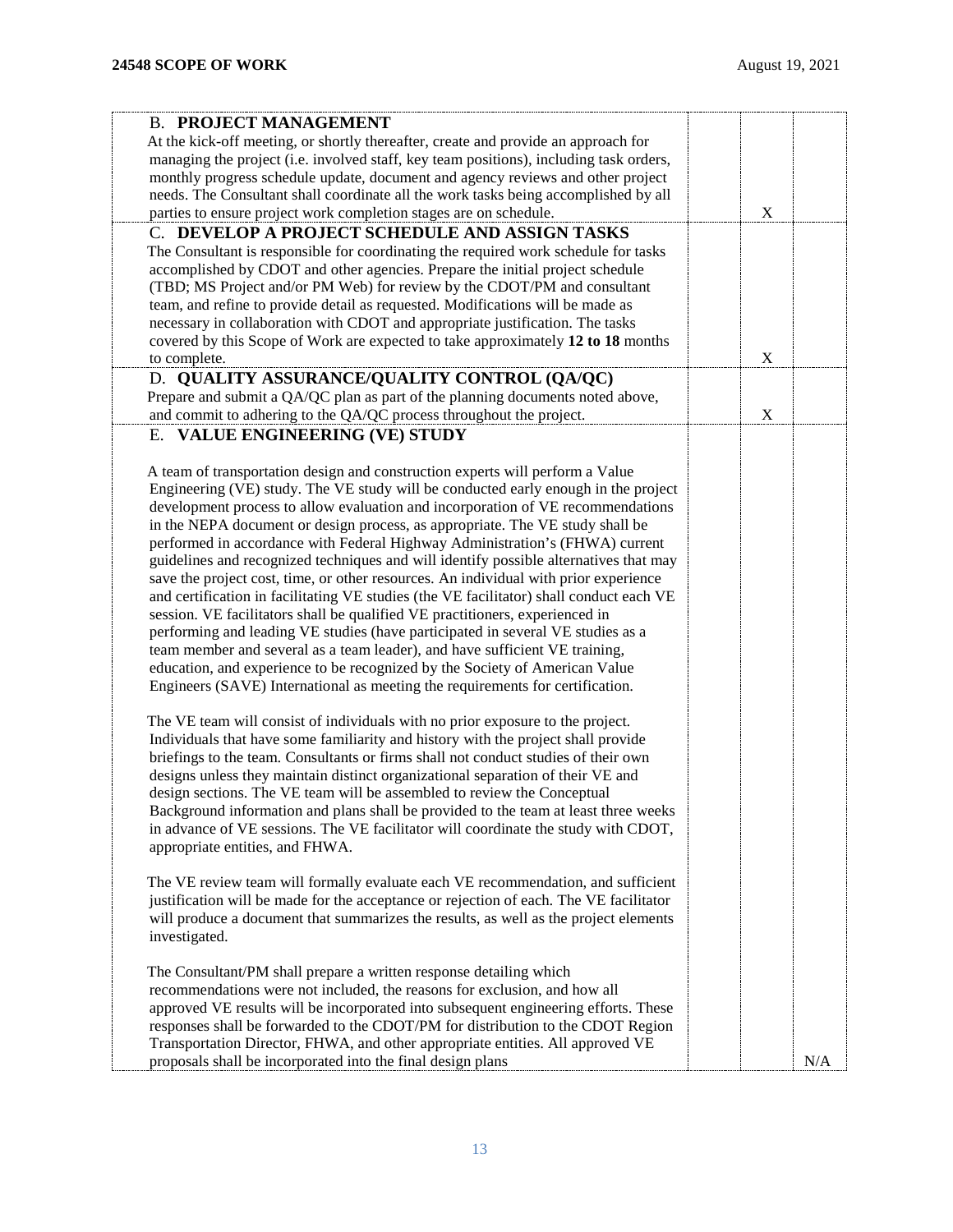| | | | |
|---|---|---|---|
| **B. PROJECT MANAGEMENT**<br>At the kick-off meeting, or shortly thereafter, create and provide an approach for managing the project (i.e. involved staff, key team positions), including task orders, monthly progress schedule update, document and agency reviews and other project needs. The Consultant shall coordinate all the work tasks being accomplished by all parties to ensure project work completion stages are on schedule. | | X | |
| **C. DEVELOP A PROJECT SCHEDULE AND ASSIGN TASKS**<br>The Consultant is responsible for coordinating the required work schedule for tasks accomplished by CDOT and other agencies. Prepare the initial project schedule (TBD; MS Project and/or PM Web) for review by the CDOT/PM and consultant team, and refine to provide detail as requested. Modifications will be made as necessary in collaboration with CDOT and appropriate justification. The tasks covered by this Scope of Work are expected to take approximately **12 to 18** months to complete. | | X | |
| **D. QUALITY ASSURANCE/QUALITY CONTROL (QA/QC)**<br>Prepare and submit a QA/QC plan as part of the planning documents noted above, and commit to adhering to the QA/QC process throughout the project. | | X | |
| **E. VALUE ENGINEERING (VE) STUDY**<br><br>A team of transportation design and construction experts will perform a Value Engineering (VE) study. The VE study will be conducted early enough in the project development process to allow evaluation and incorporation of VE recommendations in the NEPA document or design process, as appropriate. The VE study shall be performed in accordance with Federal Highway Administration's (FHWA) current guidelines and recognized techniques and will identify possible alternatives that may save the project cost, time, or other resources. An individual with prior experience and certification in facilitating VE studies (the VE facilitator) shall conduct each VE session. VE facilitators shall be qualified VE practitioners, experienced in performing and leading VE studies (have participated in several VE studies as a team member and several as a team leader), and have sufficient VE training, education, and experience to be recognized by the Society of American Value Engineers (SAVE) International as meeting the requirements for certification.<br><br>The VE team will consist of individuals with no prior exposure to the project. Individuals that have some familiarity and history with the project shall provide briefings to the team. Consultants or firms shall not conduct studies of their own designs unless they maintain distinct organizational separation of their VE and design sections. The VE team will be assembled to review the Conceptual Background information and plans shall be provided to the team at least three weeks in advance of VE sessions. The VE facilitator will coordinate the study with CDOT, appropriate entities, and FHWA.<br><br>The VE review team will formally evaluate each VE recommendation, and sufficient justification will be made for the acceptance or rejection of each. The VE facilitator will produce a document that summarizes the results, as well as the project elements investigated.<br><br>The Consultant/PM shall prepare a written response detailing which recommendations were not included, the reasons for exclusion, and how all approved VE results will be incorporated into subsequent engineering efforts. These responses shall be forwarded to the CDOT/PM for distribution to the CDOT Region Transportation Director, FHWA, and other appropriate entities. All approved VE proposals shall be incorporated into the final design plans | | | N/A |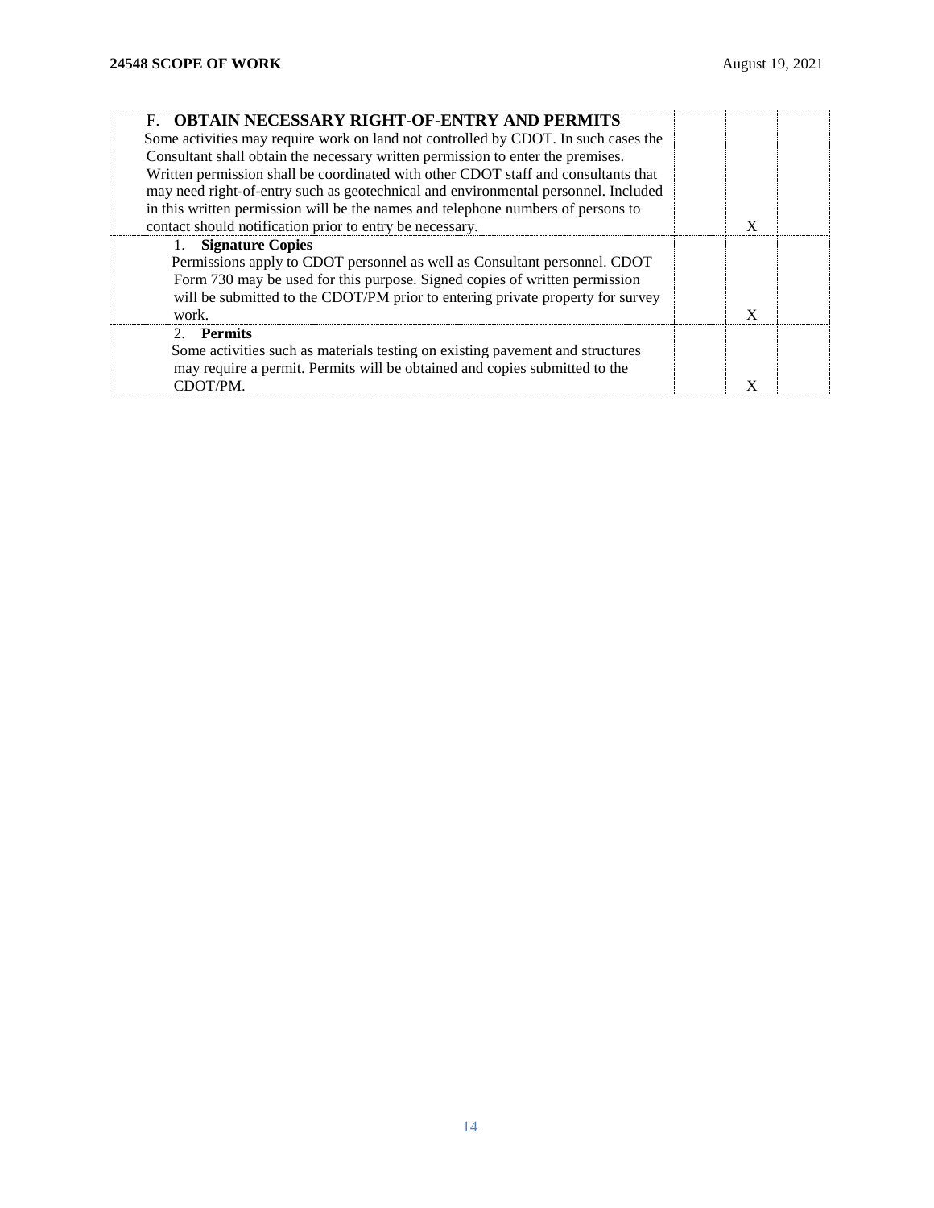| | | | |
|---|---|---|---|
| F. **OBTAIN NECESSARY RIGHT-OF-ENTRY AND PERMITS**<br>Some activities may require work on land not controlled by CDOT. In such cases the Consultant shall obtain the necessary written permission to enter the premises. Written permission shall be coordinated with other CDOT staff and consultants that may need right-of-entry such as geotechnical and environmental personnel. Included in this written permission will be the names and telephone numbers of persons to contact should notification prior to entry be necessary. | | X | |
| 1. **Signature Copies**<br>Permissions apply to CDOT personnel as well as Consultant personnel. CDOT Form 730 may be used for this purpose. Signed copies of written permission will be submitted to the CDOT/PM prior to entering private property for survey work. | | X | |
| 2. **Permits**<br>Some activities such as materials testing on existing pavement and structures may require a permit. Permits will be obtained and copies submitted to the CDOT/PM. | | X | |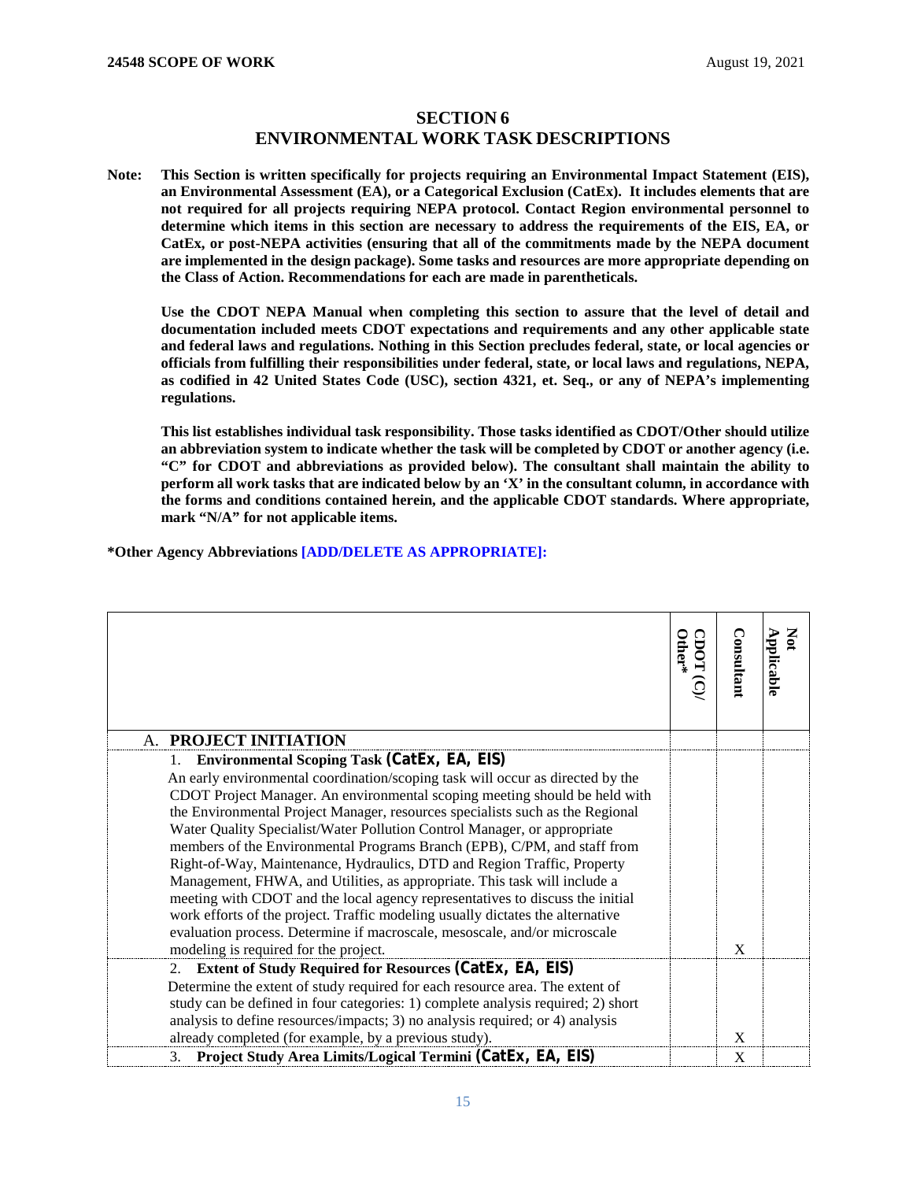## SECTION 6
## ENVIRONMENTAL WORK TASK DESCRIPTIONS

**Note: This Section is written specifically for projects requiring an Environmental Impact Statement (EIS), an Environmental Assessment (EA), or a Categorical Exclusion (CatEx). It includes elements that are not required for all projects requiring NEPA protocol. Contact Region environmental personnel to determine which items in this section are necessary to address the requirements of the EIS, EA, or CatEx, or post-NEPA activities (ensuring that all of the commitments made by the NEPA document are implemented in the design package). Some tasks and resources are more appropriate depending on the Class of Action. Recommendations for each are made in parentheticals.**

**Use the CDOT NEPA Manual when completing this section to assure that the level of detail and documentation included meets CDOT expectations and requirements and any other applicable state and federal laws and regulations. Nothing in this Section precludes federal, state, or local agencies or officials from fulfilling their responsibilities under federal, state, or local laws and regulations, NEPA, as codified in 42 United States Code (USC), section 4321, et. Seq., or any of NEPA's implementing regulations.**

**This list establishes individual task responsibility. Those tasks identified as CDOT/Other should utilize an abbreviation system to indicate whether the task will be completed by CDOT or another agency (i.e. "C" for CDOT and abbreviations as provided below). The consultant shall maintain the ability to perform all work tasks that are indicated below by an 'X' in the consultant column, in accordance with the forms and conditions contained herein, and the applicable CDOT standards. Where appropriate, mark "N/A" for not applicable items.**

**\*Other Agency Abbreviations [ADD/DELETE AS APPROPRIATE]:**

| | CDOT (C)/ Other* | Consultant | Not Applicable |
|---|---|---|---|
| A. **PROJECT INITIATION** | | | |
| 1. **Environmental Scoping Task (CatEx, EA, EIS)**<br>An early environmental coordination/scoping task will occur as directed by the CDOT Project Manager. An environmental scoping meeting should be held with the Environmental Project Manager, resources specialists such as the Regional Water Quality Specialist/Water Pollution Control Manager, or appropriate members of the Environmental Programs Branch (EPB), C/PM, and staff from Right-of-Way, Maintenance, Hydraulics, DTD and Region Traffic, Property Management, FHWA, and Utilities, as appropriate. This task will include a meeting with CDOT and the local agency representatives to discuss the initial work efforts of the project. Traffic modeling usually dictates the alternative evaluation process. Determine if macroscale, mesoscale, and/or microscale modeling is required for the project. | | X | |
| 2. **Extent of Study Required for Resources (CatEx, EA, EIS)**<br>Determine the extent of study required for each resource area. The extent of study can be defined in four categories: 1) complete analysis required; 2) short analysis to define resources/impacts; 3) no analysis required; or 4) analysis already completed (for example, by a previous study). | | X | |
| 3. **Project Study Area Limits/Logical Termini (CatEx, EA, EIS)** | | X | |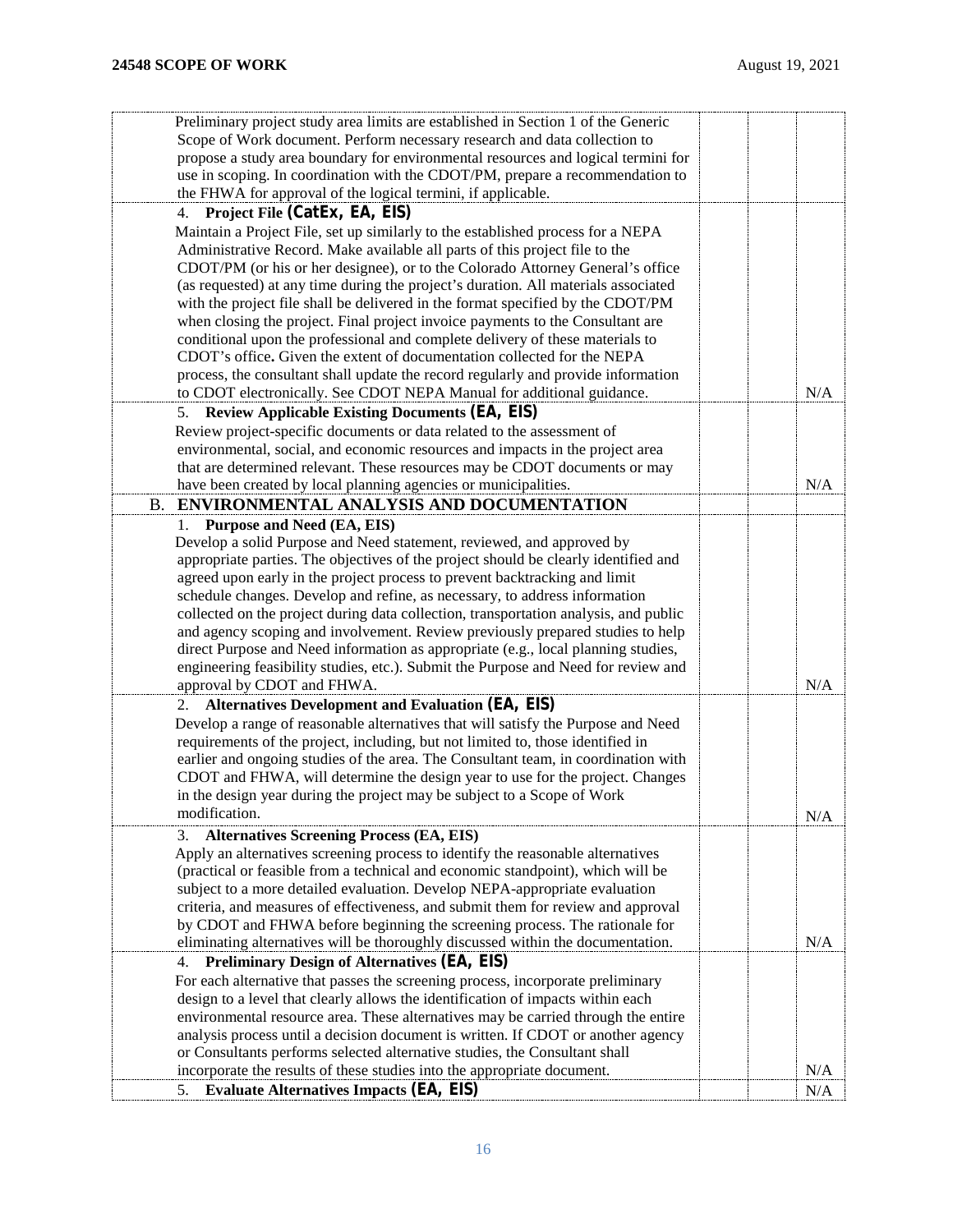| | | | |
|---|---|---|---|
| Preliminary project study area limits are established in Section 1 of the Generic Scope of Work document. Perform necessary research and data collection to propose a study area boundary for environmental resources and logical termini for use in scoping. In coordination with the CDOT/PM, prepare a recommendation to the FHWA for approval of the logical termini, if applicable. | | | |
| 4. **Project File (CatEx, EA, EIS)**<br>Maintain a Project File, set up similarly to the established process for a NEPA Administrative Record. Make available all parts of this project file to the CDOT/PM (or his or her designee), or to the Colorado Attorney General's office (as requested) at any time during the project's duration. All materials associated with the project file shall be delivered in the format specified by the CDOT/PM when closing the project. Final project invoice payments to the Consultant are conditional upon the professional and complete delivery of these materials to CDOT's office**.** Given the extent of documentation collected for the NEPA process, the consultant shall update the record regularly and provide information to CDOT electronically. See CDOT NEPA Manual for additional guidance. | | | N/A |
| 5. **Review Applicable Existing Documents (EA, EIS)**<br>Review project-specific documents or data related to the assessment of environmental, social, and economic resources and impacts in the project area that are determined relevant. These resources may be CDOT documents or may have been created by local planning agencies or municipalities. | | | N/A |
| **B. ENVIRONMENTAL ANALYSIS AND DOCUMENTATION** | | | |
| 1. **Purpose and Need (EA, EIS)**<br>Develop a solid Purpose and Need statement, reviewed, and approved by appropriate parties. The objectives of the project should be clearly identified and agreed upon early in the project process to prevent backtracking and limit schedule changes. Develop and refine, as necessary, to address information collected on the project during data collection, transportation analysis, and public and agency scoping and involvement. Review previously prepared studies to help direct Purpose and Need information as appropriate (e.g., local planning studies, engineering feasibility studies, etc.). Submit the Purpose and Need for review and approval by CDOT and FHWA. | | | N/A |
| 2. **Alternatives Development and Evaluation (EA, EIS)**<br>Develop a range of reasonable alternatives that will satisfy the Purpose and Need requirements of the project, including, but not limited to, those identified in earlier and ongoing studies of the area. The Consultant team, in coordination with CDOT and FHWA, will determine the design year to use for the project. Changes in the design year during the project may be subject to a Scope of Work modification. | | | N/A |
| 3. **Alternatives Screening Process (EA, EIS)**<br>Apply an alternatives screening process to identify the reasonable alternatives (practical or feasible from a technical and economic standpoint), which will be subject to a more detailed evaluation. Develop NEPA-appropriate evaluation criteria, and measures of effectiveness, and submit them for review and approval by CDOT and FHWA before beginning the screening process. The rationale for eliminating alternatives will be thoroughly discussed within the documentation. | | | N/A |
| 4. **Preliminary Design of Alternatives (EA, EIS)**<br>For each alternative that passes the screening process, incorporate preliminary design to a level that clearly allows the identification of impacts within each environmental resource area. These alternatives may be carried through the entire analysis process until a decision document is written. If CDOT or another agency or Consultants performs selected alternative studies, the Consultant shall incorporate the results of these studies into the appropriate document. | | | N/A |
| 5. **Evaluate Alternatives Impacts (EA, EIS)** | | | N/A |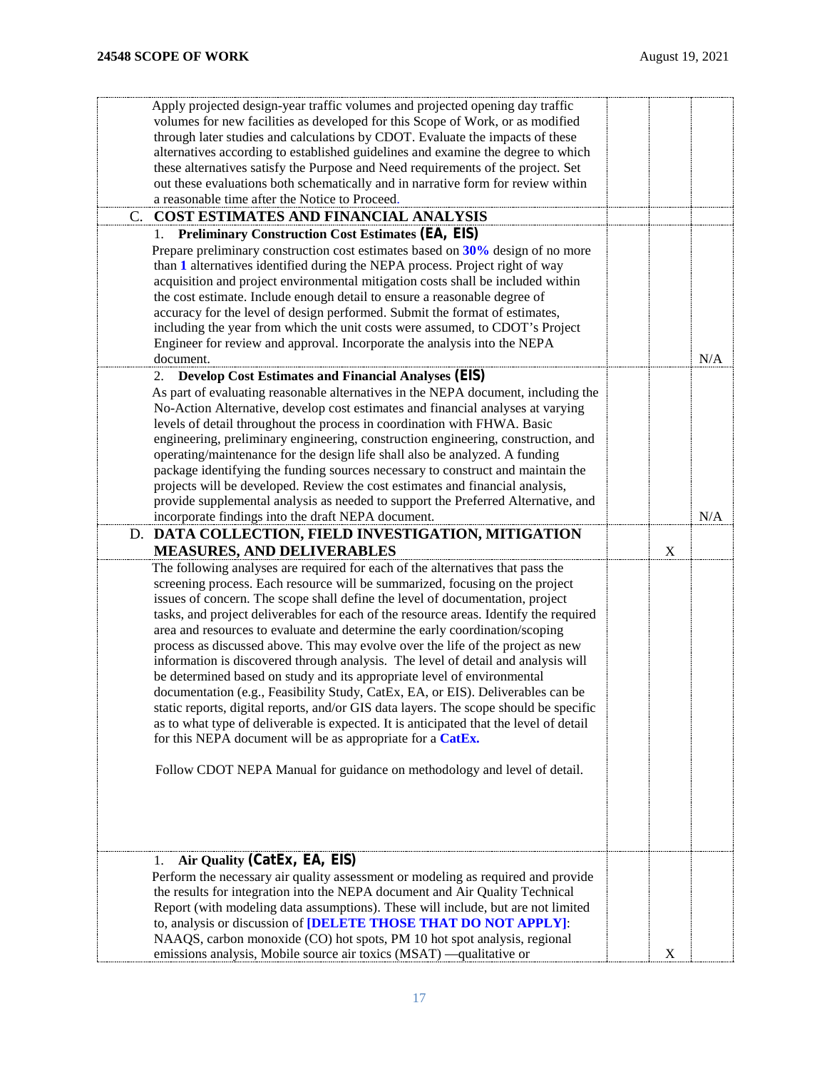| | | | |
|---|---|---|---|
| Apply projected design-year traffic volumes and projected opening day traffic volumes for new facilities as developed for this Scope of Work, or as modified through later studies and calculations by CDOT. Evaluate the impacts of these alternatives according to established guidelines and examine the degree to which these alternatives satisfy the Purpose and Need requirements of the project. Set out these evaluations both schematically and in narrative form for review within a reasonable time after the Notice to Proceed. | | | |
| C. **COST ESTIMATES AND FINANCIAL ANALYSIS** | | | |
| 1. **Preliminary Construction Cost Estimates (EA, EIS)**<br>Prepare preliminary construction cost estimates based on **30%** design of no more than **1** alternatives identified during the NEPA process. Project right of way acquisition and project environmental mitigation costs shall be included within the cost estimate. Include enough detail to ensure a reasonable degree of accuracy for the level of design performed. Submit the format of estimates, including the year from which the unit costs were assumed, to CDOT's Project Engineer for review and approval. Incorporate the analysis into the NEPA document. | | | N/A |
| 2. **Develop Cost Estimates and Financial Analyses (EIS)**<br>As part of evaluating reasonable alternatives in the NEPA document, including the No-Action Alternative, develop cost estimates and financial analyses at varying levels of detail throughout the process in coordination with FHWA. Basic engineering, preliminary engineering, construction engineering, construction, and operating/maintenance for the design life shall also be analyzed. A funding package identifying the funding sources necessary to construct and maintain the projects will be developed. Review the cost estimates and financial analysis, provide supplemental analysis as needed to support the Preferred Alternative, and incorporate findings into the draft NEPA document. | | | N/A |
| D. **DATA COLLECTION, FIELD INVESTIGATION, MITIGATION MEASURES, AND DELIVERABLES** | | X | |
| The following analyses are required for each of the alternatives that pass the screening process. Each resource will be summarized, focusing on the project issues of concern. The scope shall define the level of documentation, project tasks, and project deliverables for each of the resource areas. Identify the required area and resources to evaluate and determine the early coordination/scoping process as discussed above. This may evolve over the life of the project as new information is discovered through analysis. The level of detail and analysis will be determined based on study and its appropriate level of environmental documentation (e.g., Feasibility Study, CatEx, EA, or EIS). Deliverables can be static reports, digital reports, and/or GIS data layers. The scope should be specific as to what type of deliverable is expected. It is anticipated that the level of detail for this NEPA document will be as appropriate for a **CatEx.**<br><br>Follow CDOT NEPA Manual for guidance on methodology and level of detail. | | | |
| 1. **Air Quality (CatEx, EA, EIS)**<br>Perform the necessary air quality assessment or modeling as required and provide the results for integration into the NEPA document and Air Quality Technical Report (with modeling data assumptions). These will include, but are not limited to, analysis or discussion of **[DELETE THOSE THAT DO NOT APPLY]**: NAAQS, carbon monoxide (CO) hot spots, PM 10 hot spot analysis, regional emissions analysis, Mobile source air toxics (MSAT) —qualitative or | | X | |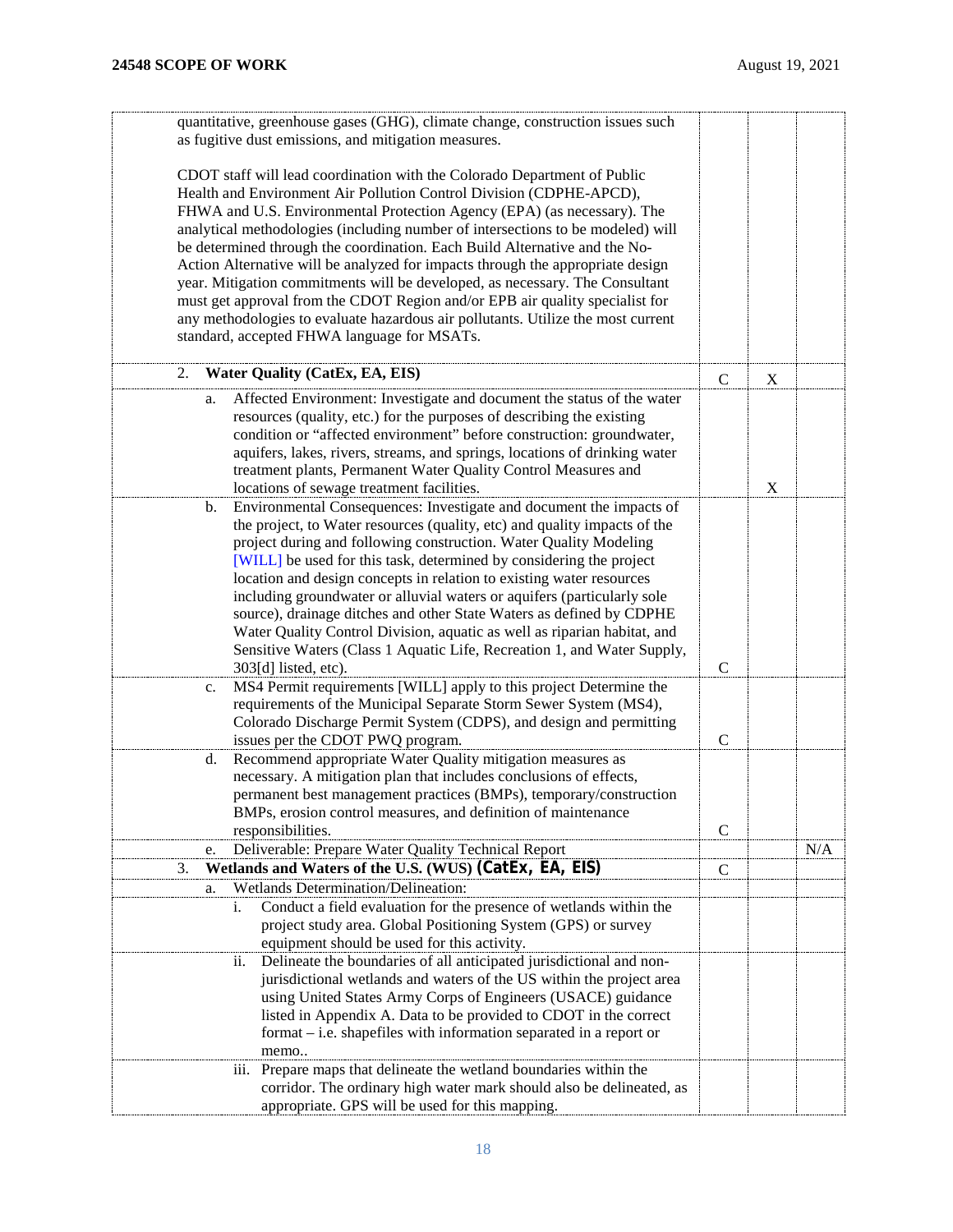| | | | |
|---|---|---|---|
| quantitative, greenhouse gases (GHG), climate change, construction issues such as fugitive dust emissions, and mitigation measures.<br><br>CDOT staff will lead coordination with the Colorado Department of Public Health and Environment Air Pollution Control Division (CDPHE-APCD), FHWA and U.S. Environmental Protection Agency (EPA) (as necessary). The analytical methodologies (including number of intersections to be modeled) will be determined through the coordination. Each Build Alternative and the No-Action Alternative will be analyzed for impacts through the appropriate design year. Mitigation commitments will be developed, as necessary. The Consultant must get approval from the CDOT Region and/or EPB air quality specialist for any methodologies to evaluate hazardous air pollutants. Utilize the most current standard, accepted FHWA language for MSATs. | | | |
| 2. **Water Quality (CatEx, EA, EIS)** | C | X | |
| a. Affected Environment: Investigate and document the status of the water resources (quality, etc.) for the purposes of describing the existing condition or "affected environment" before construction: groundwater, aquifers, lakes, rivers, streams, and springs, locations of drinking water treatment plants, Permanent Water Quality Control Measures and locations of sewage treatment facilities. | | X | |
| b. Environmental Consequences: Investigate and document the impacts of the project, to Water resources (quality, etc) and quality impacts of the project during and following construction. Water Quality Modeling [WILL] be used for this task, determined by considering the project location and design concepts in relation to existing water resources including groundwater or alluvial waters or aquifers (particularly sole source), drainage ditches and other State Waters as defined by CDPHE Water Quality Control Division, aquatic as well as riparian habitat, and Sensitive Waters (Class 1 Aquatic Life, Recreation 1, and Water Supply, 303[d] listed, etc). | C | | |
| c. MS4 Permit requirements [WILL] apply to this project Determine the requirements of the Municipal Separate Storm Sewer System (MS4), Colorado Discharge Permit System (CDPS), and design and permitting issues per the CDOT PWQ program. | C | | |
| d. Recommend appropriate Water Quality mitigation measures as necessary. A mitigation plan that includes conclusions of effects, permanent best management practices (BMPs), temporary/construction BMPs, erosion control measures, and definition of maintenance responsibilities. | C | | |
| e. Deliverable: Prepare Water Quality Technical Report | | | N/A |
| 3. **Wetlands and Waters of the U.S. (WUS) (CatEx, EA, EIS)** | C | | |
| a. Wetlands Determination/Delineation: | | | |
| i. Conduct a field evaluation for the presence of wetlands within the project study area. Global Positioning System (GPS) or survey equipment should be used for this activity. | | | |
| ii. Delineate the boundaries of all anticipated jurisdictional and non-jurisdictional wetlands and waters of the US within the project area using United States Army Corps of Engineers (USACE) guidance listed in Appendix A. Data to be provided to CDOT in the correct format – i.e. shapefiles with information separated in a report or memo.. | | | |
| iii. Prepare maps that delineate the wetland boundaries within the corridor. The ordinary high water mark should also be delineated, as appropriate. GPS will be used for this mapping. | | | |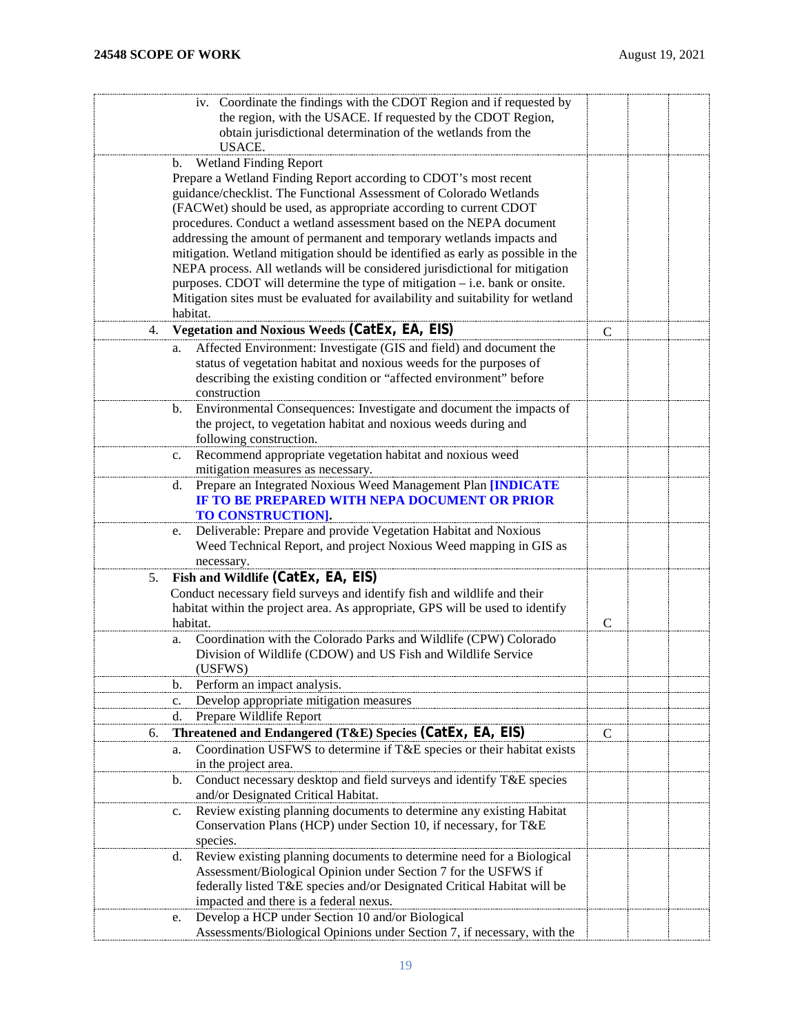| | | | |
|---|---|---|---|
| iv. Coordinate the findings with the CDOT Region and if requested by the region, with the USACE. If requested by the CDOT Region, obtain jurisdictional determination of the wetlands from the USACE. | | | |
| b. Wetland Finding Report<br>Prepare a Wetland Finding Report according to CDOT's most recent guidance/checklist. The Functional Assessment of Colorado Wetlands (FACWet) should be used, as appropriate according to current CDOT procedures. Conduct a wetland assessment based on the NEPA document addressing the amount of permanent and temporary wetlands impacts and mitigation. Wetland mitigation should be identified as early as possible in the NEPA process. All wetlands will be considered jurisdictional for mitigation purposes. CDOT will determine the type of mitigation – i.e. bank or onsite. Mitigation sites must be evaluated for availability and suitability for wetland habitat. | | | |
| 4. **Vegetation and Noxious Weeds (CatEx, EA, EIS)** | C | | |
| a. Affected Environment: Investigate (GIS and field) and document the status of vegetation habitat and noxious weeds for the purposes of describing the existing condition or "affected environment" before construction | | | |
| b. Environmental Consequences: Investigate and document the impacts of the project, to vegetation habitat and noxious weeds during and following construction. | | | |
| c. Recommend appropriate vegetation habitat and noxious weed mitigation measures as necessary. | | | |
| d. Prepare an Integrated Noxious Weed Management Plan **[INDICATE IF TO BE PREPARED WITH NEPA DOCUMENT OR PRIOR TO CONSTRUCTION].** | | | |
| e. Deliverable: Prepare and provide Vegetation Habitat and Noxious Weed Technical Report, and project Noxious Weed mapping in GIS as necessary. | | | |
| 5. **Fish and Wildlife (CatEx, EA, EIS)**<br>Conduct necessary field surveys and identify fish and wildlife and their habitat within the project area. As appropriate, GPS will be used to identify habitat. | C | | |
| a. Coordination with the Colorado Parks and Wildlife (CPW) Colorado Division of Wildlife (CDOW) and US Fish and Wildlife Service (USFWS) | | | |
| b. Perform an impact analysis. | | | |
| c. Develop appropriate mitigation measures | | | |
| d. Prepare Wildlife Report | | | |
| 6. **Threatened and Endangered (T&E) Species (CatEx, EA, EIS)** | C | | |
| a. Coordination USFWS to determine if T&E species or their habitat exists in the project area. | | | |
| b. Conduct necessary desktop and field surveys and identify T&E species and/or Designated Critical Habitat. | | | |
| c. Review existing planning documents to determine any existing Habitat Conservation Plans (HCP) under Section 10, if necessary, for T&E species. | | | |
| d. Review existing planning documents to determine need for a Biological Assessment/Biological Opinion under Section 7 for the USFWS if federally listed T&E species and/or Designated Critical Habitat will be impacted and there is a federal nexus. | | | |
| e. Develop a HCP under Section 10 and/or Biological Assessments/Biological Opinions under Section 7, if necessary, with the | | | |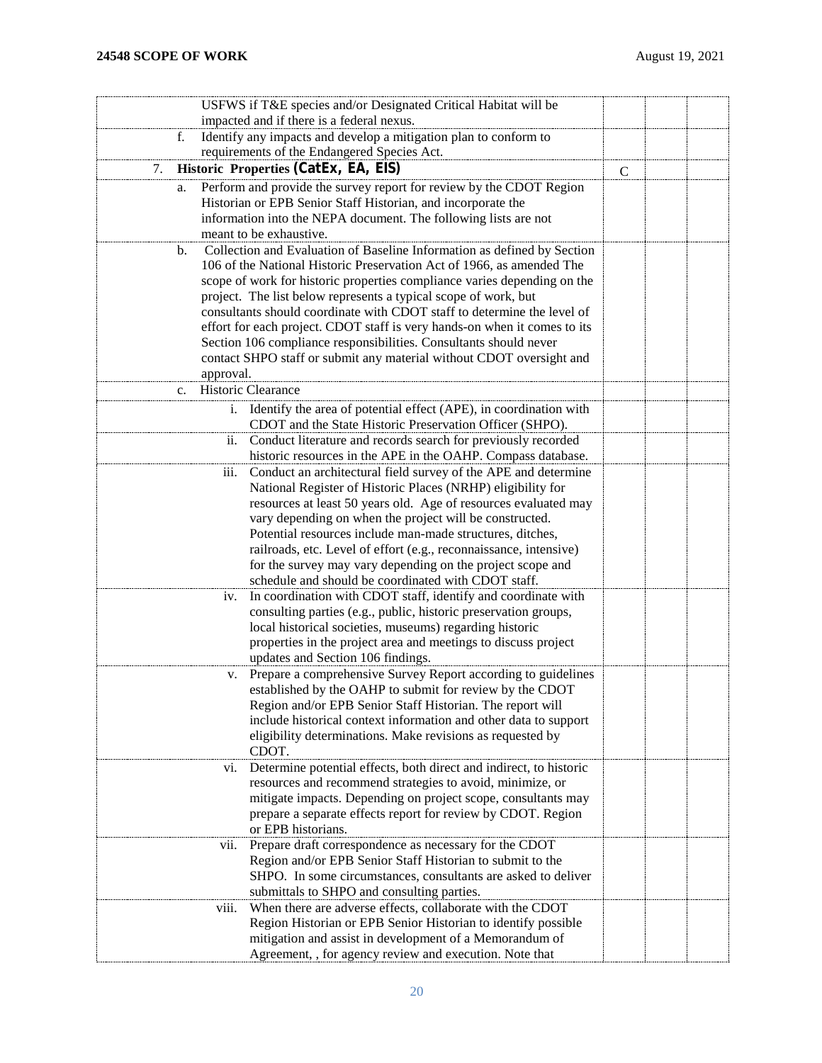| | | | |
|---|---|---|---|
| USFWS if T&E species and/or Designated Critical Habitat will be impacted and if there is a federal nexus. | | | |
| f. Identify any impacts and develop a mitigation plan to conform to requirements of the Endangered Species Act. | | | |
| 7. **Historic Properties (CatEx, EA, EIS)** | C | | |
| a. Perform and provide the survey report for review by the CDOT Region Historian or EPB Senior Staff Historian, and incorporate the information into the NEPA document. The following lists are not meant to be exhaustive. | | | |
| b. Collection and Evaluation of Baseline Information as defined by Section 106 of the National Historic Preservation Act of 1966, as amended The scope of work for historic properties compliance varies depending on the project. The list below represents a typical scope of work, but consultants should coordinate with CDOT staff to determine the level of effort for each project. CDOT staff is very hands-on when it comes to its Section 106 compliance responsibilities. Consultants should never contact SHPO staff or submit any material without CDOT oversight and approval. | | | |
| c. Historic Clearance | | | |
| i. Identify the area of potential effect (APE), in coordination with CDOT and the State Historic Preservation Officer (SHPO). | | | |
| ii. Conduct literature and records search for previously recorded historic resources in the APE in the OAHP. Compass database. | | | |
| iii. Conduct an architectural field survey of the APE and determine National Register of Historic Places (NRHP) eligibility for resources at least 50 years old. Age of resources evaluated may vary depending on when the project will be constructed. Potential resources include man-made structures, ditches, railroads, etc. Level of effort (e.g., reconnaissance, intensive) for the survey may vary depending on the project scope and schedule and should be coordinated with CDOT staff. | | | |
| iv. In coordination with CDOT staff, identify and coordinate with consulting parties (e.g., public, historic preservation groups, local historical societies, museums) regarding historic properties in the project area and meetings to discuss project updates and Section 106 findings. | | | |
| v. Prepare a comprehensive Survey Report according to guidelines established by the OAHP to submit for review by the CDOT Region and/or EPB Senior Staff Historian. The report will include historical context information and other data to support eligibility determinations. Make revisions as requested by CDOT. | | | |
| vi. Determine potential effects, both direct and indirect, to historic resources and recommend strategies to avoid, minimize, or mitigate impacts. Depending on project scope, consultants may prepare a separate effects report for review by CDOT. Region or EPB historians. | | | |
| vii. Prepare draft correspondence as necessary for the CDOT Region and/or EPB Senior Staff Historian to submit to the SHPO. In some circumstances, consultants are asked to deliver submittals to SHPO and consulting parties. | | | |
| viii. When there are adverse effects, collaborate with the CDOT Region Historian or EPB Senior Historian to identify possible mitigation and assist in development of a Memorandum of Agreement, , for agency review and execution. Note that | | | |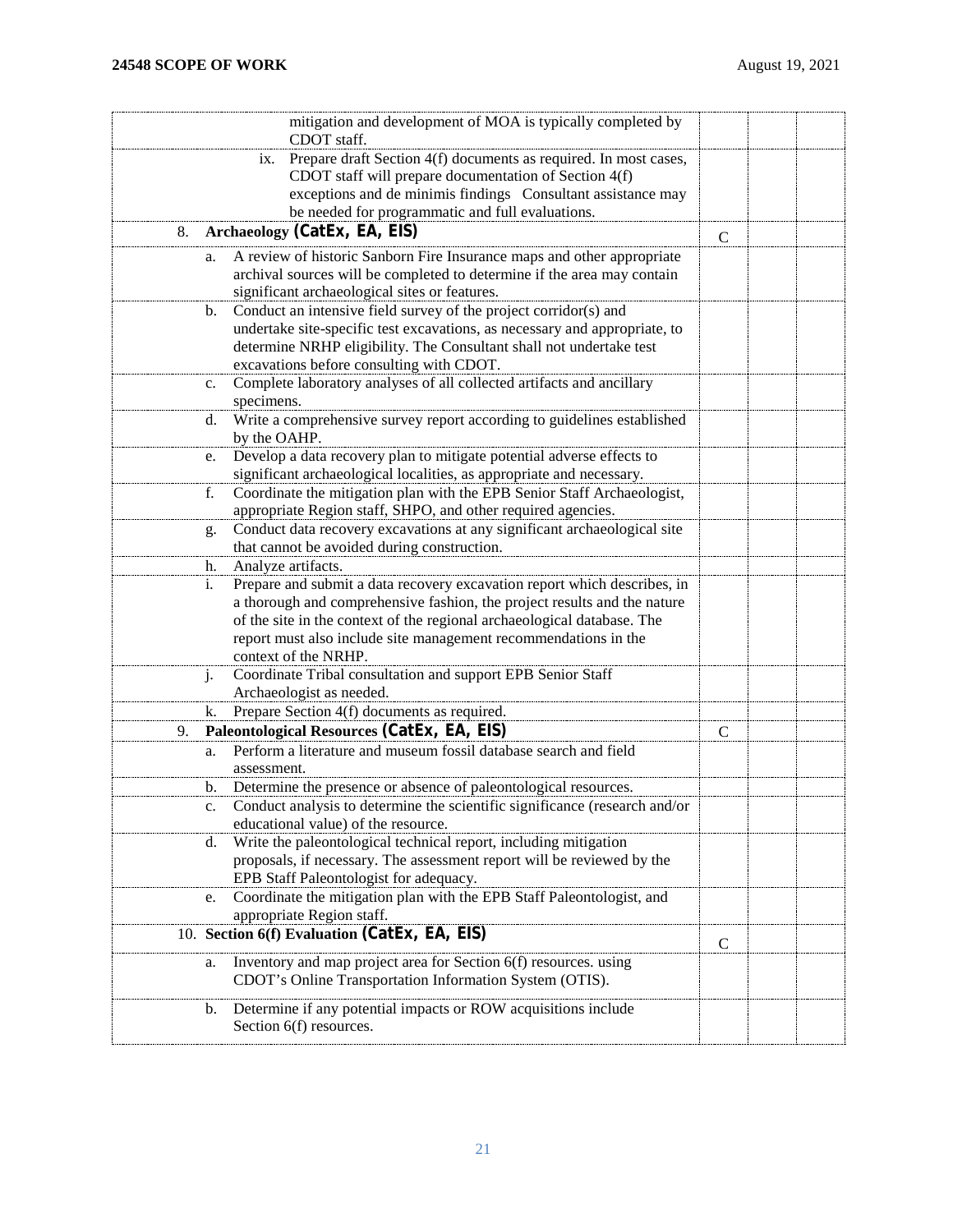| | | | |
|---|---|---|---|
| mitigation and development of MOA is typically completed by CDOT staff. | | | |
| ix. Prepare draft Section 4(f) documents as required. In most cases, CDOT staff will prepare documentation of Section 4(f) exceptions and de minimis findings Consultant assistance may be needed for programmatic and full evaluations. | | | |
| 8. **Archaeology (CatEx, EA, EIS)** | C | | |
| a. A review of historic Sanborn Fire Insurance maps and other appropriate archival sources will be completed to determine if the area may contain significant archaeological sites or features. | | | |
| b. Conduct an intensive field survey of the project corridor(s) and undertake site-specific test excavations, as necessary and appropriate, to determine NRHP eligibility. The Consultant shall not undertake test excavations before consulting with CDOT. | | | |
| c. Complete laboratory analyses of all collected artifacts and ancillary specimens. | | | |
| d. Write a comprehensive survey report according to guidelines established by the OAHP. | | | |
| e. Develop a data recovery plan to mitigate potential adverse effects to significant archaeological localities, as appropriate and necessary. | | | |
| f. Coordinate the mitigation plan with the EPB Senior Staff Archaeologist, appropriate Region staff, SHPO, and other required agencies. | | | |
| g. Conduct data recovery excavations at any significant archaeological site that cannot be avoided during construction. | | | |
| h. Analyze artifacts. | | | |
| i. Prepare and submit a data recovery excavation report which describes, in a thorough and comprehensive fashion, the project results and the nature of the site in the context of the regional archaeological database. The report must also include site management recommendations in the context of the NRHP. | | | |
| j. Coordinate Tribal consultation and support EPB Senior Staff Archaeologist as needed. | | | |
| k. Prepare Section 4(f) documents as required. | | | |
| 9. **Paleontological Resources (CatEx, EA, EIS)** | C | | |
| a. Perform a literature and museum fossil database search and field assessment. | | | |
| b. Determine the presence or absence of paleontological resources. | | | |
| c. Conduct analysis to determine the scientific significance (research and/or educational value) of the resource. | | | |
| d. Write the paleontological technical report, including mitigation proposals, if necessary. The assessment report will be reviewed by the EPB Staff Paleontologist for adequacy. | | | |
| e. Coordinate the mitigation plan with the EPB Staff Paleontologist, and appropriate Region staff. | | | |
| 10. **Section 6(f) Evaluation (CatEx, EA, EIS)** | C | | |
| a. Inventory and map project area for Section 6(f) resources. using CDOT's Online Transportation Information System (OTIS). | | | |
| b. Determine if any potential impacts or ROW acquisitions include Section 6(f) resources. | | | |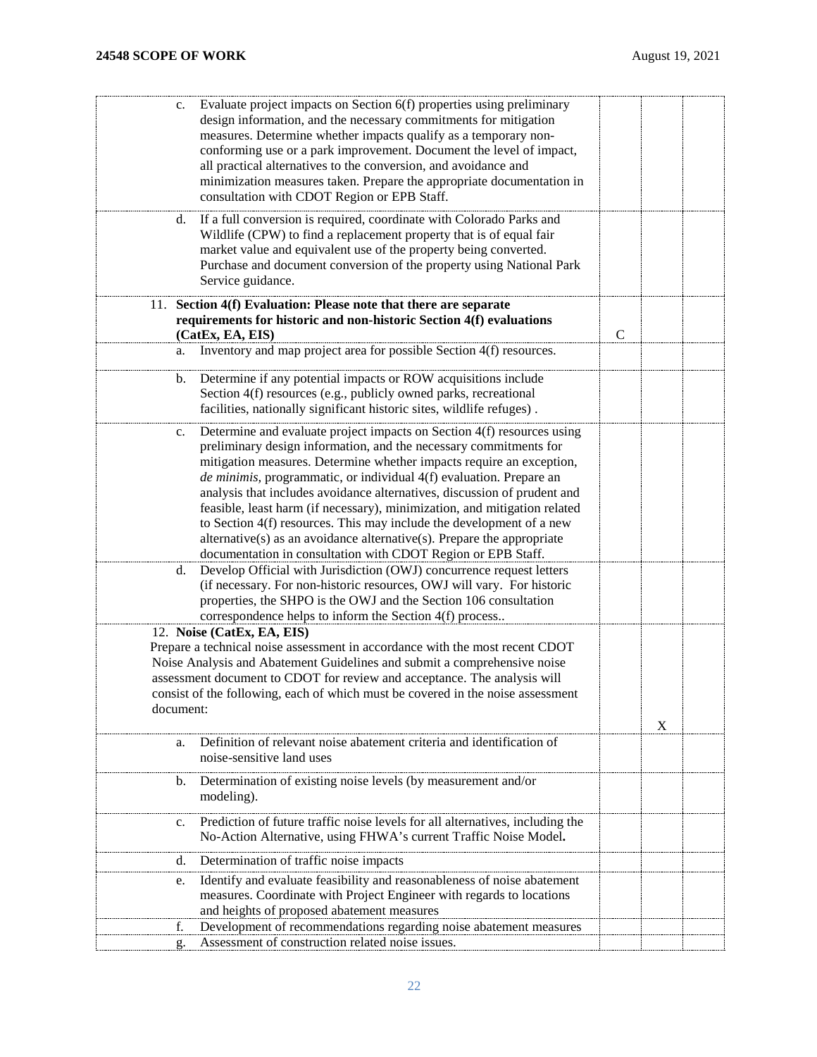| | | | |
|---|---|---|---|
| c. Evaluate project impacts on Section 6(f) properties using preliminary design information, and the necessary commitments for mitigation measures. Determine whether impacts qualify as a temporary non-conforming use or a park improvement. Document the level of impact, all practical alternatives to the conversion, and avoidance and minimization measures taken. Prepare the appropriate documentation in consultation with CDOT Region or EPB Staff. | | | |
| d. If a full conversion is required, coordinate with Colorado Parks and Wildlife (CPW) to find a replacement property that is of equal fair market value and equivalent use of the property being converted. Purchase and document conversion of the property using National Park Service guidance. | | | |
| 11. **Section 4(f) Evaluation: Please note that there are separate requirements for historic and non-historic Section 4(f) evaluations (CatEx, EA, EIS)** | C | | |
| a. Inventory and map project area for possible Section 4(f) resources. | | | |
| b. Determine if any potential impacts or ROW acquisitions include Section 4(f) resources (e.g., publicly owned parks, recreational facilities, nationally significant historic sites, wildlife refuges) . | | | |
| c. Determine and evaluate project impacts on Section 4(f) resources using preliminary design information, and the necessary commitments for mitigation measures. Determine whether impacts require an exception, *de minimis*, programmatic, or individual 4(f) evaluation. Prepare an analysis that includes avoidance alternatives, discussion of prudent and feasible, least harm (if necessary), minimization, and mitigation related to Section 4(f) resources. This may include the development of a new alternative(s) as an avoidance alternative(s). Prepare the appropriate documentation in consultation with CDOT Region or EPB Staff. | | | |
| d. Develop Official with Jurisdiction (OWJ) concurrence request letters (if necessary. For non-historic resources, OWJ will vary. For historic properties, the SHPO is the OWJ and the Section 106 consultation correspondence helps to inform the Section 4(f) process.. | | | |
| 12. **Noise (CatEx, EA, EIS)** Prepare a technical noise assessment in accordance with the most recent CDOT Noise Analysis and Abatement Guidelines and submit a comprehensive noise assessment document to CDOT for review and acceptance. The analysis will consist of the following, each of which must be covered in the noise assessment document: | | X | |
| a. Definition of relevant noise abatement criteria and identification of noise-sensitive land uses | | | |
| b. Determination of existing noise levels (by measurement and/or modeling). | | | |
| c. Prediction of future traffic noise levels for all alternatives, including the No-Action Alternative, using FHWA's current Traffic Noise Model**.** | | | |
| d. Determination of traffic noise impacts | | | |
| e. Identify and evaluate feasibility and reasonableness of noise abatement measures. Coordinate with Project Engineer with regards to locations and heights of proposed abatement measures | | | |
| f. Development of recommendations regarding noise abatement measures | | | |
| g. Assessment of construction related noise issues. | | | |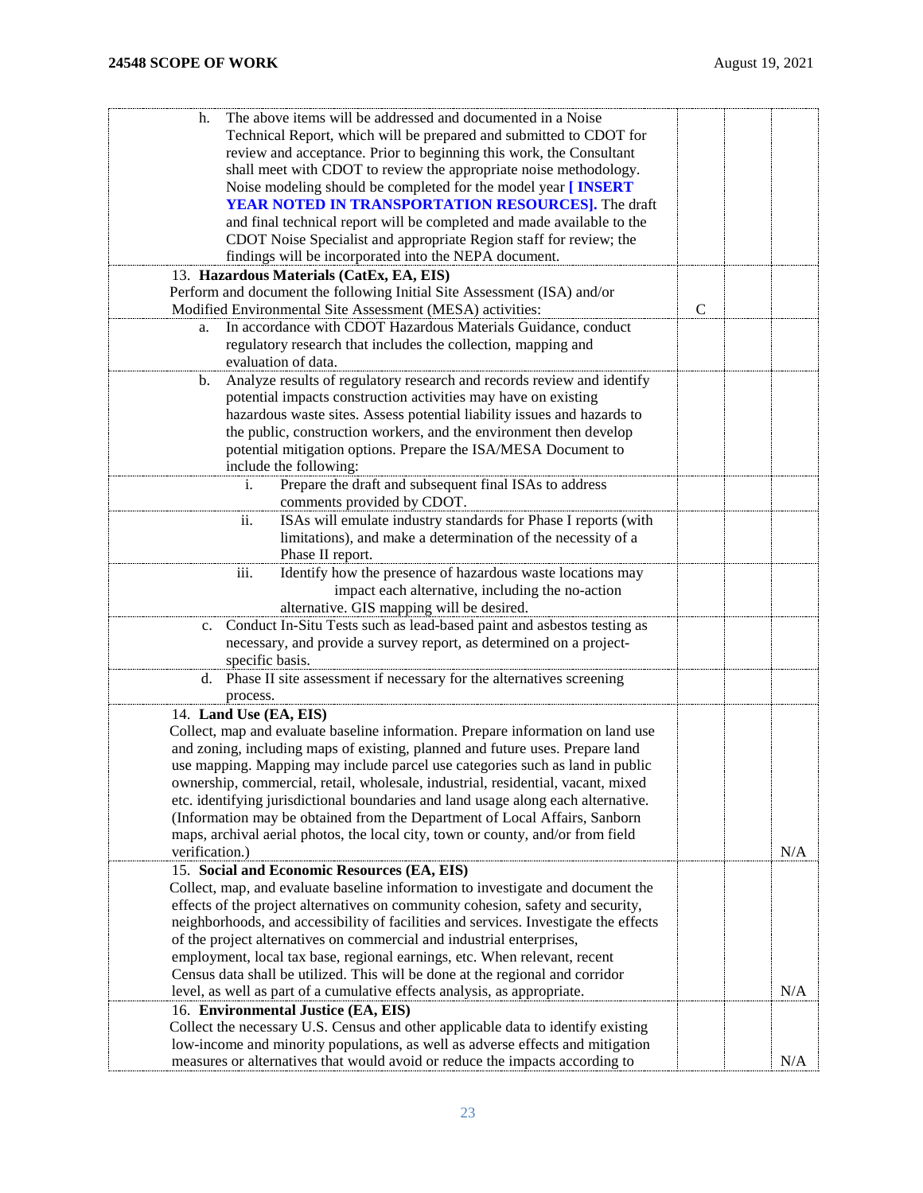| | | | |
|---|---|---|---|
| h. The above items will be addressed and documented in a Noise Technical Report, which will be prepared and submitted to CDOT for review and acceptance. Prior to beginning this work, the Consultant shall meet with CDOT to review the appropriate noise methodology. Noise modeling should be completed for the model year **[ INSERT YEAR NOTED IN TRANSPORTATION RESOURCES].** The draft and final technical report will be completed and made available to the CDOT Noise Specialist and appropriate Region staff for review; the findings will be incorporated into the NEPA document. | | | |
| 13. **Hazardous Materials (CatEx, EA, EIS)** Perform and document the following Initial Site Assessment (ISA) and/or Modified Environmental Site Assessment (MESA) activities: | C | | |
| a. In accordance with CDOT Hazardous Materials Guidance, conduct regulatory research that includes the collection, mapping and evaluation of data. | | | |
| b. Analyze results of regulatory research and records review and identify potential impacts construction activities may have on existing hazardous waste sites. Assess potential liability issues and hazards to the public, construction workers, and the environment then develop potential mitigation options. Prepare the ISA/MESA Document to include the following: | | | |
| i. Prepare the draft and subsequent final ISAs to address comments provided by CDOT. | | | |
| ii. ISAs will emulate industry standards for Phase I reports (with limitations), and make a determination of the necessity of a Phase II report. | | | |
| iii. Identify how the presence of hazardous waste locations may impact each alternative, including the no-action alternative. GIS mapping will be desired. | | | |
| c. Conduct In-Situ Tests such as lead-based paint and asbestos testing as necessary, and provide a survey report, as determined on a project-specific basis. | | | |
| d. Phase II site assessment if necessary for the alternatives screening process. | | | |
| 14. **Land Use (EA, EIS)** Collect, map and evaluate baseline information. Prepare information on land use and zoning, including maps of existing, planned and future uses. Prepare land use mapping. Mapping may include parcel use categories such as land in public ownership, commercial, retail, wholesale, industrial, residential, vacant, mixed etc. identifying jurisdictional boundaries and land usage along each alternative. (Information may be obtained from the Department of Local Affairs, Sanborn maps, archival aerial photos, the local city, town or county, and/or from field verification.) | | | N/A |
| 15. **Social and Economic Resources (EA, EIS)** Collect, map, and evaluate baseline information to investigate and document the effects of the project alternatives on community cohesion, safety and security, neighborhoods, and accessibility of facilities and services. Investigate the effects of the project alternatives on commercial and industrial enterprises, employment, local tax base, regional earnings, etc. When relevant, recent Census data shall be utilized. This will be done at the regional and corridor level, as well as part of a cumulative effects analysis, as appropriate. | | | N/A |
| 16. **Environmental Justice (EA, EIS)** Collect the necessary U.S. Census and other applicable data to identify existing low-income and minority populations, as well as adverse effects and mitigation measures or alternatives that would avoid or reduce the impacts according to | | | N/A |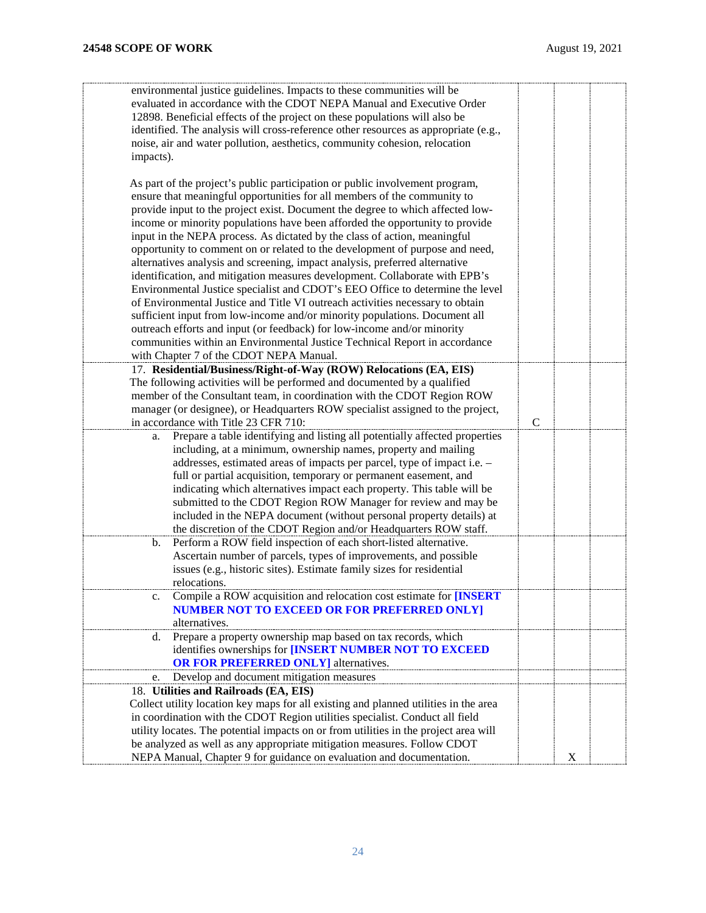| | | | |
|---|---|---|---|
| environmental justice guidelines. Impacts to these communities will be evaluated in accordance with the CDOT NEPA Manual and Executive Order 12898. Beneficial effects of the project on these populations will also be identified. The analysis will cross-reference other resources as appropriate (e.g., noise, air and water pollution, aesthetics, community cohesion, relocation impacts).<br><br>As part of the project's public participation or public involvement program, ensure that meaningful opportunities for all members of the community to provide input to the project exist. Document the degree to which affected low-income or minority populations have been afforded the opportunity to provide input in the NEPA process. As dictated by the class of action, meaningful opportunity to comment on or related to the development of purpose and need, alternatives analysis and screening, impact analysis, preferred alternative identification, and mitigation measures development. Collaborate with EPB's Environmental Justice specialist and CDOT's EEO Office to determine the level of Environmental Justice and Title VI outreach activities necessary to obtain sufficient input from low-income and/or minority populations. Document all outreach efforts and input (or feedback) for low-income and/or minority communities within an Environmental Justice Technical Report in accordance with Chapter 7 of the CDOT NEPA Manual. | | | |
| 17. **Residential/Business/Right-of-Way (ROW) Relocations (EA, EIS)**<br>The following activities will be performed and documented by a qualified member of the Consultant team, in coordination with the CDOT Region ROW manager (or designee), or Headquarters ROW specialist assigned to the project, in accordance with Title 23 CFR 710: | C | | |
| a. Prepare a table identifying and listing all potentially affected properties including, at a minimum, ownership names, property and mailing addresses, estimated areas of impacts per parcel, type of impact i.e. – full or partial acquisition, temporary or permanent easement, and indicating which alternatives impact each property. This table will be submitted to the CDOT Region ROW Manager for review and may be included in the NEPA document (without personal property details) at the discretion of the CDOT Region and/or Headquarters ROW staff. | | | |
| b. Perform a ROW field inspection of each short-listed alternative. Ascertain number of parcels, types of improvements, and possible issues (e.g., historic sites). Estimate family sizes for residential relocations. | | | |
| c. Compile a ROW acquisition and relocation cost estimate for **[INSERT NUMBER NOT TO EXCEED OR FOR PREFERRED ONLY]** alternatives. | | | |
| d. Prepare a property ownership map based on tax records, which identifies ownerships for **[INSERT NUMBER NOT TO EXCEED OR FOR PREFERRED ONLY]** alternatives. | | | |
| e. Develop and document mitigation measures | | | |
| 18. **Utilities and Railroads (EA, EIS)**<br>Collect utility location key maps for all existing and planned utilities in the area in coordination with the CDOT Region utilities specialist. Conduct all field utility locates. The potential impacts on or from utilities in the project area will be analyzed as well as any appropriate mitigation measures. Follow CDOT NEPA Manual, Chapter 9 for guidance on evaluation and documentation. | | X | |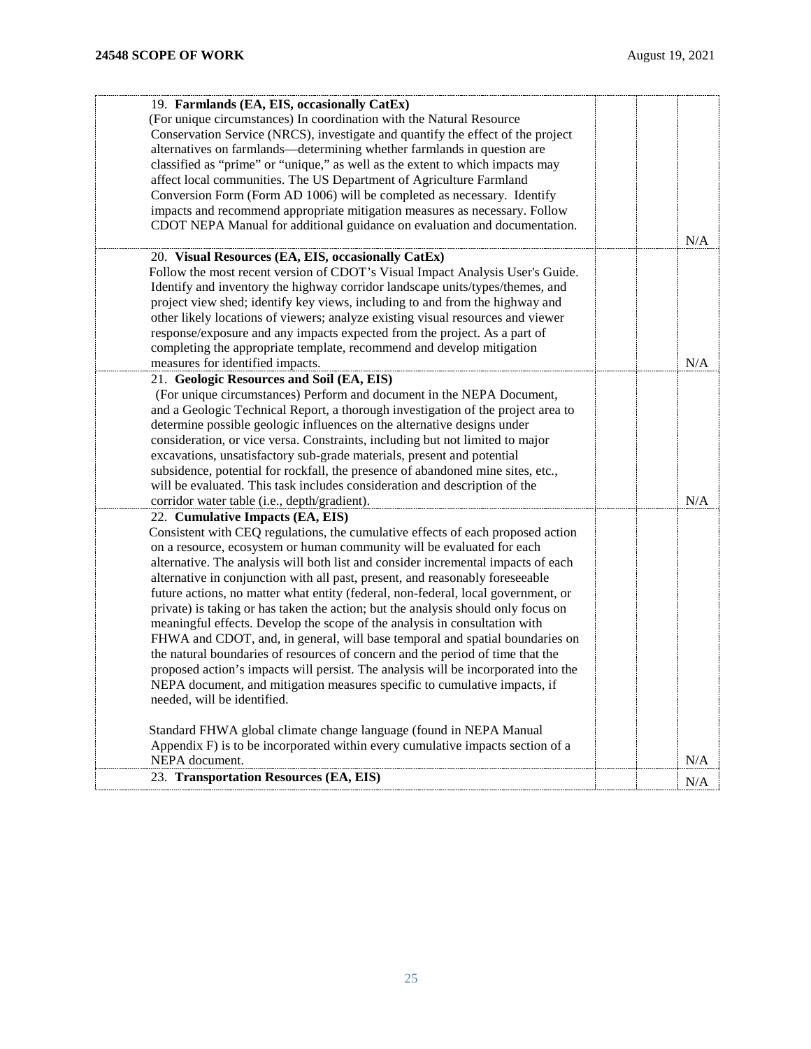| | | | |
|---|---|---|---|
| 19. **Farmlands (EA, EIS, occasionally CatEx)**<br>(For unique circumstances) In coordination with the Natural Resource Conservation Service (NRCS), investigate and quantify the effect of the project alternatives on farmlands—determining whether farmlands in question are classified as “prime” or “unique,” as well as the extent to which impacts may affect local communities. The US Department of Agriculture Farmland Conversion Form (Form AD 1006) will be completed as necessary. Identify impacts and recommend appropriate mitigation measures as necessary. Follow CDOT NEPA Manual for additional guidance on evaluation and documentation. | | | N/A |
| 20. **Visual Resources (EA, EIS, occasionally CatEx)**<br>Follow the most recent version of CDOT’s Visual Impact Analysis User's Guide. Identify and inventory the highway corridor landscape units/types/themes, and project view shed; identify key views, including to and from the highway and other likely locations of viewers; analyze existing visual resources and viewer response/exposure and any impacts expected from the project. As a part of completing the appropriate template, recommend and develop mitigation measures for identified impacts. | | | N/A |
| 21. **Geologic Resources and Soil (EA, EIS)**<br>(For unique circumstances) Perform and document in the NEPA Document, and a Geologic Technical Report, a thorough investigation of the project area to determine possible geologic influences on the alternative designs under consideration, or vice versa. Constraints, including but not limited to major excavations, unsatisfactory sub-grade materials, present and potential subsidence, potential for rockfall, the presence of abandoned mine sites, etc., will be evaluated. This task includes consideration and description of the corridor water table (i.e., depth/gradient). | | | N/A |
| 22. **Cumulative Impacts (EA, EIS)**<br>Consistent with CEQ regulations, the cumulative effects of each proposed action on a resource, ecosystem or human community will be evaluated for each alternative. The analysis will both list and consider incremental impacts of each alternative in conjunction with all past, present, and reasonably foreseeable future actions, no matter what entity (federal, non-federal, local government, or private) is taking or has taken the action; but the analysis should only focus on meaningful effects. Develop the scope of the analysis in consultation with FHWA and CDOT, and, in general, will base temporal and spatial boundaries on the natural boundaries of resources of concern and the period of time that the proposed action’s impacts will persist. The analysis will be incorporated into the NEPA document, and mitigation measures specific to cumulative impacts, if needed, will be identified.<br><br>Standard FHWA global climate change language (found in NEPA Manual Appendix F) is to be incorporated within every cumulative impacts section of a NEPA document. | | | N/A |
| 23. **Transportation Resources (EA, EIS)** | | | N/A |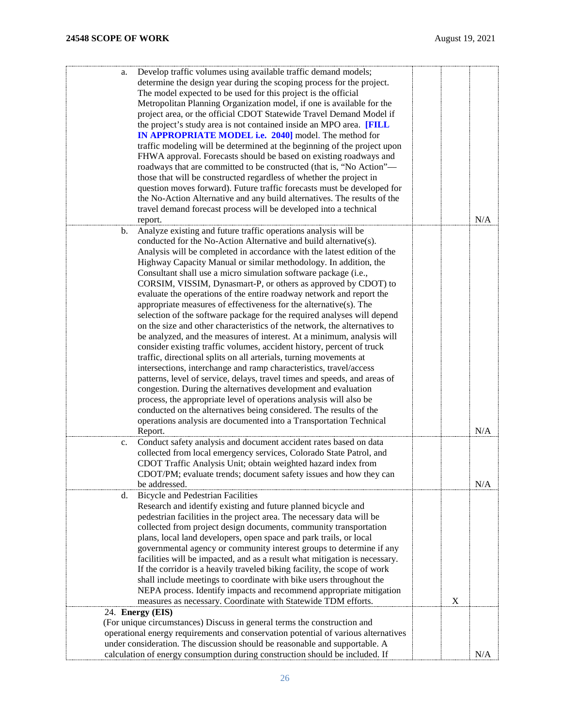| | | | |
|---|---|---|---|
| a. Develop traffic volumes using available traffic demand models; determine the design year during the scoping process for the project. The model expected to be used for this project is the official Metropolitan Planning Organization model, if one is available for the project area, or the official CDOT Statewide Travel Demand Model if the project's study area is not contained inside an MPO area. **[FILL IN APPROPRIATE MODEL i.e. 2040]** model. The method for traffic modeling will be determined at the beginning of the project upon FHWA approval. Forecasts should be based on existing roadways and roadways that are committed to be constructed (that is, "No Action"—those that will be constructed regardless of whether the project in question moves forward). Future traffic forecasts must be developed for the No-Action Alternative and any build alternatives. The results of the travel demand forecast process will be developed into a technical report. | | | N/A |
| b. Analyze existing and future traffic operations analysis will be conducted for the No-Action Alternative and build alternative(s). Analysis will be completed in accordance with the latest edition of the Highway Capacity Manual or similar methodology. In addition, the Consultant shall use a micro simulation software package (i.e., CORSIM, VISSIM, Dynasmart-P, or others as approved by CDOT) to evaluate the operations of the entire roadway network and report the appropriate measures of effectiveness for the alternative(s). The selection of the software package for the required analyses will depend on the size and other characteristics of the network, the alternatives to be analyzed, and the measures of interest. At a minimum, analysis will consider existing traffic volumes, accident history, percent of truck traffic, directional splits on all arterials, turning movements at intersections, interchange and ramp characteristics, travel/access patterns, level of service, delays, travel times and speeds, and areas of congestion. During the alternatives development and evaluation process, the appropriate level of operations analysis will also be conducted on the alternatives being considered. The results of the operations analysis are documented into a Transportation Technical Report. | | | N/A |
| c. Conduct safety analysis and document accident rates based on data collected from local emergency services, Colorado State Patrol, and CDOT Traffic Analysis Unit; obtain weighted hazard index from CDOT/PM; evaluate trends; document safety issues and how they can be addressed. | | | N/A |
| d. Bicycle and Pedestrian Facilities<br>Research and identify existing and future planned bicycle and pedestrian facilities in the project area. The necessary data will be collected from project design documents, community transportation plans, local land developers, open space and park trails, or local governmental agency or community interest groups to determine if any facilities will be impacted, and as a result what mitigation is necessary. If the corridor is a heavily traveled biking facility, the scope of work shall include meetings to coordinate with bike users throughout the NEPA process. Identify impacts and recommend appropriate mitigation measures as necessary. Coordinate with Statewide TDM efforts. | | X | |
| 24. **Energy (EIS)**<br>(For unique circumstances) Discuss in general terms the construction and operational energy requirements and conservation potential of various alternatives under consideration. The discussion should be reasonable and supportable. A calculation of energy consumption during construction should be included. If | | | N/A |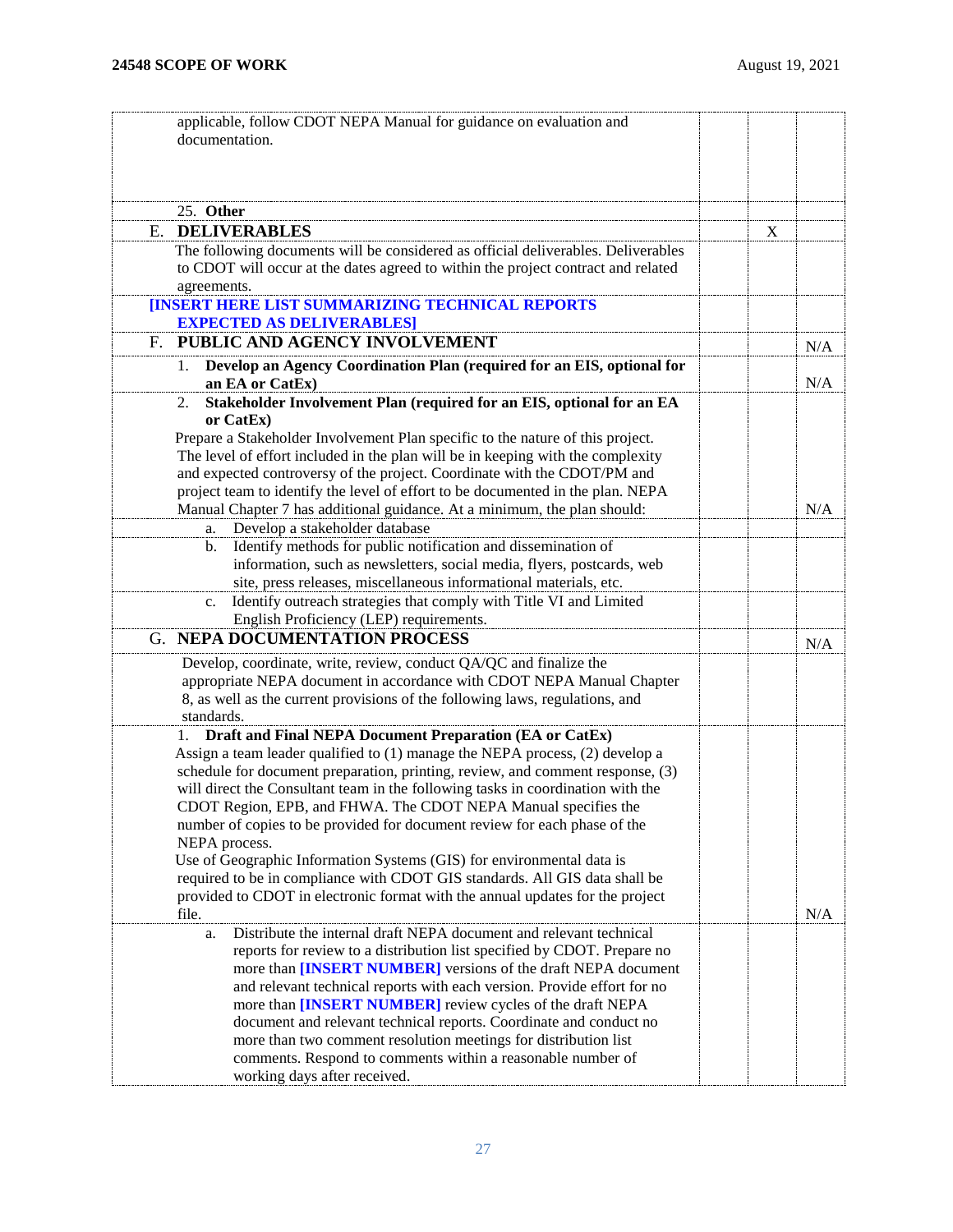| | | | |
|---|---|---|---|
| applicable, follow CDOT NEPA Manual for guidance on evaluation and documentation. | | | |
| 25. **Other** | | | |
| E. **DELIVERABLES** | | X | |
| The following documents will be considered as official deliverables. Deliverables to CDOT will occur at the dates agreed to within the project contract and related agreements. | | | |
| **[INSERT HERE LIST SUMMARIZING TECHNICAL REPORTS EXPECTED AS DELIVERABLES]** | | | |
| F. **PUBLIC AND AGENCY INVOLVEMENT** | | | N/A |
| 1. **Develop an Agency Coordination Plan (required for an EIS, optional for an EA or CatEx)** | | | N/A |
| 2. **Stakeholder Involvement Plan (required for an EIS, optional for an EA or CatEx)** Prepare a Stakeholder Involvement Plan specific to the nature of this project. The level of effort included in the plan will be in keeping with the complexity and expected controversy of the project. Coordinate with the CDOT/PM and project team to identify the level of effort to be documented in the plan. NEPA Manual Chapter 7 has additional guidance. At a minimum, the plan should: | | | N/A |
| a. Develop a stakeholder database | | | |
| b. Identify methods for public notification and dissemination of information, such as newsletters, social media, flyers, postcards, web site, press releases, miscellaneous informational materials, etc. | | | |
| c. Identify outreach strategies that comply with Title VI and Limited English Proficiency (LEP) requirements. | | | |
| G. **NEPA DOCUMENTATION PROCESS** | | | N/A |
| Develop, coordinate, write, review, conduct QA/QC and finalize the appropriate NEPA document in accordance with CDOT NEPA Manual Chapter 8, as well as the current provisions of the following laws, regulations, and standards. | | | |
| 1. **Draft and Final NEPA Document Preparation (EA or CatEx)** Assign a team leader qualified to (1) manage the NEPA process, (2) develop a schedule for document preparation, printing, review, and comment response, (3) will direct the Consultant team in the following tasks in coordination with the CDOT Region, EPB, and FHWA. The CDOT NEPA Manual specifies the number of copies to be provided for document review for each phase of the NEPA process. Use of Geographic Information Systems (GIS) for environmental data is required to be in compliance with CDOT GIS standards. All GIS data shall be provided to CDOT in electronic format with the annual updates for the project file. | | | N/A |
| a. Distribute the internal draft NEPA document and relevant technical reports for review to a distribution list specified by CDOT. Prepare no more than **[INSERT NUMBER]** versions of the draft NEPA document and relevant technical reports with each version. Provide effort for no more than **[INSERT NUMBER]** review cycles of the draft NEPA document and relevant technical reports. Coordinate and conduct no more than two comment resolution meetings for distribution list comments. Respond to comments within a reasonable number of working days after received. | | | |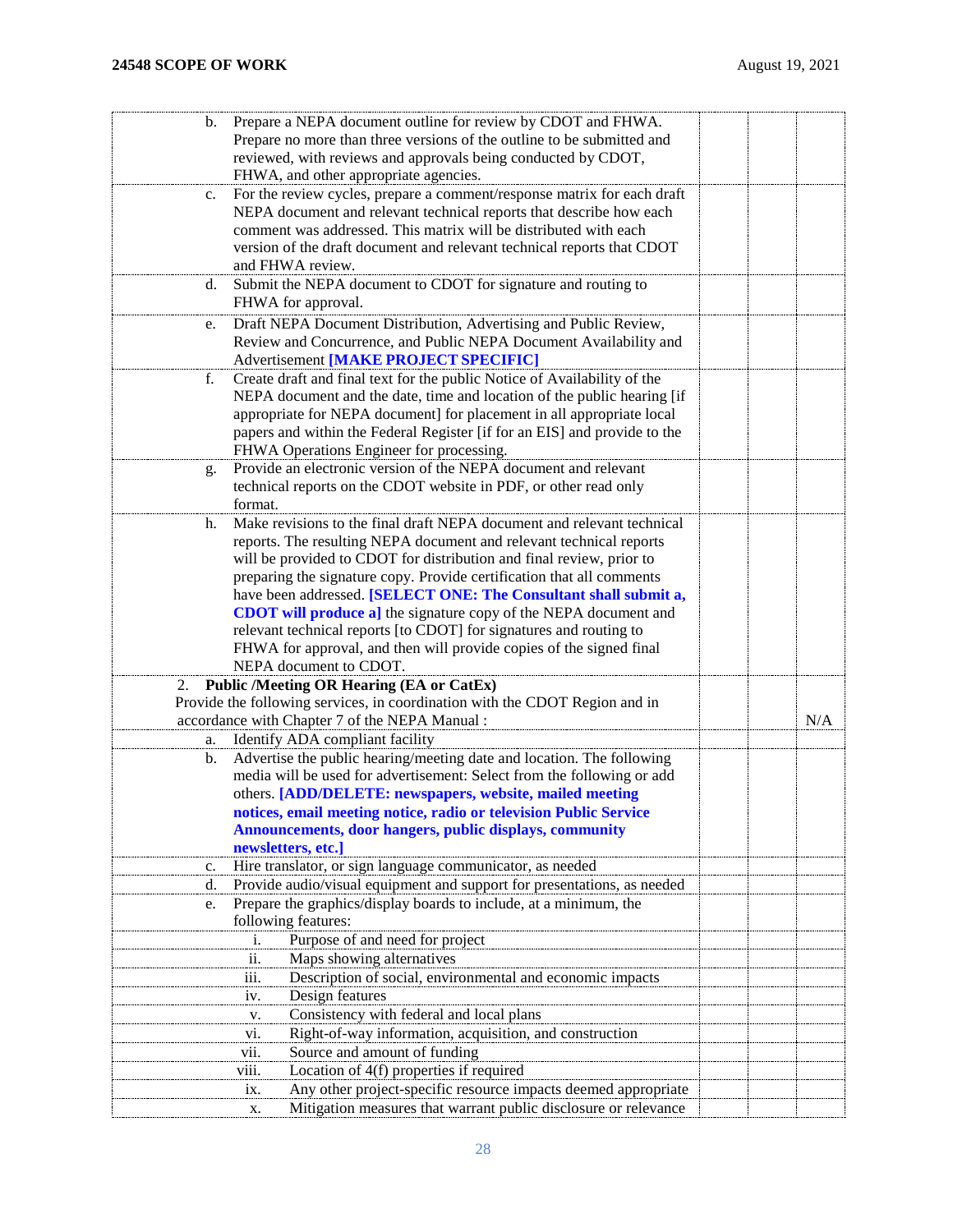| | | | |
|---|---|---|---|
| b. Prepare a NEPA document outline for review by CDOT and FHWA. Prepare no more than three versions of the outline to be submitted and reviewed, with reviews and approvals being conducted by CDOT, FHWA, and other appropriate agencies. | | | |
| c. For the review cycles, prepare a comment/response matrix for each draft NEPA document and relevant technical reports that describe how each comment was addressed. This matrix will be distributed with each version of the draft document and relevant technical reports that CDOT and FHWA review. | | | |
| d. Submit the NEPA document to CDOT for signature and routing to FHWA for approval. | | | |
| e. Draft NEPA Document Distribution, Advertising and Public Review, Review and Concurrence, and Public NEPA Document Availability and Advertisement **[MAKE PROJECT SPECIFIC]** | | | |
| f. Create draft and final text for the public Notice of Availability of the NEPA document and the date, time and location of the public hearing [if appropriate for NEPA document] for placement in all appropriate local papers and within the Federal Register [if for an EIS] and provide to the FHWA Operations Engineer for processing. | | | |
| g. Provide an electronic version of the NEPA document and relevant technical reports on the CDOT website in PDF, or other read only format. | | | |
| h. Make revisions to the final draft NEPA document and relevant technical reports. The resulting NEPA document and relevant technical reports will be provided to CDOT for distribution and final review, prior to preparing the signature copy. Provide certification that all comments have been addressed. **[SELECT ONE: The Consultant shall submit a, CDOT will produce a]** the signature copy of the NEPA document and relevant technical reports [to CDOT] for signatures and routing to FHWA for approval, and then will provide copies of the signed final NEPA document to CDOT. | | | |
| 2. **Public /Meeting OR Hearing (EA or CatEx)** Provide the following services, in coordination with the CDOT Region and in accordance with Chapter 7 of the NEPA Manual : | | | N/A |
| a. Identify ADA compliant facility | | | |
| b. Advertise the public hearing/meeting date and location. The following media will be used for advertisement: Select from the following or add others. **[ADD/DELETE: newspapers, website, mailed meeting notices, email meeting notice, radio or television Public Service Announcements, door hangers, public displays, community newsletters, etc.]** | | | |
| c. Hire translator, or sign language communicator, as needed | | | |
| d. Provide audio/visual equipment and support for presentations, as needed | | | |
| e. Prepare the graphics/display boards to include, at a minimum, the following features: | | | |
| i. Purpose of and need for project | | | |
| ii. Maps showing alternatives | | | |
| iii. Description of social, environmental and economic impacts | | | |
| iv. Design features | | | |
| v. Consistency with federal and local plans | | | |
| vi. Right-of-way information, acquisition, and construction | | | |
| vii. Source and amount of funding | | | |
| viii. Location of 4(f) properties if required | | | |
| ix. Any other project-specific resource impacts deemed appropriate | | | |
| x. Mitigation measures that warrant public disclosure or relevance | | | |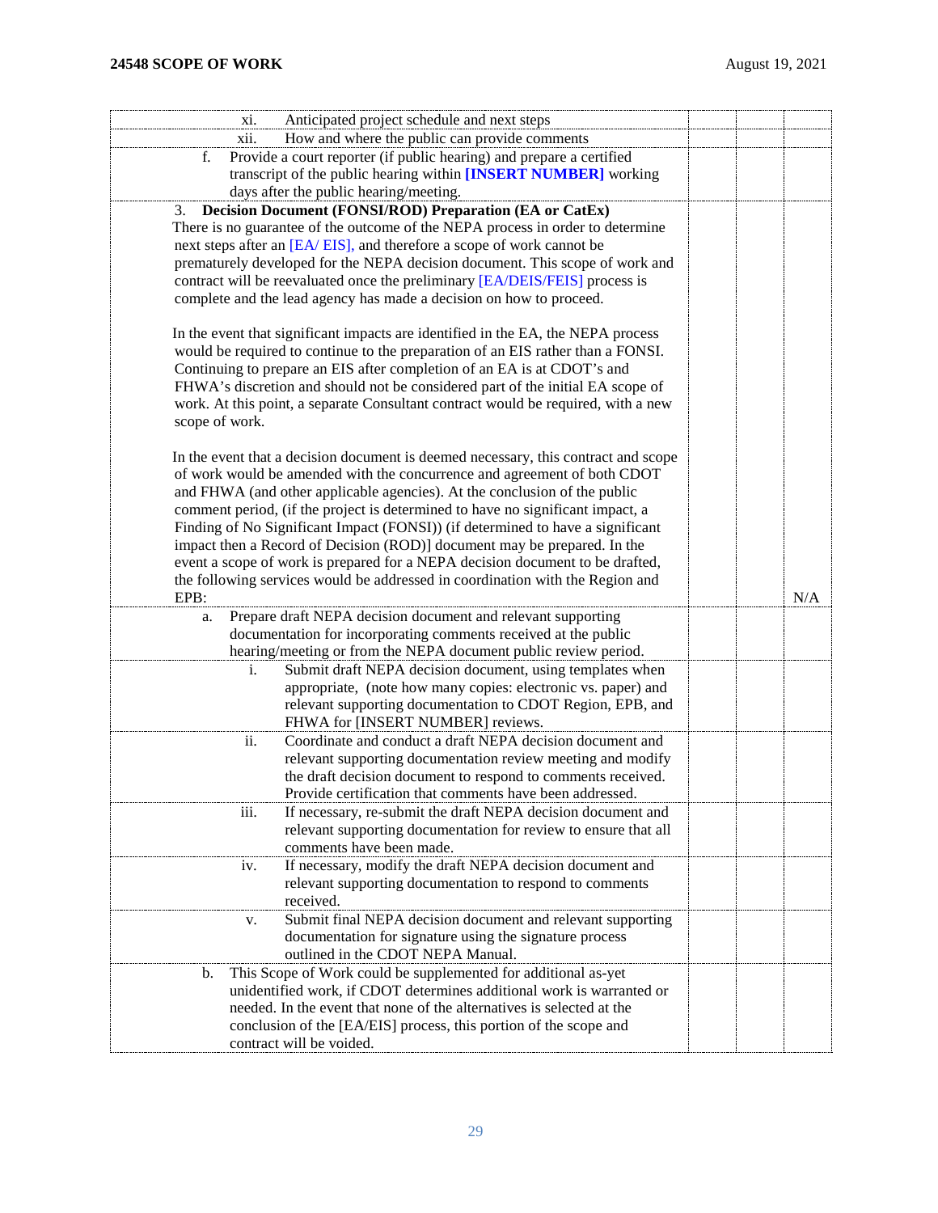| | | | |
|---|---|---|---|
| xi. Anticipated project schedule and next steps | | | |
| xii. How and where the public can provide comments | | | |
| f. Provide a court reporter (if public hearing) and prepare a certified transcript of the public hearing within **[INSERT NUMBER]** working days after the public hearing/meeting. | | | |
| 3. **Decision Document (FONSI/ROD) Preparation (EA or CatEx)**<br>There is no guarantee of the outcome of the NEPA process in order to determine next steps after an [EA/ EIS], and therefore a scope of work cannot be prematurely developed for the NEPA decision document. This scope of work and contract will be reevaluated once the preliminary [EA/DEIS/FEIS] process is complete and the lead agency has made a decision on how to proceed.<br><br>In the event that significant impacts are identified in the EA, the NEPA process would be required to continue to the preparation of an EIS rather than a FONSI. Continuing to prepare an EIS after completion of an EA is at CDOT's and FHWA's discretion and should not be considered part of the initial EA scope of work. At this point, a separate Consultant contract would be required, with a new scope of work.<br><br>In the event that a decision document is deemed necessary, this contract and scope of work would be amended with the concurrence and agreement of both CDOT and FHWA (and other applicable agencies). At the conclusion of the public comment period, (if the project is determined to have no significant impact, a Finding of No Significant Impact (FONSI)) (if determined to have a significant impact then a Record of Decision (ROD)] document may be prepared. In the event a scope of work is prepared for a NEPA decision document to be drafted, the following services would be addressed in coordination with the Region and EPB: | | | N/A |
| a. Prepare draft NEPA decision document and relevant supporting documentation for incorporating comments received at the public hearing/meeting or from the NEPA document public review period. | | | |
| i. Submit draft NEPA decision document, using templates when appropriate, (note how many copies: electronic vs. paper) and relevant supporting documentation to CDOT Region, EPB, and FHWA for [INSERT NUMBER] reviews. | | | |
| ii. Coordinate and conduct a draft NEPA decision document and relevant supporting documentation review meeting and modify the draft decision document to respond to comments received. Provide certification that comments have been addressed. | | | |
| iii. If necessary, re-submit the draft NEPA decision document and relevant supporting documentation for review to ensure that all comments have been made. | | | |
| iv. If necessary, modify the draft NEPA decision document and relevant supporting documentation to respond to comments received. | | | |
| v. Submit final NEPA decision document and relevant supporting documentation for signature using the signature process outlined in the CDOT NEPA Manual. | | | |
| b. This Scope of Work could be supplemented for additional as-yet unidentified work, if CDOT determines additional work is warranted or needed. In the event that none of the alternatives is selected at the conclusion of the [EA/EIS] process, this portion of the scope and contract will be voided. | | | |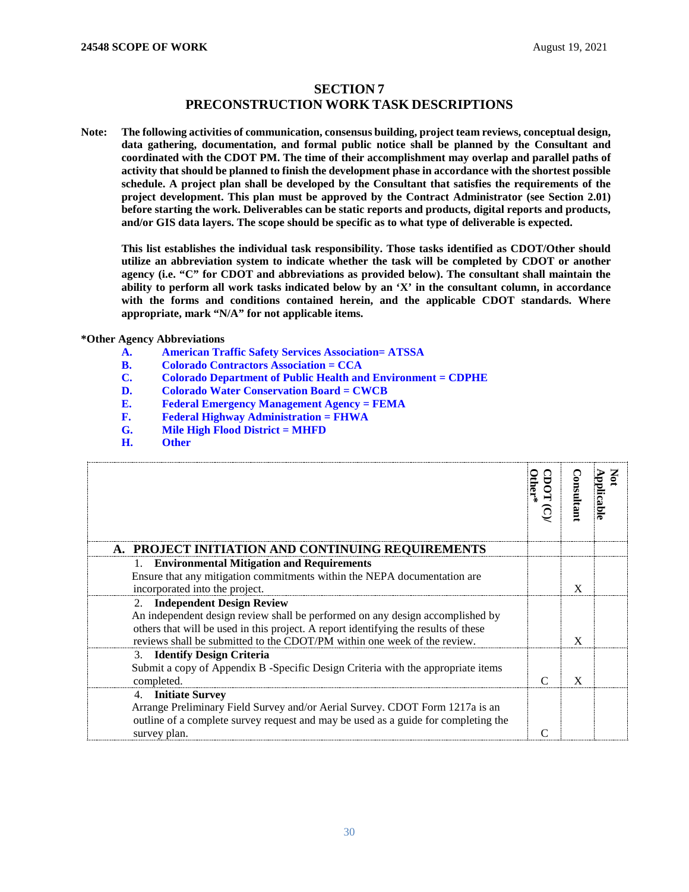## SECTION 7
## PRECONSTRUCTION WORK TASK DESCRIPTIONS

**Note:** **The following activities of communication, consensus building, project team reviews, conceptual design, data gathering, documentation, and formal public notice shall be planned by the Consultant and coordinated with the CDOT PM. The time of their accomplishment may overlap and parallel paths of activity that should be planned to finish the development phase in accordance with the shortest possible schedule. A project plan shall be developed by the Consultant that satisfies the requirements of the project development. This plan must be approved by the Contract Administrator (see Section 2.01) before starting the work. Deliverables can be static reports and products, digital reports and products, and/or GIS data layers. The scope should be specific as to what type of deliverable is expected.**

**This list establishes the individual task responsibility. Those tasks identified as CDOT/Other should utilize an abbreviation system to indicate whether the task will be completed by CDOT or another agency (i.e. "C" for CDOT and abbreviations as provided below). The consultant shall maintain the ability to perform all work tasks indicated below by an 'X' in the consultant column, in accordance with the forms and conditions contained herein, and the applicable CDOT standards. Where appropriate, mark "N/A" for not applicable items.**

**\*Other Agency Abbreviations**

- **A.** **American Traffic Safety Services Association= ATSSA**
- **B.** **Colorado Contractors Association = CCA**
- **C.** **Colorado Department of Public Health and Environment = CDPHE**
- **D.** **Colorado Water Conservation Board = CWCB**
- **E.** **Federal Emergency Management Agency = FEMA**
- **F.** **Federal Highway Administration = FHWA**
- **G.** **Mile High Flood District = MHFD**
- **H.** **Other**

| | CDOT (C)/ Other* | Consultant | Not Applicable |
|---|---|---|---|
| **A. PROJECT INITIATION AND CONTINUING REQUIREMENTS** | | | |
| 1. **Environmental Mitigation and Requirements** Ensure that any mitigation commitments within the NEPA documentation are incorporated into the project. | | X | |
| 2. **Independent Design Review** An independent design review shall be performed on any design accomplished by others that will be used in this project. A report identifying the results of these reviews shall be submitted to the CDOT/PM within one week of the review. | | X | |
| 3. **Identify Design Criteria** Submit a copy of Appendix B -Specific Design Criteria with the appropriate items completed. | C | X | |
| 4. **Initiate Survey** Arrange Preliminary Field Survey and/or Aerial Survey. CDOT Form 1217a is an outline of a complete survey request and may be used as a guide for completing the survey plan. | C | | |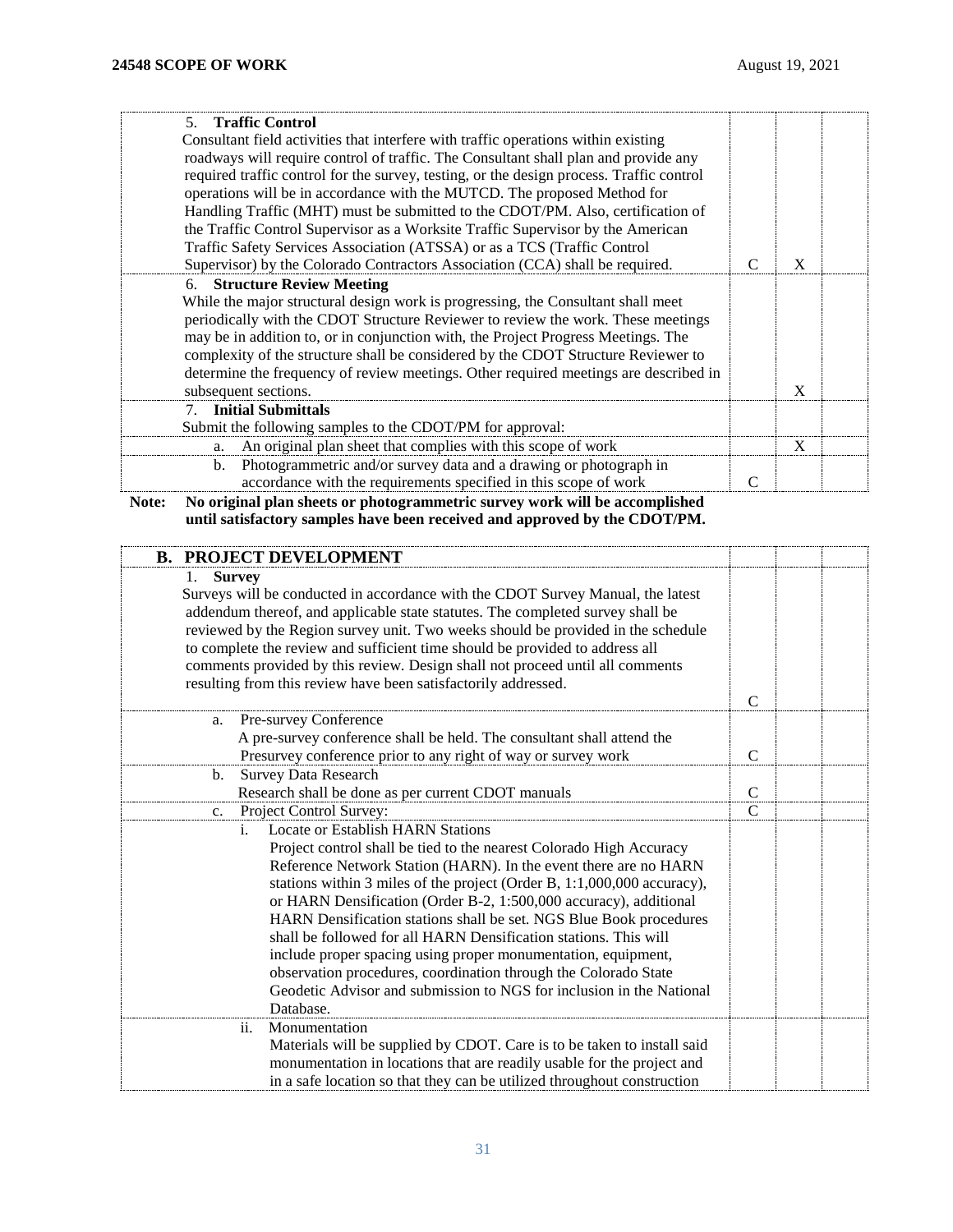| | | | |
|---|---|---|---|
| 5. **Traffic Control**<br>Consultant field activities that interfere with traffic operations within existing roadways will require control of traffic. The Consultant shall plan and provide any required traffic control for the survey, testing, or the design process. Traffic control operations will be in accordance with the MUTCD. The proposed Method for Handling Traffic (MHT) must be submitted to the CDOT/PM. Also, certification of the Traffic Control Supervisor as a Worksite Traffic Supervisor by the American Traffic Safety Services Association (ATSSA) or as a TCS (Traffic Control Supervisor) by the Colorado Contractors Association (CCA) shall be required. | C | X | |
| 6. **Structure Review Meeting**<br>While the major structural design work is progressing, the Consultant shall meet periodically with the CDOT Structure Reviewer to review the work. These meetings may be in addition to, or in conjunction with, the Project Progress Meetings. The complexity of the structure shall be considered by the CDOT Structure Reviewer to determine the frequency of review meetings. Other required meetings are described in subsequent sections. | | X | |
| 7. **Initial Submittals**<br>Submit the following samples to the CDOT/PM for approval: | | | |
| a. An original plan sheet that complies with this scope of work | | X | |
| b. Photogrammetric and/or survey data and a drawing or photograph in accordance with the requirements specified in this scope of work | C | | |

**Note: No original plan sheets or photogrammetric survey work will be accomplished until satisfactory samples have been received and approved by the CDOT/PM.**

| | | | |
|---|---|---|---|
| **B. PROJECT DEVELOPMENT** | | | |
| 1. **Survey**<br>Surveys will be conducted in accordance with the CDOT Survey Manual, the latest addendum thereof, and applicable state statutes. The completed survey shall be reviewed by the Region survey unit. Two weeks should be provided in the schedule to complete the review and sufficient time should be provided to address all comments provided by this review. Design shall not proceed until all comments resulting from this review have been satisfactorily addressed. | C | | |
| a. Pre-survey Conference<br>A pre-survey conference shall be held. The consultant shall attend the Presurvey conference prior to any right of way or survey work | C | | |
| b. Survey Data Research<br>Research shall be done as per current CDOT manuals | C | | |
| c. Project Control Survey: | C | | |
| i. Locate or Establish HARN Stations<br>Project control shall be tied to the nearest Colorado High Accuracy Reference Network Station (HARN). In the event there are no HARN stations within 3 miles of the project (Order B, 1:1,000,000 accuracy), or HARN Densification (Order B-2, 1:500,000 accuracy), additional HARN Densification stations shall be set. NGS Blue Book procedures shall be followed for all HARN Densification stations. This will include proper spacing using proper monumentation, equipment, observation procedures, coordination through the Colorado State Geodetic Advisor and submission to NGS for inclusion in the National Database. | | | |
| ii. Monumentation<br>Materials will be supplied by CDOT. Care is to be taken to install said monumentation in locations that are readily usable for the project and in a safe location so that they can be utilized throughout construction | | | |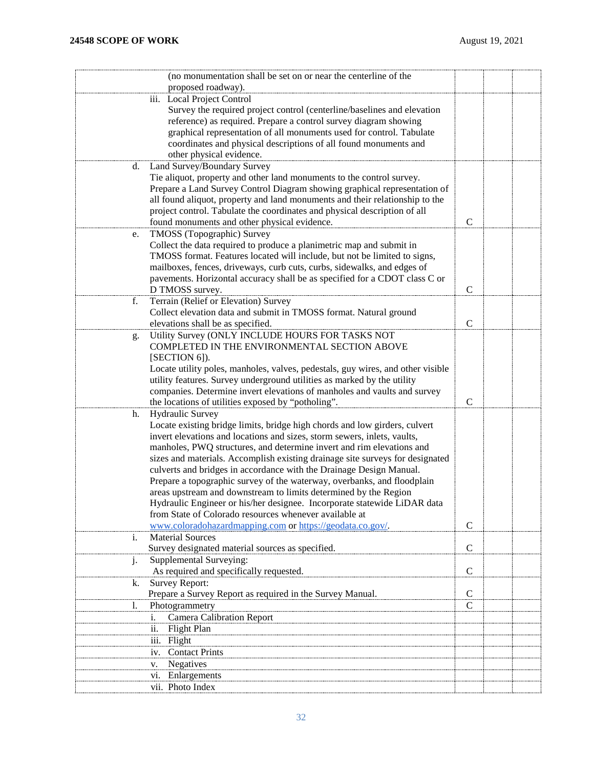| | | | |
|---|---|---|---|
| (no monumentation shall be set on or near the centerline of the proposed roadway). | | | |
| iii. Local Project Control<br>Survey the required project control (centerline/baselines and elevation reference) as required. Prepare a control survey diagram showing graphical representation of all monuments used for control. Tabulate coordinates and physical descriptions of all found monuments and other physical evidence. | | | |
| d. Land Survey/Boundary Survey<br>Tie aliquot, property and other land monuments to the control survey. Prepare a Land Survey Control Diagram showing graphical representation of all found aliquot, property and land monuments and their relationship to the project control. Tabulate the coordinates and physical description of all found monuments and other physical evidence. | C | | |
| e. TMOSS (Topographic) Survey<br>Collect the data required to produce a planimetric map and submit in TMOSS format. Features located will include, but not be limited to signs, mailboxes, fences, driveways, curb cuts, curbs, sidewalks, and edges of pavements. Horizontal accuracy shall be as specified for a CDOT class C or D TMOSS survey. | C | | |
| f. Terrain (Relief or Elevation) Survey<br>Collect elevation data and submit in TMOSS format. Natural ground elevations shall be as specified. | C | | |
| g. Utility Survey (ONLY INCLUDE HOURS FOR TASKS NOT COMPLETED IN THE ENVIRONMENTAL SECTION ABOVE [SECTION 6]).<br>Locate utility poles, manholes, valves, pedestals, guy wires, and other visible utility features. Survey underground utilities as marked by the utility companies. Determine invert elevations of manholes and vaults and survey the locations of utilities exposed by "potholing". | C | | |
| h. Hydraulic Survey<br>Locate existing bridge limits, bridge high chords and low girders, culvert invert elevations and locations and sizes, storm sewers, inlets, vaults, manholes, PWQ structures, and determine invert and rim elevations and sizes and materials. Accomplish existing drainage site surveys for designated culverts and bridges in accordance with the Drainage Design Manual. Prepare a topographic survey of the waterway, overbanks, and floodplain areas upstream and downstream to limits determined by the Region Hydraulic Engineer or his/her designee. Incorporate statewide LiDAR data from State of Colorado resources whenever available at www.coloradohazardmapping.com or https://geodata.co.gov/. | C | | |
| i. Material Sources<br>Survey designated material sources as specified. | C | | |
| j. Supplemental Surveying:<br>As required and specifically requested. | C | | |
| k. Survey Report:<br>Prepare a Survey Report as required in the Survey Manual. | C | | |
| l. Photogrammetry | C | | |
| i. Camera Calibration Report | | | |
| ii. Flight Plan | | | |
| iii. Flight | | | |
| iv. Contact Prints | | | |
| v. Negatives | | | |
| vi. Enlargements | | | |
| vii. Photo Index | | | |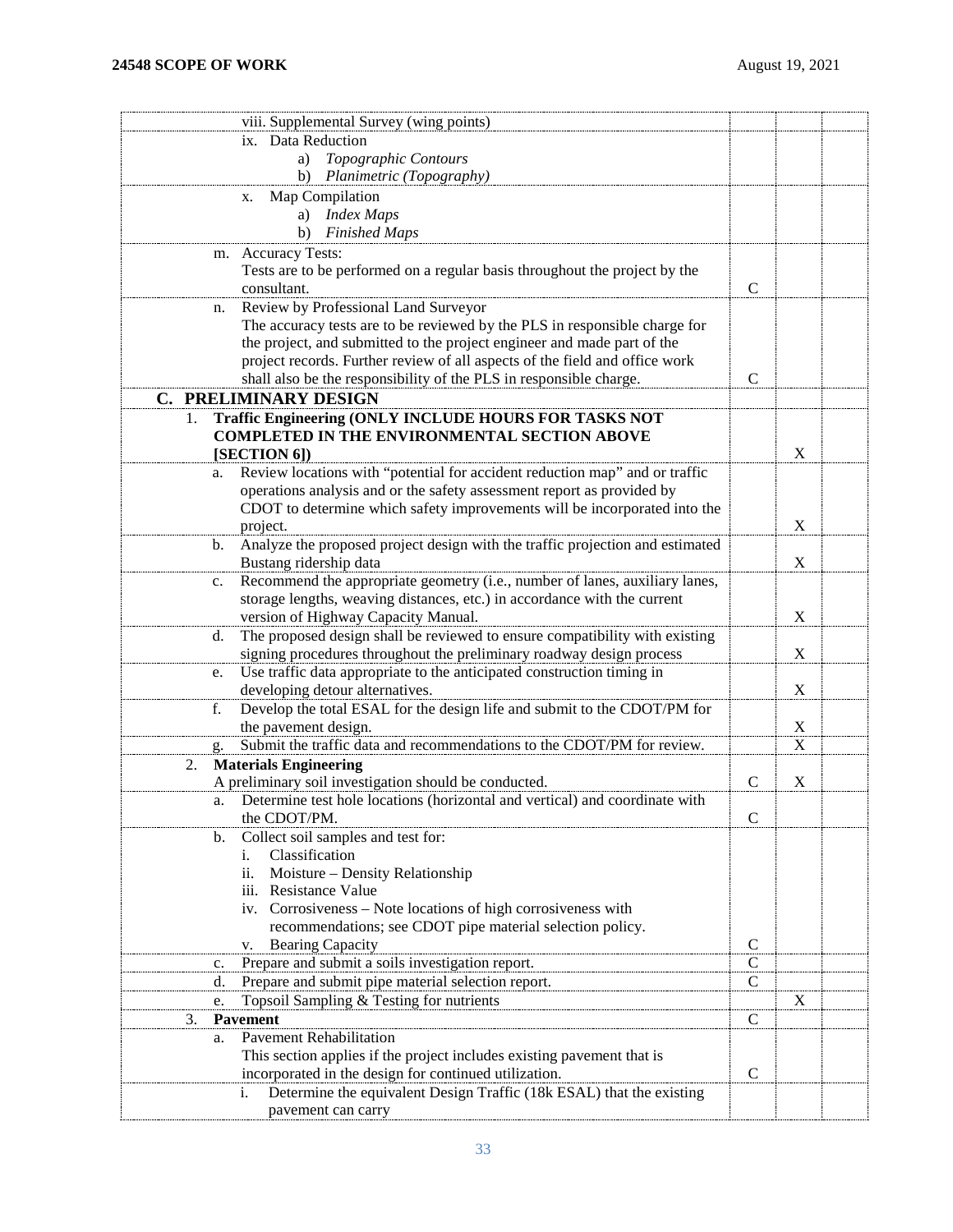| Task | | | |
|---|---|---|---|
| viii. Supplemental Survey (wing points) | | | |
| ix. Data Reduction<br>a) *Topographic Contours*<br>b) *Planimetric (Topography)* | | | |
| x. Map Compilation<br>a) *Index Maps*<br>b) *Finished Maps* | | | |
| m. Accuracy Tests:<br>Tests are to be performed on a regular basis throughout the project by the consultant. | C | | |
| n. Review by Professional Land Surveyor<br>The accuracy tests are to be reviewed by the PLS in responsible charge for the project, and submitted to the project engineer and made part of the project records. Further review of all aspects of the field and office work shall also be the responsibility of the PLS in responsible charge. | C | | |
| **C. PRELIMINARY DESIGN** | | | |
| 1. **Traffic Engineering (ONLY INCLUDE HOURS FOR TASKS NOT COMPLETED IN THE ENVIRONMENTAL SECTION ABOVE [SECTION 6])** | | X | |
| a. Review locations with "potential for accident reduction map" and or traffic operations analysis and or the safety assessment report as provided by CDOT to determine which safety improvements will be incorporated into the project. | | X | |
| b. Analyze the proposed project design with the traffic projection and estimated Bustang ridership data | | X | |
| c. Recommend the appropriate geometry (i.e., number of lanes, auxiliary lanes, storage lengths, weaving distances, etc.) in accordance with the current version of Highway Capacity Manual. | | X | |
| d. The proposed design shall be reviewed to ensure compatibility with existing signing procedures throughout the preliminary roadway design process | | X | |
| e. Use traffic data appropriate to the anticipated construction timing in developing detour alternatives. | | X | |
| f. Develop the total ESAL for the design life and submit to the CDOT/PM for the pavement design. | | X | |
| g. Submit the traffic data and recommendations to the CDOT/PM for review. | | X | |
| 2. **Materials Engineering**<br>A preliminary soil investigation should be conducted. | C | X | |
| a. Determine test hole locations (horizontal and vertical) and coordinate with the CDOT/PM. | C | | |
| b. Collect soil samples and test for:<br>i. Classification<br>ii. Moisture – Density Relationship<br>iii. Resistance Value<br>iv. Corrosiveness – Note locations of high corrosiveness with recommendations; see CDOT pipe material selection policy.<br>v. Bearing Capacity | C | | |
| c. Prepare and submit a soils investigation report. | C | | |
| d. Prepare and submit pipe material selection report. | C | | |
| e. Topsoil Sampling & Testing for nutrients | | X | |
| 3. **Pavement** | C | | |
| a. Pavement Rehabilitation<br>This section applies if the project includes existing pavement that is incorporated in the design for continued utilization. | C | | |
| i. Determine the equivalent Design Traffic (18k ESAL) that the existing pavement can carry | | | |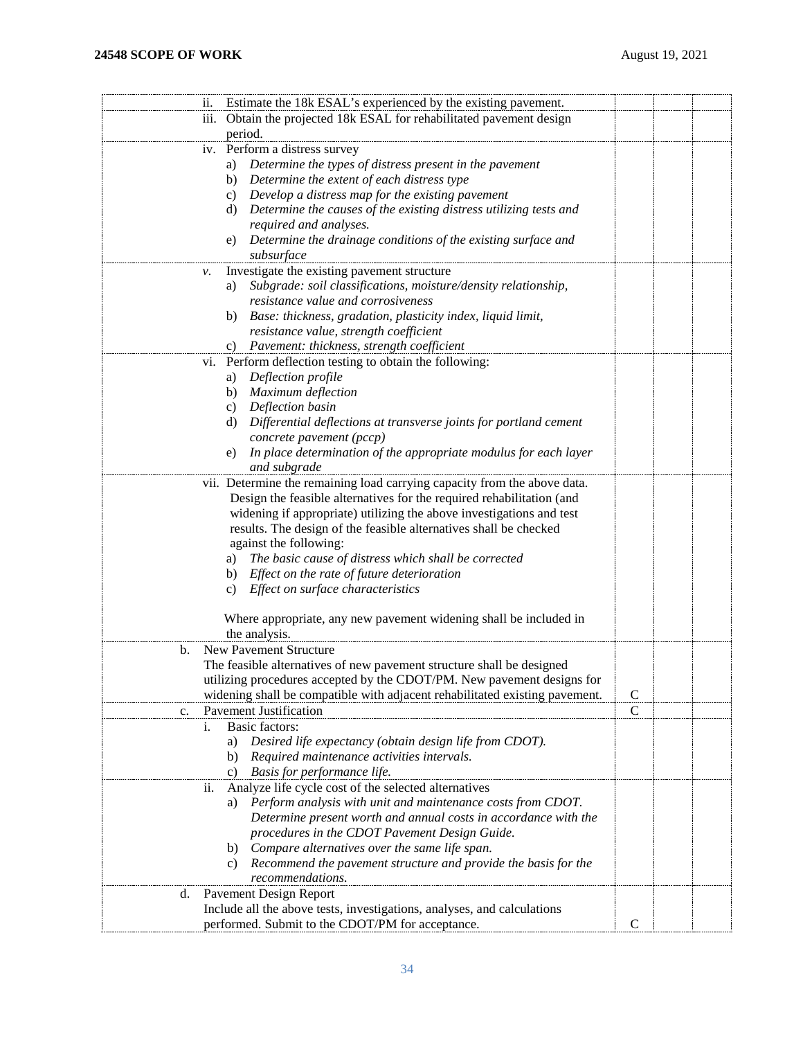| Task | | | |
|---|---|---|---|
| ii. Estimate the 18k ESAL's experienced by the existing pavement. | | | |
| iii. Obtain the projected 18k ESAL for rehabilitated pavement design period. | | | |
| iv. Perform a distress survey<br>a) *Determine the types of distress present in the pavement*<br>b) *Determine the extent of each distress type*<br>c) *Develop a distress map for the existing pavement*<br>d) *Determine the causes of the existing distress utilizing tests and required and analyses.*<br>e) *Determine the drainage conditions of the existing surface and subsurface* | | | |
| *v.* Investigate the existing pavement structure<br>a) *Subgrade: soil classifications, moisture/density relationship, resistance value and corrosiveness*<br>b) *Base: thickness, gradation, plasticity index, liquid limit, resistance value, strength coefficient*<br>c) *Pavement: thickness, strength coefficient* | | | |
| vi. Perform deflection testing to obtain the following:<br>a) *Deflection profile*<br>b) *Maximum deflection*<br>c) *Deflection basin*<br>d) *Differential deflections at transverse joints for portland cement concrete pavement (pccp)*<br>e) *In place determination of the appropriate modulus for each layer and subgrade* | | | |
| vii. Determine the remaining load carrying capacity from the above data. Design the feasible alternatives for the required rehabilitation (and widening if appropriate) utilizing the above investigations and test results. The design of the feasible alternatives shall be checked against the following:<br>a) *The basic cause of distress which shall be corrected*<br>b) *Effect on the rate of future deterioration*<br>c) *Effect on surface characteristics*<br><br>Where appropriate, any new pavement widening shall be included in the analysis. | | | |
| b. New Pavement Structure<br>The feasible alternatives of new pavement structure shall be designed utilizing procedures accepted by the CDOT/PM. New pavement designs for widening shall be compatible with adjacent rehabilitated existing pavement. | C | | |
| c. Pavement Justification | C | | |
| i. Basic factors:<br>a) *Desired life expectancy (obtain design life from CDOT).*<br>b) *Required maintenance activities intervals.*<br>c) *Basis for performance life.* | | | |
| ii. Analyze life cycle cost of the selected alternatives<br>a) *Perform analysis with unit and maintenance costs from CDOT. Determine present worth and annual costs in accordance with the procedures in the CDOT Pavement Design Guide.*<br>b) *Compare alternatives over the same life span.*<br>c) *Recommend the pavement structure and provide the basis for the recommendations.* | | | |
| d. Pavement Design Report<br>Include all the above tests, investigations, analyses, and calculations performed. Submit to the CDOT/PM for acceptance. | C | | |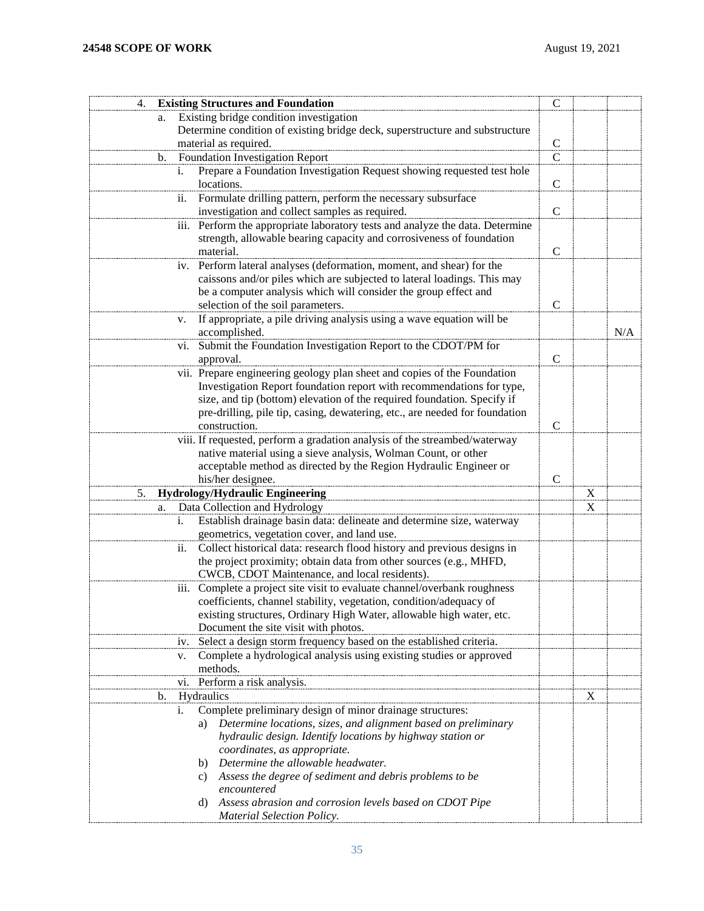| | | | |
|---|---|---|---|
| 4. **Existing Structures and Foundation** | C | | |
| a. Existing bridge condition investigation<br>Determine condition of existing bridge deck, superstructure and substructure material as required. | C | | |
| b. Foundation Investigation Report | C | | |
| i. Prepare a Foundation Investigation Request showing requested test hole locations. | C | | |
| ii. Formulate drilling pattern, perform the necessary subsurface investigation and collect samples as required. | C | | |
| iii. Perform the appropriate laboratory tests and analyze the data. Determine strength, allowable bearing capacity and corrosiveness of foundation material. | C | | |
| iv. Perform lateral analyses (deformation, moment, and shear) for the caissons and/or piles which are subjected to lateral loadings. This may be a computer analysis which will consider the group effect and selection of the soil parameters. | C | | |
| v. If appropriate, a pile driving analysis using a wave equation will be accomplished. | | | N/A |
| vi. Submit the Foundation Investigation Report to the CDOT/PM for approval. | C | | |
| vii. Prepare engineering geology plan sheet and copies of the Foundation Investigation Report foundation report with recommendations for type, size, and tip (bottom) elevation of the required foundation. Specify if pre-drilling, pile tip, casing, dewatering, etc., are needed for foundation construction. | C | | |
| viii. If requested, perform a gradation analysis of the streambed/waterway native material using a sieve analysis, Wolman Count, or other acceptable method as directed by the Region Hydraulic Engineer or his/her designee. | C | | |
| 5. **Hydrology/Hydraulic Engineering** | | X | |
| a. Data Collection and Hydrology | | X | |
| i. Establish drainage basin data: delineate and determine size, waterway geometrics, vegetation cover, and land use. | | | |
| ii. Collect historical data: research flood history and previous designs in the project proximity; obtain data from other sources (e.g., MHFD, CWCB, CDOT Maintenance, and local residents). | | | |
| iii. Complete a project site visit to evaluate channel/overbank roughness coefficients, channel stability, vegetation, condition/adequacy of existing structures, Ordinary High Water, allowable high water, etc. Document the site visit with photos. | | | |
| iv. Select a design storm frequency based on the established criteria. | | | |
| v. Complete a hydrological analysis using existing studies or approved methods. | | | |
| vi. Perform a risk analysis. | | | |
| b. Hydraulics | | X | |
| i. Complete preliminary design of minor drainage structures:<br>a) *Determine locations, sizes, and alignment based on preliminary hydraulic design. Identify locations by highway station or coordinates, as appropriate.*<br>b) *Determine the allowable headwater.*<br>c) *Assess the degree of sediment and debris problems to be encountered*<br>d) *Assess abrasion and corrosion levels based on CDOT Pipe Material Selection Policy*. | | | |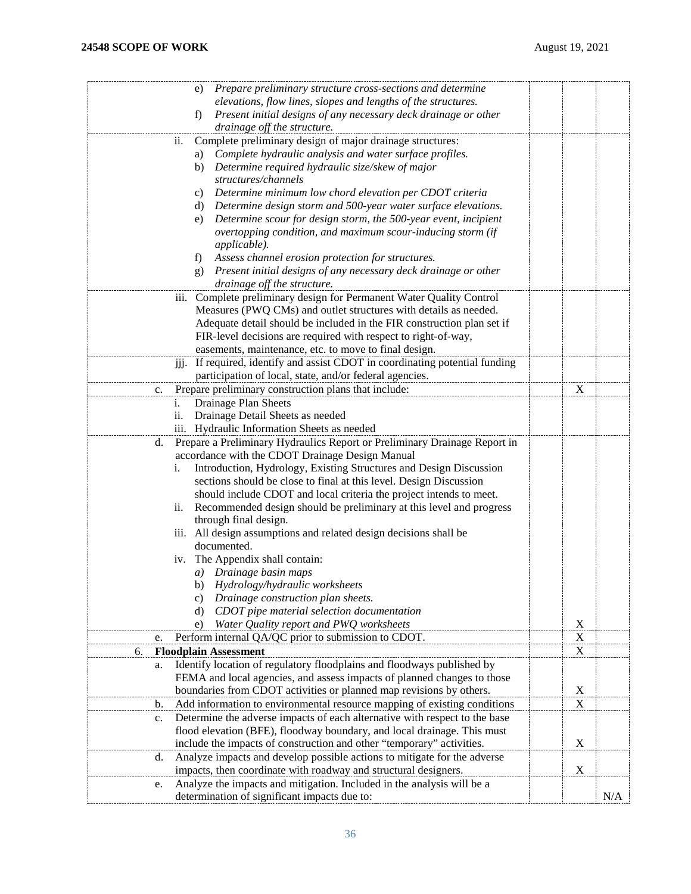| | | | |
|---|---|---|---|
| e) *Prepare preliminary structure cross-sections and determine elevations, flow lines, slopes and lengths of the structures.*<br>f) *Present initial designs of any necessary deck drainage or other drainage off the structure.* | | | |
| ii. Complete preliminary design of major drainage structures:<br>a) *Complete hydraulic analysis and water surface profiles.*<br>b) *Determine required hydraulic size/skew of major structures/channels*<br>c) *Determine minimum low chord elevation per CDOT criteria*<br>d) *Determine design storm and 500-year water surface elevations.*<br>e) *Determine scour for design storm, the 500-year event, incipient overtopping condition, and maximum scour-inducing storm (if applicable).*<br>f) *Assess channel erosion protection for structures.*<br>g) *Present initial designs of any necessary deck drainage or other drainage off the structure.* | | | |
| iii. Complete preliminary design for Permanent Water Quality Control Measures (PWQ CMs) and outlet structures with details as needed. Adequate detail should be included in the FIR construction plan set if FIR-level decisions are required with respect to right-of-way, easements, maintenance, etc. to move to final design. | | | |
| jjj. If required, identify and assist CDOT in coordinating potential funding participation of local, state, and/or federal agencies. | | | |
| c. Prepare preliminary construction plans that include: | | X | |
| i. Drainage Plan Sheets<br>ii. Drainage Detail Sheets as needed<br>iii. Hydraulic Information Sheets as needed | | | |
| d. Prepare a Preliminary Hydraulics Report or Preliminary Drainage Report in accordance with the CDOT Drainage Design Manual<br>i. Introduction, Hydrology, Existing Structures and Design Discussion sections should be close to final at this level. Design Discussion should include CDOT and local criteria the project intends to meet.<br>ii. Recommended design should be preliminary at this level and progress through final design.<br>iii. All design assumptions and related design decisions shall be documented.<br>iv. The Appendix shall contain:<br>*a) Drainage basin maps*<br>b) *Hydrology/hydraulic worksheets*<br>c) *Drainage construction plan sheets.*<br>d) *CDOT pipe material selection documentation*<br>e) *Water Quality report and PWQ worksheets* | | X | |
| e. Perform internal QA/QC prior to submission to CDOT. | | X | |
| 6. **Floodplain Assessment** | | X | |
| a. Identify location of regulatory floodplains and floodways published by FEMA and local agencies, and assess impacts of planned changes to those boundaries from CDOT activities or planned map revisions by others. | | X | |
| b. Add information to environmental resource mapping of existing conditions | | X | |
| c. Determine the adverse impacts of each alternative with respect to the base flood elevation (BFE), floodway boundary, and local drainage. This must include the impacts of construction and other "temporary" activities. | | X | |
| d. Analyze impacts and develop possible actions to mitigate for the adverse impacts, then coordinate with roadway and structural designers. | | X | |
| e. Analyze the impacts and mitigation. Included in the analysis will be a determination of significant impacts due to: | | | N/A |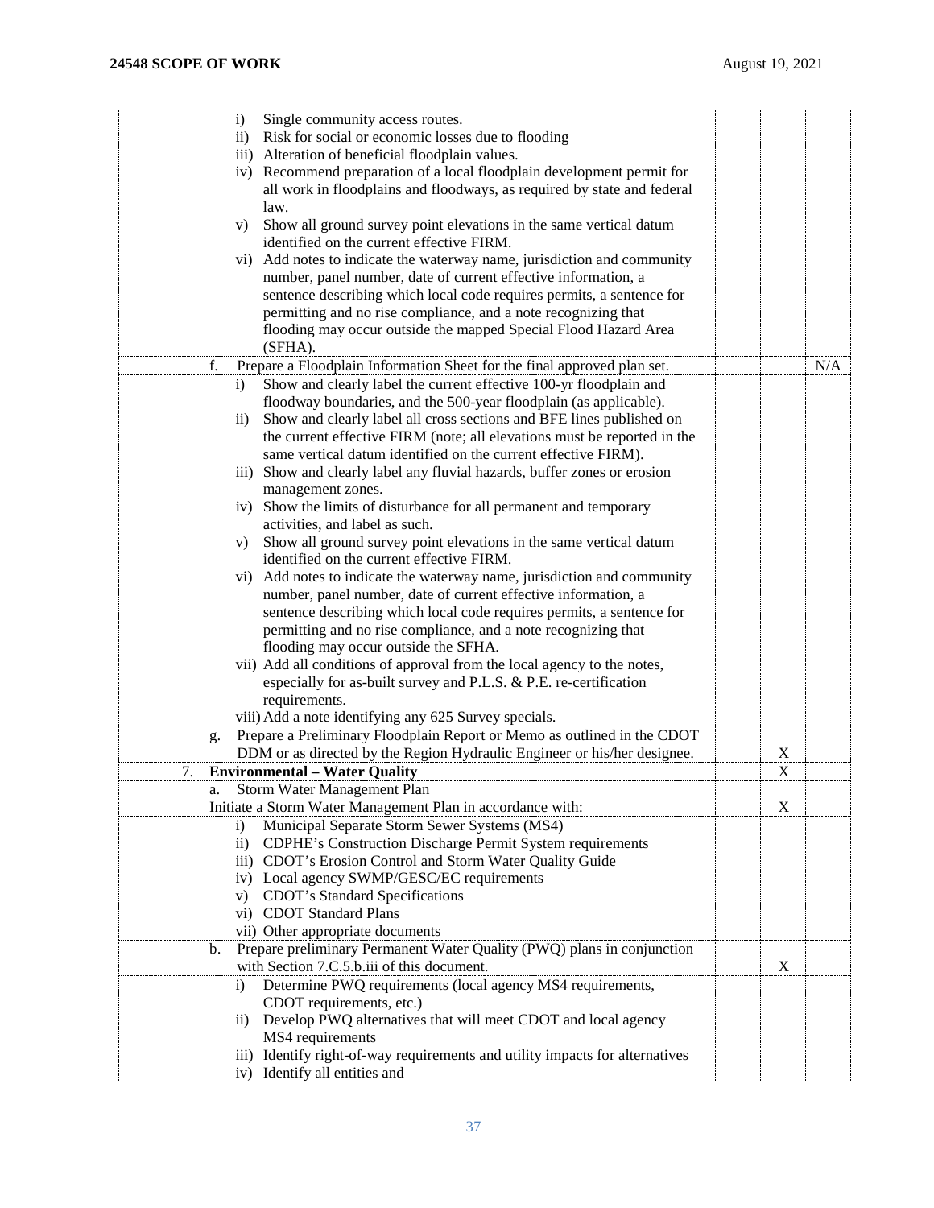| | | | |
|---|---|---|---|
| i) Single community access routes.<br>ii) Risk for social or economic losses due to flooding<br>iii) Alteration of beneficial floodplain values.<br>iv) Recommend preparation of a local floodplain development permit for all work in floodplains and floodways, as required by state and federal law.<br>v) Show all ground survey point elevations in the same vertical datum identified on the current effective FIRM.<br>vi) Add notes to indicate the waterway name, jurisdiction and community number, panel number, date of current effective information, a sentence describing which local code requires permits, a sentence for permitting and no rise compliance, and a note recognizing that flooding may occur outside the mapped Special Flood Hazard Area (SFHA). | | | |
| f. Prepare a Floodplain Information Sheet for the final approved plan set. | | | N/A |
| i) Show and clearly label the current effective 100-yr floodplain and floodway boundaries, and the 500-year floodplain (as applicable).<br>ii) Show and clearly label all cross sections and BFE lines published on the current effective FIRM (note; all elevations must be reported in the same vertical datum identified on the current effective FIRM).<br>iii) Show and clearly label any fluvial hazards, buffer zones or erosion management zones.<br>iv) Show the limits of disturbance for all permanent and temporary activities, and label as such.<br>v) Show all ground survey point elevations in the same vertical datum identified on the current effective FIRM.<br>vi) Add notes to indicate the waterway name, jurisdiction and community number, panel number, date of current effective information, a sentence describing which local code requires permits, a sentence for permitting and no rise compliance, and a note recognizing that flooding may occur outside the SFHA.<br>vii) Add all conditions of approval from the local agency to the notes, especially for as-built survey and P.L.S. & P.E. re-certification requirements.<br>viii) Add a note identifying any 625 Survey specials. | | | |
| g. Prepare a Preliminary Floodplain Report or Memo as outlined in the CDOT DDM or as directed by the Region Hydraulic Engineer or his/her designee. | | X | |
| 7. **Environmental – Water Quality** | | X | |
| a. Storm Water Management Plan<br>Initiate a Storm Water Management Plan in accordance with: | | X | |
| i) Municipal Separate Storm Sewer Systems (MS4)<br>ii) CDPHE's Construction Discharge Permit System requirements<br>iii) CDOT's Erosion Control and Storm Water Quality Guide<br>iv) Local agency SWMP/GESC/EC requirements<br>v) CDOT's Standard Specifications<br>vi) CDOT Standard Plans<br>vii) Other appropriate documents | | | |
| b. Prepare preliminary Permanent Water Quality (PWQ) plans in conjunction with Section 7.C.5.b.iii of this document. | | X | |
| i) Determine PWQ requirements (local agency MS4 requirements, CDOT requirements, etc.)<br>ii) Develop PWQ alternatives that will meet CDOT and local agency MS4 requirements<br>iii) Identify right-of-way requirements and utility impacts for alternatives<br>iv) Identify all entities and | | | |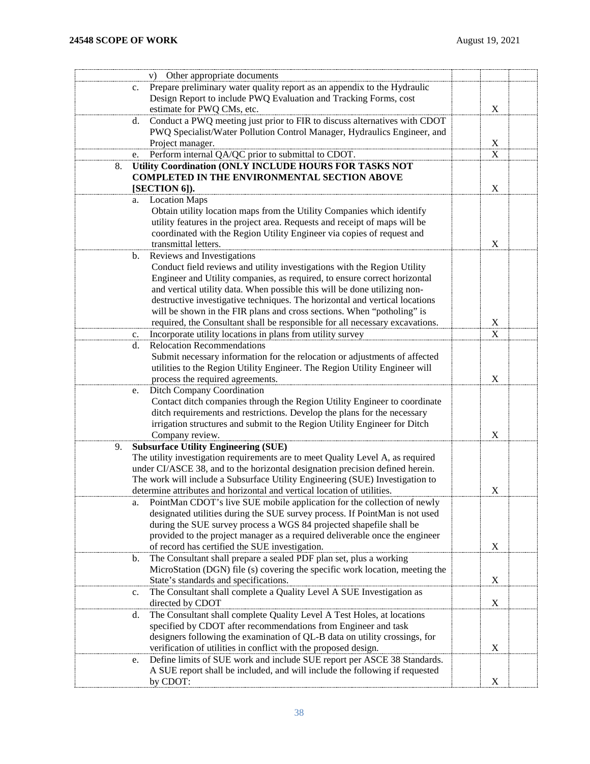| Task | | | |
|---|---|---|---|
| v) Other appropriate documents | | | |
| c. Prepare preliminary water quality report as an appendix to the Hydraulic Design Report to include PWQ Evaluation and Tracking Forms, cost estimate for PWQ CMs, etc. | | X | |
| d. Conduct a PWQ meeting just prior to FIR to discuss alternatives with CDOT PWQ Specialist/Water Pollution Control Manager, Hydraulics Engineer, and Project manager. | | X | |
| e. Perform internal QA/QC prior to submittal to CDOT. | | X | |
| 8. **Utility Coordination (ONLY INCLUDE HOURS FOR TASKS NOT COMPLETED IN THE ENVIRONMENTAL SECTION ABOVE [SECTION 6]).** | | X | |
| a. Location Maps<br>Obtain utility location maps from the Utility Companies which identify utility features in the project area. Requests and receipt of maps will be coordinated with the Region Utility Engineer via copies of request and transmittal letters. | | X | |
| b. Reviews and Investigations<br>Conduct field reviews and utility investigations with the Region Utility Engineer and Utility companies, as required, to ensure correct horizontal and vertical utility data. When possible this will be done utilizing non-destructive investigative techniques. The horizontal and vertical locations will be shown in the FIR plans and cross sections. When "potholing" is required, the Consultant shall be responsible for all necessary excavations. | | X | |
| c. Incorporate utility locations in plans from utility survey | | X | |
| d. Relocation Recommendations<br>Submit necessary information for the relocation or adjustments of affected utilities to the Region Utility Engineer. The Region Utility Engineer will process the required agreements. | | X | |
| e. Ditch Company Coordination<br>Contact ditch companies through the Region Utility Engineer to coordinate ditch requirements and restrictions. Develop the plans for the necessary irrigation structures and submit to the Region Utility Engineer for Ditch Company review. | | X | |
| 9. **Subsurface Utility Engineering (SUE)**<br>The utility investigation requirements are to meet Quality Level A, as required under CI/ASCE 38, and to the horizontal designation precision defined herein. The work will include a Subsurface Utility Engineering (SUE) Investigation to determine attributes and horizontal and vertical location of utilities. | | X | |
| a. PointMan CDOT's live SUE mobile application for the collection of newly designated utilities during the SUE survey process. If PointMan is not used during the SUE survey process a WGS 84 projected shapefile shall be provided to the project manager as a required deliverable once the engineer of record has certified the SUE investigation. | | X | |
| b. The Consultant shall prepare a sealed PDF plan set, plus a working MicroStation (DGN) file (s) covering the specific work location, meeting the State's standards and specifications. | | X | |
| c. The Consultant shall complete a Quality Level A SUE Investigation as directed by CDOT | | X | |
| d. The Consultant shall complete Quality Level A Test Holes, at locations specified by CDOT after recommendations from Engineer and task designers following the examination of QL-B data on utility crossings, for verification of utilities in conflict with the proposed design. | | X | |
| e. Define limits of SUE work and include SUE report per ASCE 38 Standards. A SUE report shall be included, and will include the following if requested by CDOT: | | X | |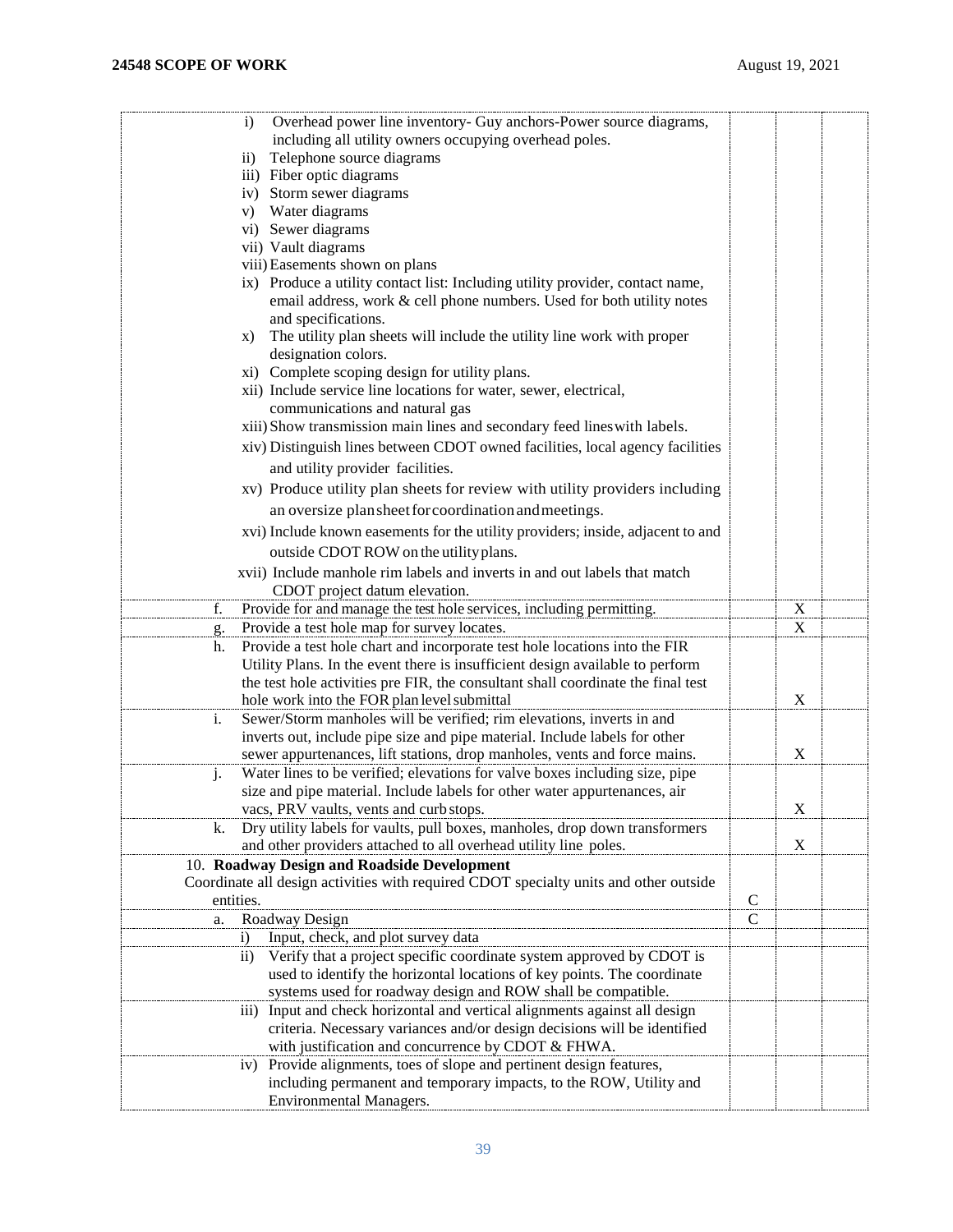| | | | |
|---|---|---|---|
| i) Overhead power line inventory- Guy anchors-Power source diagrams, including all utility owners occupying overhead poles.<br>ii) Telephone source diagrams<br>iii) Fiber optic diagrams<br>iv) Storm sewer diagrams<br>v) Water diagrams<br>vi) Sewer diagrams<br>vii) Vault diagrams<br>viii) Easements shown on plans<br>ix) Produce a utility contact list: Including utility provider, contact name, email address, work & cell phone numbers. Used for both utility notes and specifications.<br>x) The utility plan sheets will include the utility line work with proper designation colors.<br>xi) Complete scoping design for utility plans.<br>xii) Include service line locations for water, sewer, electrical, communications and natural gas<br>xiii) Show transmission main lines and secondary feed lines with labels.<br>xiv) Distinguish lines between CDOT owned facilities, local agency facilities and utility provider facilities.<br>xv) Produce utility plan sheets for review with utility providers including an oversize plan sheet for coordination and meetings.<br>xvi) Include known easements for the utility providers; inside, adjacent to and outside CDOT ROW on the utility plans.<br>xvii) Include manhole rim labels and inverts in and out labels that match CDOT project datum elevation. | | | |
| f. Provide for and manage the test hole services, including permitting. | | X | |
| g. Provide a test hole map for survey locates. | | X | |
| h. Provide a test hole chart and incorporate test hole locations into the FIR Utility Plans. In the event there is insufficient design available to perform the test hole activities pre FIR, the consultant shall coordinate the final test hole work into the FOR plan level submittal | | X | |
| i. Sewer/Storm manholes will be verified; rim elevations, inverts in and inverts out, include pipe size and pipe material. Include labels for other sewer appurtenances, lift stations, drop manholes, vents and force mains. | | X | |
| j. Water lines to be verified; elevations for valve boxes including size, pipe size and pipe material. Include labels for other water appurtenances, air vacs, PRV vaults, vents and curb stops. | | X | |
| k. Dry utility labels for vaults, pull boxes, manholes, drop down transformers and other providers attached to all overhead utility line poles. | | X | |
| 10. **Roadway Design and Roadside Development**<br>Coordinate all design activities with required CDOT specialty units and other outside entities. | C | | |
| a. Roadway Design | C | | |
| i) Input, check, and plot survey data | | | |
| ii) Verify that a project specific coordinate system approved by CDOT is used to identify the horizontal locations of key points. The coordinate systems used for roadway design and ROW shall be compatible. | | | |
| iii) Input and check horizontal and vertical alignments against all design criteria. Necessary variances and/or design decisions will be identified with justification and concurrence by CDOT & FHWA. | | | |
| iv) Provide alignments, toes of slope and pertinent design features, including permanent and temporary impacts, to the ROW, Utility and Environmental Managers. | | | |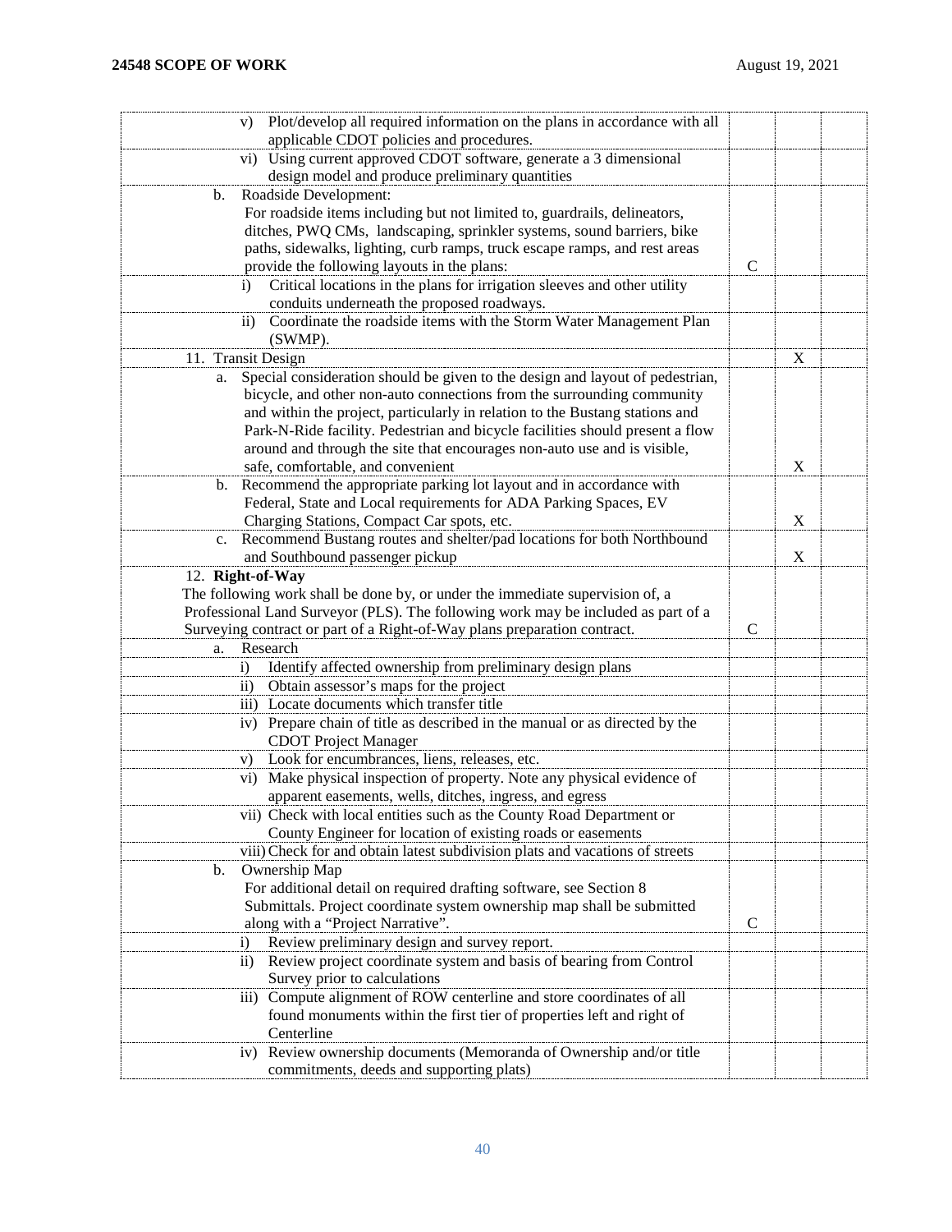| | | | |
|---|---|---|---|
| v) Plot/develop all required information on the plans in accordance with all applicable CDOT policies and procedures. | | | |
| vi) Using current approved CDOT software, generate a 3 dimensional design model and produce preliminary quantities | | | |
| b. Roadside Development: For roadside items including but not limited to, guardrails, delineators, ditches, PWQ CMs, landscaping, sprinkler systems, sound barriers, bike paths, sidewalks, lighting, curb ramps, truck escape ramps, and rest areas provide the following layouts in the plans: | C | | |
| i) Critical locations in the plans for irrigation sleeves and other utility conduits underneath the proposed roadways. | | | |
| ii) Coordinate the roadside items with the Storm Water Management Plan (SWMP). | | | |
| 11. Transit Design | | X | |
| a. Special consideration should be given to the design and layout of pedestrian, bicycle, and other non-auto connections from the surrounding community and within the project, particularly in relation to the Bustang stations and Park-N-Ride facility. Pedestrian and bicycle facilities should present a flow around and through the site that encourages non-auto use and is visible, safe, comfortable, and convenient | | X | |
| b. Recommend the appropriate parking lot layout and in accordance with Federal, State and Local requirements for ADA Parking Spaces, EV Charging Stations, Compact Car spots, etc. | | X | |
| c. Recommend Bustang routes and shelter/pad locations for both Northbound and Southbound passenger pickup | | X | |
| 12. **Right-of-Way** The following work shall be done by, or under the immediate supervision of, a Professional Land Surveyor (PLS). The following work may be included as part of a Surveying contract or part of a Right-of-Way plans preparation contract. | C | | |
| a. Research | | | |
| i) Identify affected ownership from preliminary design plans | | | |
| ii) Obtain assessor's maps for the project | | | |
| iii) Locate documents which transfer title | | | |
| iv) Prepare chain of title as described in the manual or as directed by the CDOT Project Manager | | | |
| v) Look for encumbrances, liens, releases, etc. | | | |
| vi) Make physical inspection of property. Note any physical evidence of apparent easements, wells, ditches, ingress, and egress | | | |
| vii) Check with local entities such as the County Road Department or County Engineer for location of existing roads or easements | | | |
| viii) Check for and obtain latest subdivision plats and vacations of streets | | | |
| b. Ownership Map For additional detail on required drafting software, see Section 8 Submittals. Project coordinate system ownership map shall be submitted along with a "Project Narrative". | C | | |
| i) Review preliminary design and survey report. | | | |
| ii) Review project coordinate system and basis of bearing from Control Survey prior to calculations | | | |
| iii) Compute alignment of ROW centerline and store coordinates of all found monuments within the first tier of properties left and right of Centerline | | | |
| iv) Review ownership documents (Memoranda of Ownership and/or title commitments, deeds and supporting plats) | | | |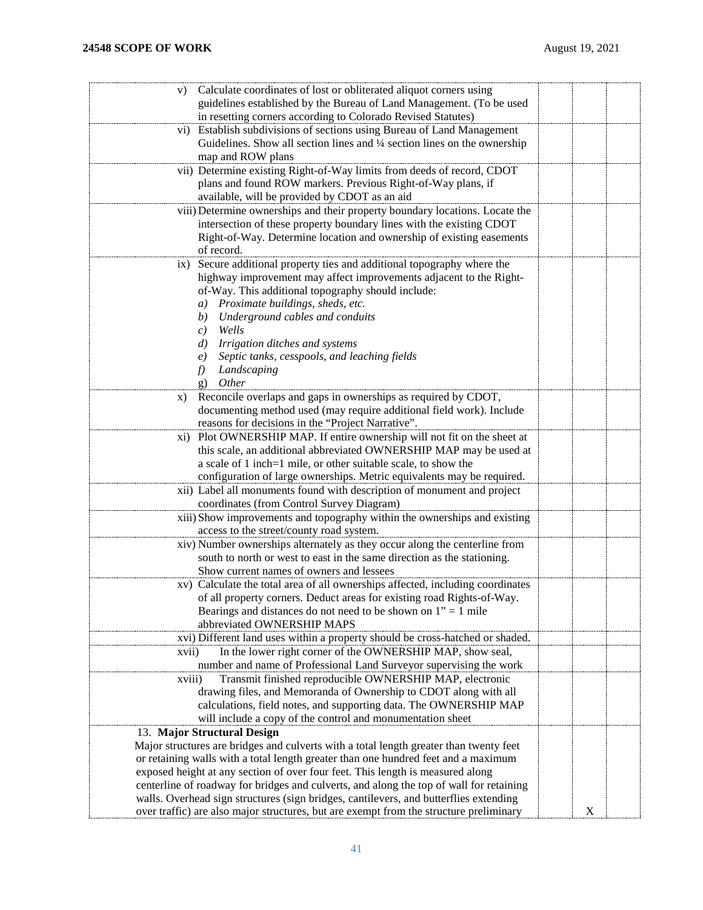| | | | |
|---|---|---|---|
| v) Calculate coordinates of lost or obliterated aliquot corners using guidelines established by the Bureau of Land Management. (To be used in resetting corners according to Colorado Revised Statutes) | | | |
| vi) Establish subdivisions of sections using Bureau of Land Management Guidelines. Show all section lines and ¼ section lines on the ownership map and ROW plans | | | |
| vii) Determine existing Right-of-Way limits from deeds of record, CDOT plans and found ROW markers. Previous Right-of-Way plans, if available, will be provided by CDOT as an aid | | | |
| viii) Determine ownerships and their property boundary locations. Locate the intersection of these property boundary lines with the existing CDOT Right-of-Way. Determine location and ownership of existing easements of record. | | | |
| ix) Secure additional property ties and additional topography where the highway improvement may affect improvements adjacent to the Right-of-Way. This additional topography should include: *a) Proximate buildings, sheds, etc.* *b) Underground cables and conduits* *c) Wells* *d) Irrigation ditches and systems* *e) Septic tanks, cesspools, and leaching fields* *f) Landscaping* g) *Other* | | | |
| x) Reconcile overlaps and gaps in ownerships as required by CDOT, documenting method used (may require additional field work). Include reasons for decisions in the "Project Narrative". | | | |
| xi) Plot OWNERSHIP MAP. If entire ownership will not fit on the sheet at this scale, an additional abbreviated OWNERSHIP MAP may be used at a scale of 1 inch=1 mile, or other suitable scale, to show the configuration of large ownerships. Metric equivalents may be required. | | | |
| xii) Label all monuments found with description of monument and project coordinates (from Control Survey Diagram) | | | |
| xiii) Show improvements and topography within the ownerships and existing access to the street/county road system. | | | |
| xiv) Number ownerships alternately as they occur along the centerline from south to north or west to east in the same direction as the stationing. Show current names of owners and lessees | | | |
| xv) Calculate the total area of all ownerships affected, including coordinates of all property corners. Deduct areas for existing road Rights-of-Way. Bearings and distances do not need to be shown on 1" = 1 mile abbreviated OWNERSHIP MAPS | | | |
| xvi) Different land uses within a property should be cross-hatched or shaded. | | | |
| xvii) In the lower right corner of the OWNERSHIP MAP, show seal, number and name of Professional Land Surveyor supervising the work | | | |
| xviii) Transmit finished reproducible OWNERSHIP MAP, electronic drawing files, and Memoranda of Ownership to CDOT along with all calculations, field notes, and supporting data. The OWNERSHIP MAP will include a copy of the control and monumentation sheet | | | |
| 13. **Major Structural Design** Major structures are bridges and culverts with a total length greater than twenty feet or retaining walls with a total length greater than one hundred feet and a maximum exposed height at any section of over four feet. This length is measured along centerline of roadway for bridges and culverts, and along the top of wall for retaining walls. Overhead sign structures (sign bridges, cantilevers, and butterflies extending over traffic) are also major structures, but are exempt from the structure preliminary | | X | |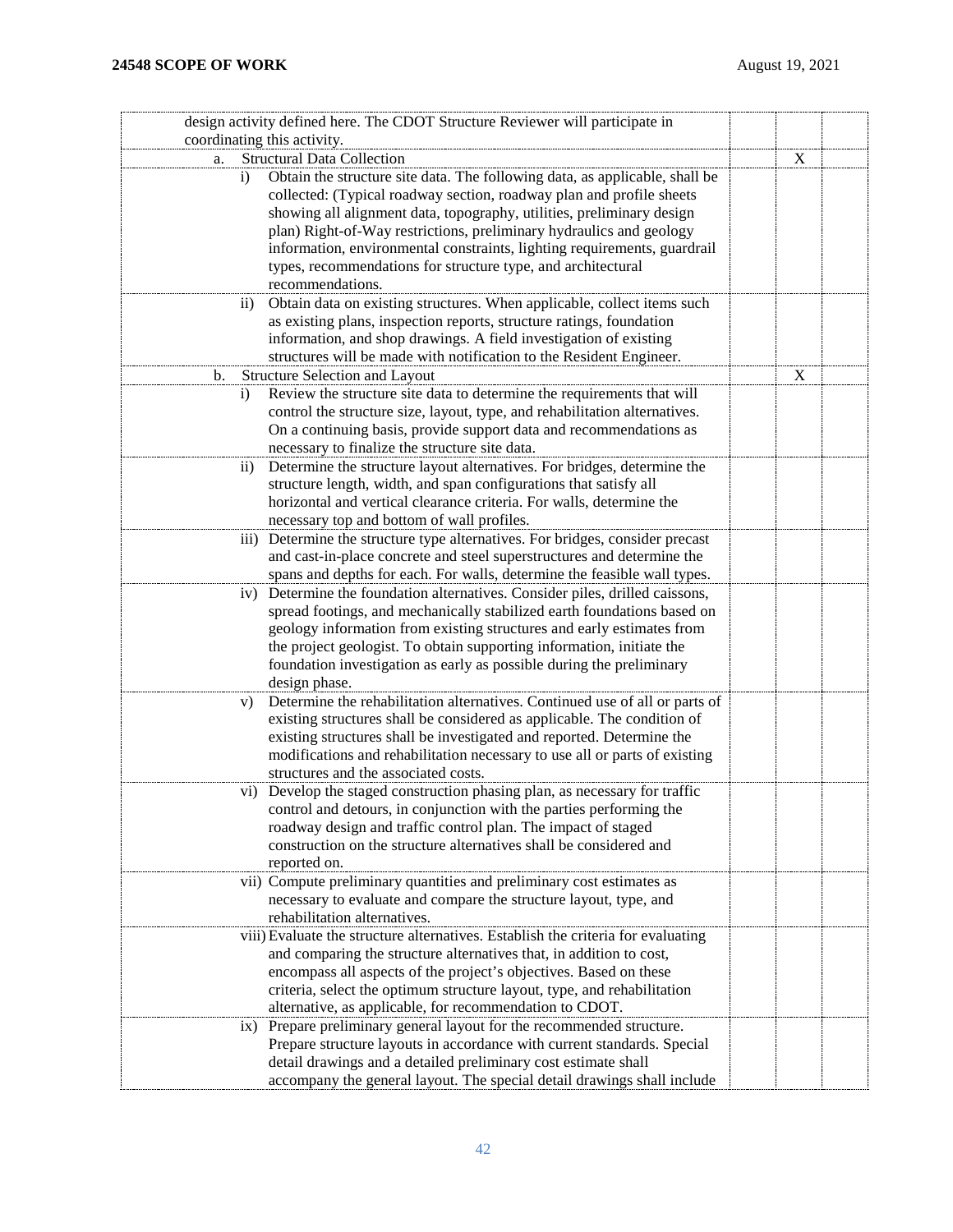| | | | |
|---|---|---|---|
| design activity defined here. The CDOT Structure Reviewer will participate in coordinating this activity. | | | |
| a. Structural Data Collection | | X | |
| i) Obtain the structure site data. The following data, as applicable, shall be collected: (Typical roadway section, roadway plan and profile sheets showing all alignment data, topography, utilities, preliminary design plan) Right-of-Way restrictions, preliminary hydraulics and geology information, environmental constraints, lighting requirements, guardrail types, recommendations for structure type, and architectural recommendations. | | | |
| ii) Obtain data on existing structures. When applicable, collect items such as existing plans, inspection reports, structure ratings, foundation information, and shop drawings. A field investigation of existing structures will be made with notification to the Resident Engineer. | | | |
| b. Structure Selection and Layout | | X | |
| i) Review the structure site data to determine the requirements that will control the structure size, layout, type, and rehabilitation alternatives. On a continuing basis, provide support data and recommendations as necessary to finalize the structure site data. | | | |
| ii) Determine the structure layout alternatives. For bridges, determine the structure length, width, and span configurations that satisfy all horizontal and vertical clearance criteria. For walls, determine the necessary top and bottom of wall profiles. | | | |
| iii) Determine the structure type alternatives. For bridges, consider precast and cast-in-place concrete and steel superstructures and determine the spans and depths for each. For walls, determine the feasible wall types. | | | |
| iv) Determine the foundation alternatives. Consider piles, drilled caissons, spread footings, and mechanically stabilized earth foundations based on geology information from existing structures and early estimates from the project geologist. To obtain supporting information, initiate the foundation investigation as early as possible during the preliminary design phase. | | | |
| v) Determine the rehabilitation alternatives. Continued use of all or parts of existing structures shall be considered as applicable. The condition of existing structures shall be investigated and reported. Determine the modifications and rehabilitation necessary to use all or parts of existing structures and the associated costs. | | | |
| vi) Develop the staged construction phasing plan, as necessary for traffic control and detours, in conjunction with the parties performing the roadway design and traffic control plan. The impact of staged construction on the structure alternatives shall be considered and reported on. | | | |
| vii) Compute preliminary quantities and preliminary cost estimates as necessary to evaluate and compare the structure layout, type, and rehabilitation alternatives. | | | |
| viii) Evaluate the structure alternatives. Establish the criteria for evaluating and comparing the structure alternatives that, in addition to cost, encompass all aspects of the project's objectives. Based on these criteria, select the optimum structure layout, type, and rehabilitation alternative, as applicable, for recommendation to CDOT. | | | |
| ix) Prepare preliminary general layout for the recommended structure. Prepare structure layouts in accordance with current standards. Special detail drawings and a detailed preliminary cost estimate shall accompany the general layout. The special detail drawings shall include | | | |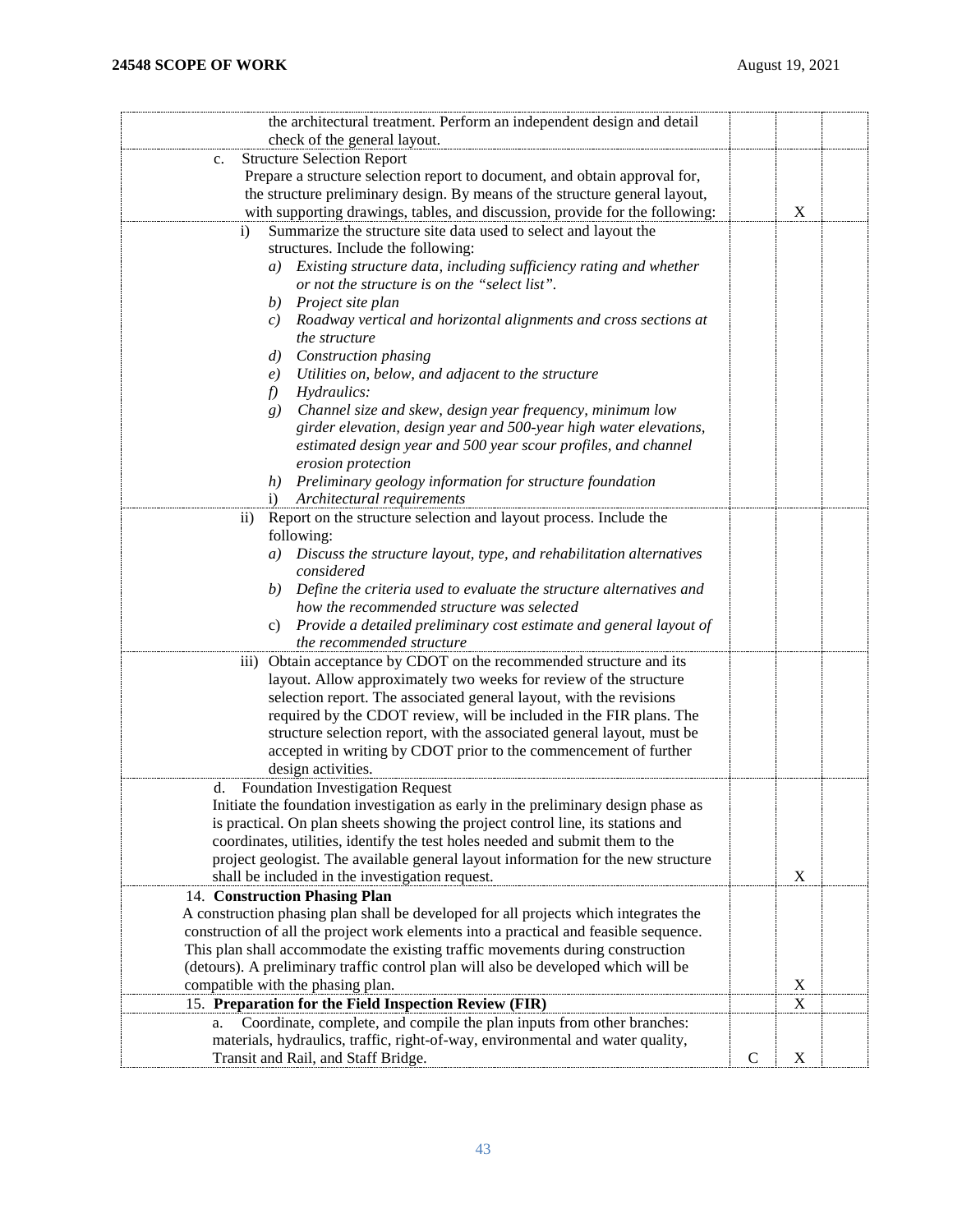| | | | |
|---|---|---|---|
| the architectural treatment. Perform an independent design and detail check of the general layout. | | | |
| c. Structure Selection Report<br>Prepare a structure selection report to document, and obtain approval for, the structure preliminary design. By means of the structure general layout, with supporting drawings, tables, and discussion, provide for the following: | | X | |
| i) Summarize the structure site data used to select and layout the structures. Include the following:<br>*a) Existing structure data, including sufficiency rating and whether or not the structure is on the "select list".*<br>*b) Project site plan*<br>*c) Roadway vertical and horizontal alignments and cross sections at the structure*<br>*d) Construction phasing*<br>*e) Utilities on, below, and adjacent to the structure*<br>*f) Hydraulics:*<br>*g) Channel size and skew, design year frequency, minimum low girder elevation, design year and 500-year high water elevations, estimated design year and 500 year scour profiles, and channel erosion protection*<br>*h) Preliminary geology information for structure foundation*<br>i) *Architectural requirements* | | | |
| ii) Report on the structure selection and layout process. Include the following:<br>*a) Discuss the structure layout, type, and rehabilitation alternatives considered*<br>*b) Define the criteria used to evaluate the structure alternatives and how the recommended structure was selected*<br>c) *Provide a detailed preliminary cost estimate and general layout of the recommended structure* | | | |
| iii) Obtain acceptance by CDOT on the recommended structure and its layout. Allow approximately two weeks for review of the structure selection report. The associated general layout, with the revisions required by the CDOT review, will be included in the FIR plans. The structure selection report, with the associated general layout, must be accepted in writing by CDOT prior to the commencement of further design activities. | | | |
| d. Foundation Investigation Request<br>Initiate the foundation investigation as early in the preliminary design phase as is practical. On plan sheets showing the project control line, its stations and coordinates, utilities, identify the test holes needed and submit them to the project geologist. The available general layout information for the new structure shall be included in the investigation request. | | X | |
| 14. **Construction Phasing Plan**<br>A construction phasing plan shall be developed for all projects which integrates the construction of all the project work elements into a practical and feasible sequence. This plan shall accommodate the existing traffic movements during construction (detours). A preliminary traffic control plan will also be developed which will be compatible with the phasing plan. | | X | |
| 15. **Preparation for the Field Inspection Review (FIR)** | | X | |
| a. Coordinate, complete, and compile the plan inputs from other branches: materials, hydraulics, traffic, right-of-way, environmental and water quality, Transit and Rail, and Staff Bridge. | C | X | |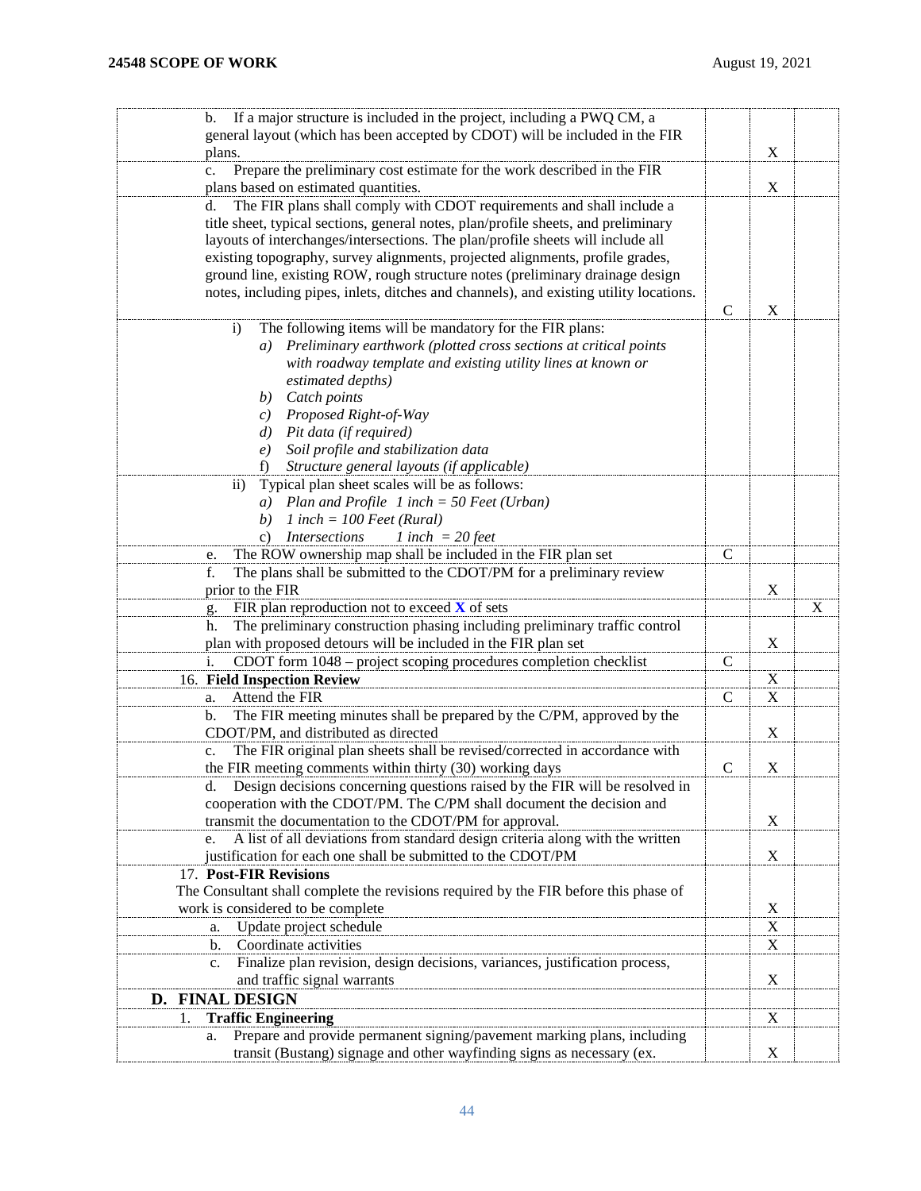| | | | |
|---|---|---|---|
| b. If a major structure is included in the project, including a PWQ CM, a general layout (which has been accepted by CDOT) will be included in the FIR plans. | | X | |
| c. Prepare the preliminary cost estimate for the work described in the FIR plans based on estimated quantities. | | X | |
| d. The FIR plans shall comply with CDOT requirements and shall include a title sheet, typical sections, general notes, plan/profile sheets, and preliminary layouts of interchanges/intersections. The plan/profile sheets will include all existing topography, survey alignments, projected alignments, profile grades, ground line, existing ROW, rough structure notes (preliminary drainage design notes, including pipes, inlets, ditches and channels), and existing utility locations. | C | X | |
| i) The following items will be mandatory for the FIR plans:<br>*a) Preliminary earthwork (plotted cross sections at critical points with roadway template and existing utility lines at known or estimated depths)*<br>*b) Catch points*<br>*c) Proposed Right-of-Way*<br>*d) Pit data (if required)*<br>*e) Soil profile and stabilization data*<br>f) *Structure general layouts (if applicable)* | | | |
| ii) Typical plan sheet scales will be as follows:<br>*a) Plan and Profile 1 inch = 50 Feet (Urban)*<br>*b) 1 inch = 100 Feet (Rural)*<br>c) *Intersections 1 inch = 20 feet* | | | |
| e. The ROW ownership map shall be included in the FIR plan set | C | | |
| f. The plans shall be submitted to the CDOT/PM for a preliminary review prior to the FIR | | X | |
| g. FIR plan reproduction not to exceed **X** of sets | | | X |
| h. The preliminary construction phasing including preliminary traffic control plan with proposed detours will be included in the FIR plan set | | X | |
| i. CDOT form 1048 – project scoping procedures completion checklist | C | | |
| 16. **Field Inspection Review** | | X | |
| a. Attend the FIR | C | X | |
| b. The FIR meeting minutes shall be prepared by the C/PM, approved by the CDOT/PM, and distributed as directed | | X | |
| c. The FIR original plan sheets shall be revised/corrected in accordance with the FIR meeting comments within thirty (30) working days | C | X | |
| d. Design decisions concerning questions raised by the FIR will be resolved in cooperation with the CDOT/PM. The C/PM shall document the decision and transmit the documentation to the CDOT/PM for approval. | | X | |
| e. A list of all deviations from standard design criteria along with the written justification for each one shall be submitted to the CDOT/PM | | X | |
| 17. **Post-FIR Revisions**<br>The Consultant shall complete the revisions required by the FIR before this phase of work is considered to be complete | | X | |
| a. Update project schedule | | X | |
| b. Coordinate activities | | X | |
| c. Finalize plan revision, design decisions, variances, justification process, and traffic signal warrants | | X | |
| **D. FINAL DESIGN** | | | |
| 1. **Traffic Engineering** | | X | |
| a. Prepare and provide permanent signing/pavement marking plans, including transit (Bustang) signage and other wayfinding signs as necessary (ex. | | X | |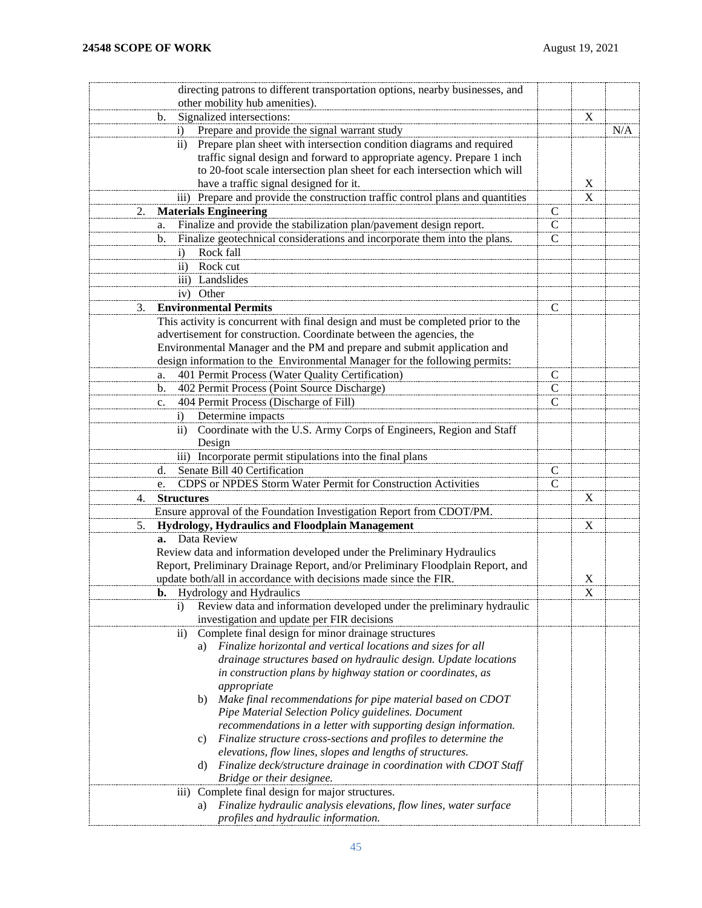| | | | |
|---|---|---|---|
| directing patrons to different transportation options, nearby businesses, and other mobility hub amenities). | | | |
| b. Signalized intersections: | | X | |
| i) Prepare and provide the signal warrant study | | | N/A |
| ii) Prepare plan sheet with intersection condition diagrams and required traffic signal design and forward to appropriate agency. Prepare 1 inch to 20-foot scale intersection plan sheet for each intersection which will have a traffic signal designed for it. | | X | |
| iii) Prepare and provide the construction traffic control plans and quantities | | X | |
| 2. **Materials Engineering** | C | | |
| a. Finalize and provide the stabilization plan/pavement design report. | C | | |
| b. Finalize geotechnical considerations and incorporate them into the plans. | C | | |
| i) Rock fall | | | |
| ii) Rock cut | | | |
| iii) Landslides | | | |
| iv) Other | | | |
| 3. **Environmental Permits** | C | | |
| This activity is concurrent with final design and must be completed prior to the advertisement for construction. Coordinate between the agencies, the Environmental Manager and the PM and prepare and submit application and design information to the Environmental Manager for the following permits: | | | |
| a. 401 Permit Process (Water Quality Certification) | C | | |
| b. 402 Permit Process (Point Source Discharge) | C | | |
| c. 404 Permit Process (Discharge of Fill) | C | | |
| i) Determine impacts | | | |
| ii) Coordinate with the U.S. Army Corps of Engineers, Region and Staff Design | | | |
| iii) Incorporate permit stipulations into the final plans | | | |
| d. Senate Bill 40 Certification | C | | |
| e. CDPS or NPDES Storm Water Permit for Construction Activities | C | | |
| 4. **Structures** | | X | |
| Ensure approval of the Foundation Investigation Report from CDOT/PM. | | | |
| 5. **Hydrology, Hydraulics and Floodplain Management** | | X | |
| **a.** Data Review<br>Review data and information developed under the Preliminary Hydraulics Report, Preliminary Drainage Report, and/or Preliminary Floodplain Report, and update both/all in accordance with decisions made since the FIR. | | X | |
| **b.** Hydrology and Hydraulics | | X | |
| i) Review data and information developed under the preliminary hydraulic investigation and update per FIR decisions | | | |
| ii) Complete final design for minor drainage structures<br>a) *Finalize horizontal and vertical locations and sizes for all drainage structures based on hydraulic design. Update locations in construction plans by highway station or coordinates, as appropriate*<br>b) *Make final recommendations for pipe material based on CDOT Pipe Material Selection Policy guidelines. Document recommendations in a letter with supporting design information.*<br>c) *Finalize structure cross-sections and profiles to determine the elevations, flow lines, slopes and lengths of structures.*<br>d) *Finalize deck/structure drainage in coordination with CDOT Staff Bridge or their designee.* | | | |
| iii) Complete final design for major structures.<br>a) *Finalize hydraulic analysis elevations, flow lines, water surface profiles and hydraulic information.* | | | |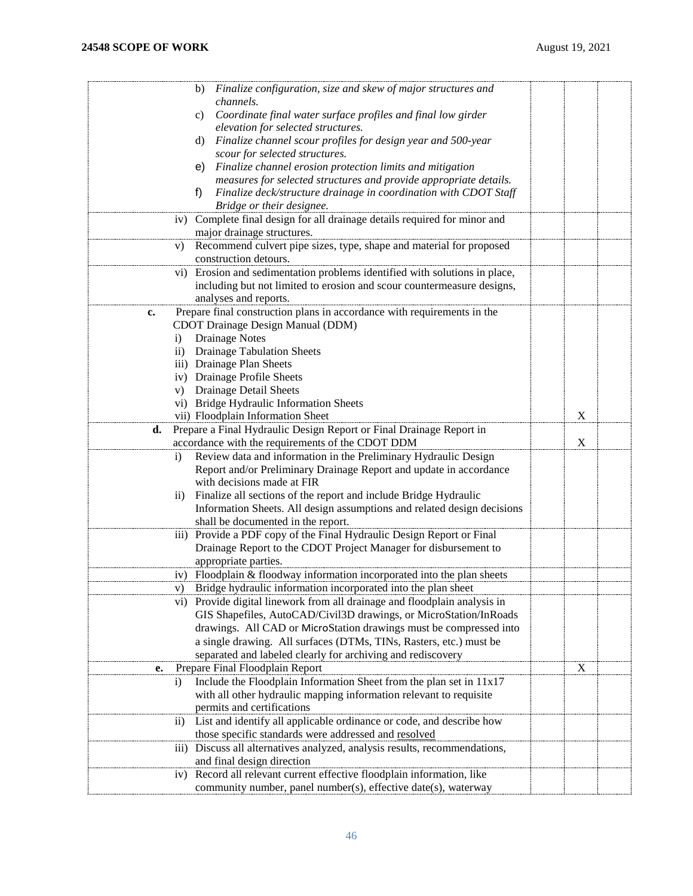| | | | |
|---|---|---|---|
| b) *Finalize configuration, size and skew of major structures and channels.*<br>c) *Coordinate final water surface profiles and final low girder elevation for selected structures.*<br>d) *Finalize channel scour profiles for design year and 500-year scour for selected structures.*<br>e) *Finalize channel erosion protection limits and mitigation measures for selected structures and provide appropriate details.*<br>f) *Finalize deck/structure drainage in coordination with CDOT Staff Bridge or their designee.* | | | |
| iv) Complete final design for all drainage details required for minor and major drainage structures. | | | |
| v) Recommend culvert pipe sizes, type, shape and material for proposed construction detours. | | | |
| vi) Erosion and sedimentation problems identified with solutions in place, including but not limited to erosion and scour countermeasure designs, analyses and reports. | | | |
| **c.** Prepare final construction plans in accordance with requirements in the CDOT Drainage Design Manual (DDM)<br>i) Drainage Notes<br>ii) Drainage Tabulation Sheets<br>iii) Drainage Plan Sheets<br>iv) Drainage Profile Sheets<br>v) Drainage Detail Sheets<br>vi) Bridge Hydraulic Information Sheets<br>vii) Floodplain Information Sheet | | X | |
| **d.** Prepare a Final Hydraulic Design Report or Final Drainage Report in accordance with the requirements of the CDOT DDM | | X | |
| i) Review data and information in the Preliminary Hydraulic Design Report and/or Preliminary Drainage Report and update in accordance with decisions made at FIR<br>ii) Finalize all sections of the report and include Bridge Hydraulic Information Sheets. All design assumptions and related design decisions shall be documented in the report. | | | |
| iii) Provide a PDF copy of the Final Hydraulic Design Report or Final Drainage Report to the CDOT Project Manager for disbursement to appropriate parties. | | | |
| iv) Floodplain & floodway information incorporated into the plan sheets | | | |
| v) Bridge hydraulic information incorporated into the plan sheet | | | |
| vi) Provide digital linework from all drainage and floodplain analysis in GIS Shapefiles, AutoCAD/Civil3D drawings, or MicroStation/InRoads drawings. All CAD or MicroStation drawings must be compressed into a single drawing. All surfaces (DTMs, TINs, Rasters, etc.) must be separated and labeled clearly for archiving and rediscovery | | | |
| **e.** Prepare Final Floodplain Report | | X | |
| i) Include the Floodplain Information Sheet from the plan set in 11x17 with all other hydraulic mapping information relevant to requisite permits and certifications | | | |
| ii) List and identify all applicable ordinance or code, and describe how those specific standards were addressed and resolved | | | |
| iii) Discuss all alternatives analyzed, analysis results, recommendations, and final design direction | | | |
| iv) Record all relevant current effective floodplain information, like community number, panel number(s), effective date(s), waterway | | | |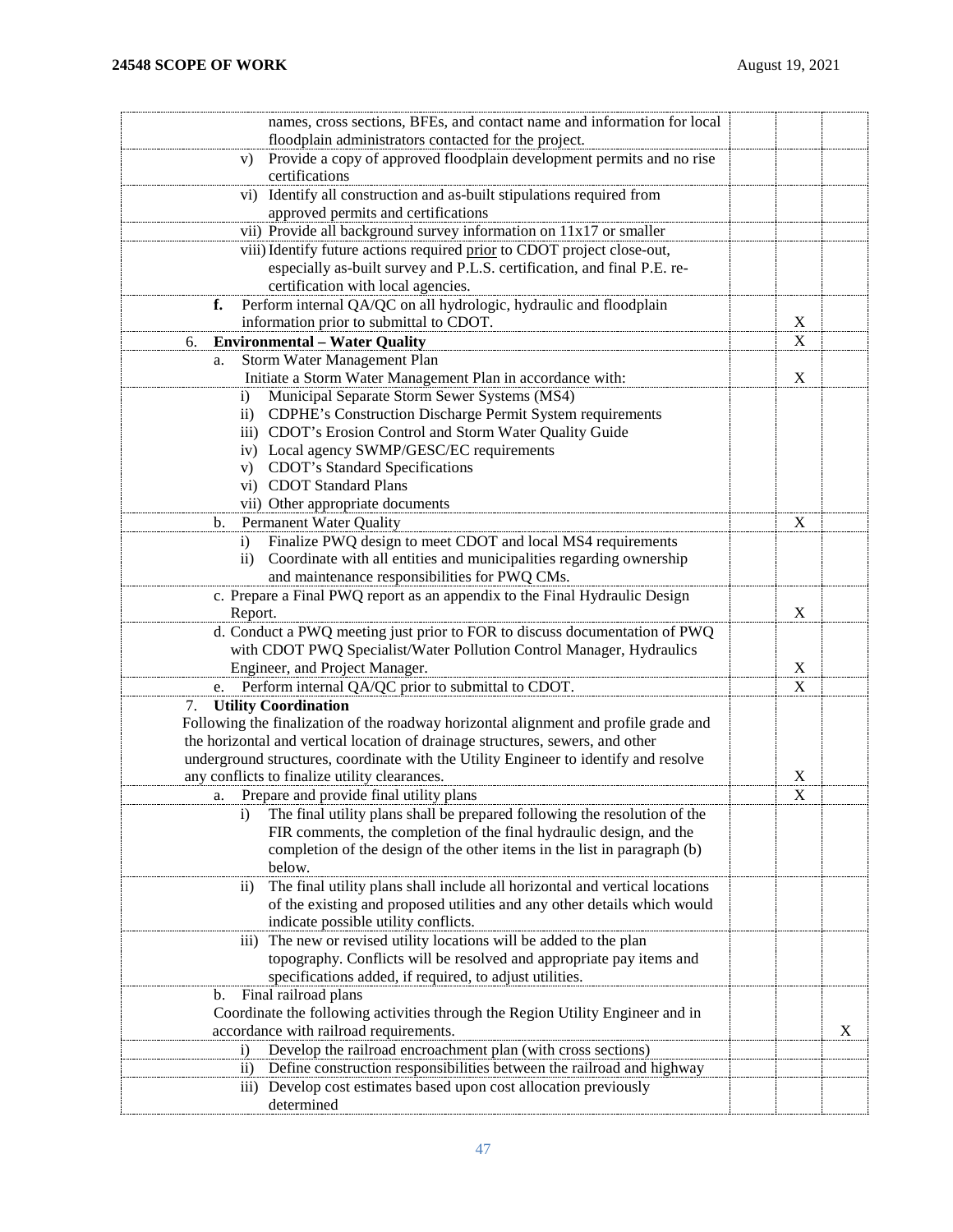| | | | |
|---|---|---|---|
| names, cross sections, BFEs, and contact name and information for local floodplain administrators contacted for the project. | | | |
| v) Provide a copy of approved floodplain development permits and no rise certifications | | | |
| vi) Identify all construction and as-built stipulations required from approved permits and certifications | | | |
| vii) Provide all background survey information on 11x17 or smaller | | | |
| viii) Identify future actions required prior to CDOT project close-out, especially as-built survey and P.L.S. certification, and final P.E. re-certification with local agencies. | | | |
| **f.** Perform internal QA/QC on all hydrologic, hydraulic and floodplain information prior to submittal to CDOT. | | X | |
| 6. **Environmental – Water Quality** | | X | |
| a. Storm Water Management Plan<br>Initiate a Storm Water Management Plan in accordance with: | | X | |
| i) Municipal Separate Storm Sewer Systems (MS4)<br>ii) CDPHE's Construction Discharge Permit System requirements<br>iii) CDOT's Erosion Control and Storm Water Quality Guide<br>iv) Local agency SWMP/GESC/EC requirements<br>v) CDOT's Standard Specifications<br>vi) CDOT Standard Plans<br>vii) Other appropriate documents | | | |
| b. Permanent Water Quality | | X | |
| i) Finalize PWQ design to meet CDOT and local MS4 requirements<br>ii) Coordinate with all entities and municipalities regarding ownership and maintenance responsibilities for PWQ CMs. | | | |
| c. Prepare a Final PWQ report as an appendix to the Final Hydraulic Design Report. | | X | |
| d. Conduct a PWQ meeting just prior to FOR to discuss documentation of PWQ with CDOT PWQ Specialist/Water Pollution Control Manager, Hydraulics Engineer, and Project Manager. | | X | |
| e. Perform internal QA/QC prior to submittal to CDOT. | | X | |
| 7. **Utility Coordination**<br>Following the finalization of the roadway horizontal alignment and profile grade and the horizontal and vertical location of drainage structures, sewers, and other underground structures, coordinate with the Utility Engineer to identify and resolve any conflicts to finalize utility clearances. | | X | |
| a. Prepare and provide final utility plans | | X | |
| i) The final utility plans shall be prepared following the resolution of the FIR comments, the completion of the final hydraulic design, and the completion of the design of the other items in the list in paragraph (b) below. | | | |
| ii) The final utility plans shall include all horizontal and vertical locations of the existing and proposed utilities and any other details which would indicate possible utility conflicts. | | | |
| iii) The new or revised utility locations will be added to the plan topography. Conflicts will be resolved and appropriate pay items and specifications added, if required, to adjust utilities. | | | |
| b. Final railroad plans<br>Coordinate the following activities through the Region Utility Engineer and in accordance with railroad requirements. | | | X |
| i) Develop the railroad encroachment plan (with cross sections) | | | |
| ii) Define construction responsibilities between the railroad and highway | | | |
| iii) Develop cost estimates based upon cost allocation previously determined | | | |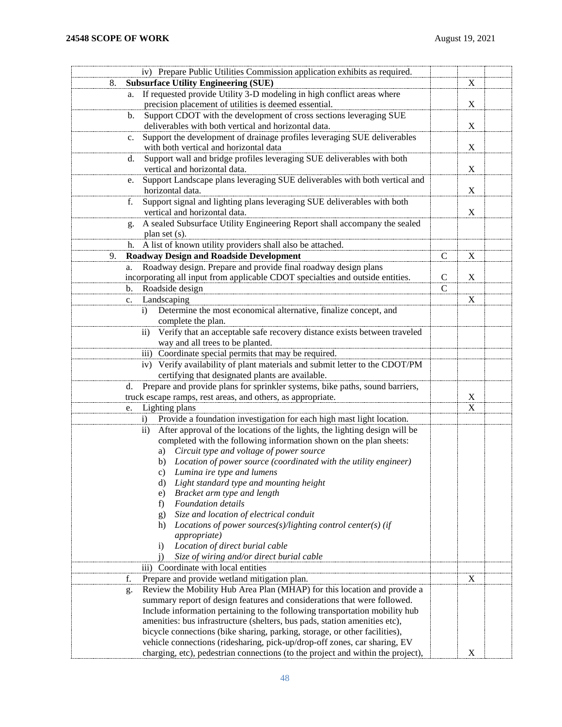| | | | |
|---|---|---|---|
| iv) Prepare Public Utilities Commission application exhibits as required. | | | |
| 8. **Subsurface Utility Engineering (SUE)** | | X | |
| a. If requested provide Utility 3-D modeling in high conflict areas where precision placement of utilities is deemed essential. | | X | |
| b. Support CDOT with the development of cross sections leveraging SUE deliverables with both vertical and horizontal data. | | X | |
| c. Support the development of drainage profiles leveraging SUE deliverables with both vertical and horizontal data | | X | |
| d. Support wall and bridge profiles leveraging SUE deliverables with both vertical and horizontal data. | | X | |
| e. Support Landscape plans leveraging SUE deliverables with both vertical and horizontal data. | | X | |
| f. Support signal and lighting plans leveraging SUE deliverables with both vertical and horizontal data. | | X | |
| g. A sealed Subsurface Utility Engineering Report shall accompany the sealed plan set (s). | | | |
| h. A list of known utility providers shall also be attached. | | | |
| 9. **Roadway Design and Roadside Development** | C | X | |
| a. Roadway design. Prepare and provide final roadway design plans incorporating all input from applicable CDOT specialties and outside entities. | C | X | |
| b. Roadside design | C | | |
| c. Landscaping | | X | |
| i) Determine the most economical alternative, finalize concept, and complete the plan. | | | |
| ii) Verify that an acceptable safe recovery distance exists between traveled way and all trees to be planted. | | | |
| iii) Coordinate special permits that may be required. | | | |
| iv) Verify availability of plant materials and submit letter to the CDOT/PM certifying that designated plants are available. | | | |
| d. Prepare and provide plans for sprinkler systems, bike paths, sound barriers, truck escape ramps, rest areas, and others, as appropriate. | | X | |
| e. Lighting plans | | X | |
| i) Provide a foundation investigation for each high mast light location. | | | |
| ii) After approval of the locations of the lights, the lighting design will be completed with the following information shown on the plan sheets: a) *Circuit type and voltage of power source* b) *Location of power source (coordinated with the utility engineer)* c) *Lumina ire type and lumens* d) *Light standard type and mounting height* e) *Bracket arm type and length* f) *Foundation details* g) *Size and location of electrical conduit* h) *Locations of power sources(s)/lighting control center(s) (if appropriate)* i) *Location of direct burial cable* j) *Size of wiring and/or direct burial cable* | | | |
| iii) Coordinate with local entities | | | |
| f. Prepare and provide wetland mitigation plan. | | X | |
| g. Review the Mobility Hub Area Plan (MHAP) for this location and provide a summary report of design features and considerations that were followed. Include information pertaining to the following transportation mobility hub amenities: bus infrastructure (shelters, bus pads, station amenities etc), bicycle connections (bike sharing, parking, storage, or other facilities), vehicle connections (ridesharing, pick-up/drop-off zones, car sharing, EV charging, etc), pedestrian connections (to the project and within the project), | | X | |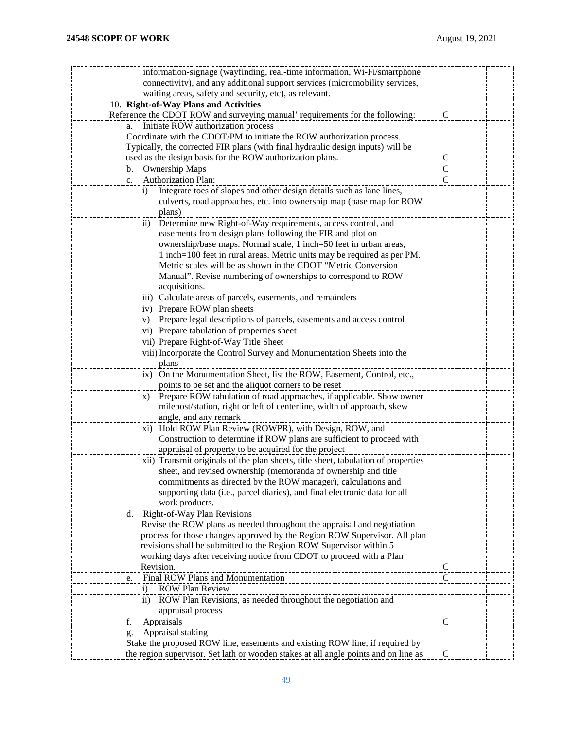| | | | |
|---|---|---|---|
| information-signage (wayfinding, real-time information, Wi-Fi/smartphone connectivity), and any additional support services (micromobility services, waiting areas, safety and security, etc), as relevant. | | | |
| 10. **Right-of-Way Plans and Activities**<br>Reference the CDOT ROW and surveying manual' requirements for the following: | C | | |
| a. Initiate ROW authorization process<br>Coordinate with the CDOT/PM to initiate the ROW authorization process. Typically, the corrected FIR plans (with final hydraulic design inputs) will be used as the design basis for the ROW authorization plans. | C | | |
| b. Ownership Maps | C | | |
| c. Authorization Plan: | C | | |
| i) Integrate toes of slopes and other design details such as lane lines, culverts, road approaches, etc. into ownership map (base map for ROW plans) | | | |
| ii) Determine new Right-of-Way requirements, access control, and easements from design plans following the FIR and plot on ownership/base maps. Normal scale, 1 inch=50 feet in urban areas, 1 inch=100 feet in rural areas. Metric units may be required as per PM. Metric scales will be as shown in the CDOT "Metric Conversion Manual". Revise numbering of ownerships to correspond to ROW acquisitions. | | | |
| iii) Calculate areas of parcels, easements, and remainders | | | |
| iv) Prepare ROW plan sheets | | | |
| v) Prepare legal descriptions of parcels, easements and access control | | | |
| vi) Prepare tabulation of properties sheet | | | |
| vii) Prepare Right-of-Way Title Sheet | | | |
| viii) Incorporate the Control Survey and Monumentation Sheets into the plans | | | |
| ix) On the Monumentation Sheet, list the ROW, Easement, Control, etc., points to be set and the aliquot corners to be reset | | | |
| x) Prepare ROW tabulation of road approaches, if applicable. Show owner milepost/station, right or left of centerline, width of approach, skew angle, and any remark | | | |
| xi) Hold ROW Plan Review (ROWPR), with Design, ROW, and Construction to determine if ROW plans are sufficient to proceed with appraisal of property to be acquired for the project | | | |
| xii) Transmit originals of the plan sheets, title sheet, tabulation of properties sheet, and revised ownership (memoranda of ownership and title commitments as directed by the ROW manager), calculations and supporting data (i.e., parcel diaries), and final electronic data for all work products. | | | |
| d. Right-of-Way Plan Revisions<br>Revise the ROW plans as needed throughout the appraisal and negotiation process for those changes approved by the Region ROW Supervisor. All plan revisions shall be submitted to the Region ROW Supervisor within 5 working days after receiving notice from CDOT to proceed with a Plan Revision. | C | | |
| e. Final ROW Plans and Monumentation | C | | |
| i) ROW Plan Review | | | |
| ii) ROW Plan Revisions, as needed throughout the negotiation and appraisal process | | | |
| f. Appraisals | C | | |
| g. Appraisal staking<br>Stake the proposed ROW line, easements and existing ROW line, if required by the region supervisor. Set lath or wooden stakes at all angle points and on line as | C | | |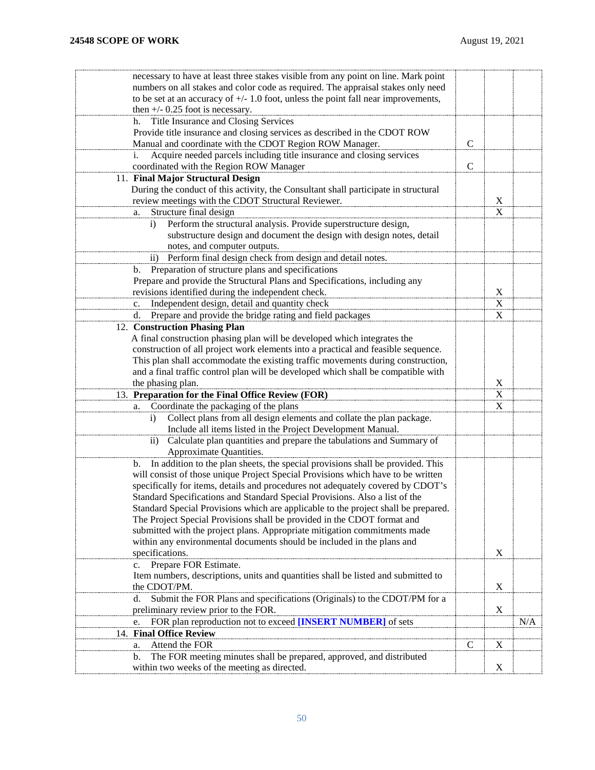| | | | |
|---|---|---|---|
| necessary to have at least three stakes visible from any point on line. Mark point numbers on all stakes and color code as required. The appraisal stakes only need to be set at an accuracy of +/- 1.0 foot, unless the point fall near improvements, then +/- 0.25 foot is necessary. | | | |
| h. Title Insurance and Closing Services<br>Provide title insurance and closing services as described in the CDOT ROW Manual and coordinate with the CDOT Region ROW Manager. | C | | |
| i. Acquire needed parcels including title insurance and closing services coordinated with the Region ROW Manager | C | | |
| 11. **Final Major Structural Design**<br>During the conduct of this activity, the Consultant shall participate in structural review meetings with the CDOT Structural Reviewer. | | X | |
| a. Structure final design | | X | |
| i) Perform the structural analysis. Provide superstructure design, substructure design and document the design with design notes, detail notes, and computer outputs. | | | |
| ii) Perform final design check from design and detail notes. | | | |
| b. Preparation of structure plans and specifications<br>Prepare and provide the Structural Plans and Specifications, including any revisions identified during the independent check. | | X | |
| c. Independent design, detail and quantity check | | X | |
| d. Prepare and provide the bridge rating and field packages | | X | |
| 12. **Construction Phasing Plan**<br>A final construction phasing plan will be developed which integrates the construction of all project work elements into a practical and feasible sequence. This plan shall accommodate the existing traffic movements during construction, and a final traffic control plan will be developed which shall be compatible with the phasing plan. | | X | |
| 13. **Preparation for the Final Office Review (FOR)** | | X | |
| a. Coordinate the packaging of the plans | | X | |
| i) Collect plans from all design elements and collate the plan package. Include all items listed in the Project Development Manual. | | | |
| ii) Calculate plan quantities and prepare the tabulations and Summary of Approximate Quantities. | | | |
| b. In addition to the plan sheets, the special provisions shall be provided. This will consist of those unique Project Special Provisions which have to be written specifically for items, details and procedures not adequately covered by CDOT's Standard Specifications and Standard Special Provisions. Also a list of the Standard Special Provisions which are applicable to the project shall be prepared. The Project Special Provisions shall be provided in the CDOT format and submitted with the project plans. Appropriate mitigation commitments made within any environmental documents should be included in the plans and specifications. | | X | |
| c. Prepare FOR Estimate.<br>Item numbers, descriptions, units and quantities shall be listed and submitted to the CDOT/PM. | | X | |
| d. Submit the FOR Plans and specifications (Originals) to the CDOT/PM for a preliminary review prior to the FOR. | | X | |
| e. FOR plan reproduction not to exceed **[INSERT NUMBER]** of sets | | | N/A |
| 14. **Final Office Review** | | | |
| a. Attend the FOR | C | X | |
| b. The FOR meeting minutes shall be prepared, approved, and distributed within two weeks of the meeting as directed. | | X | |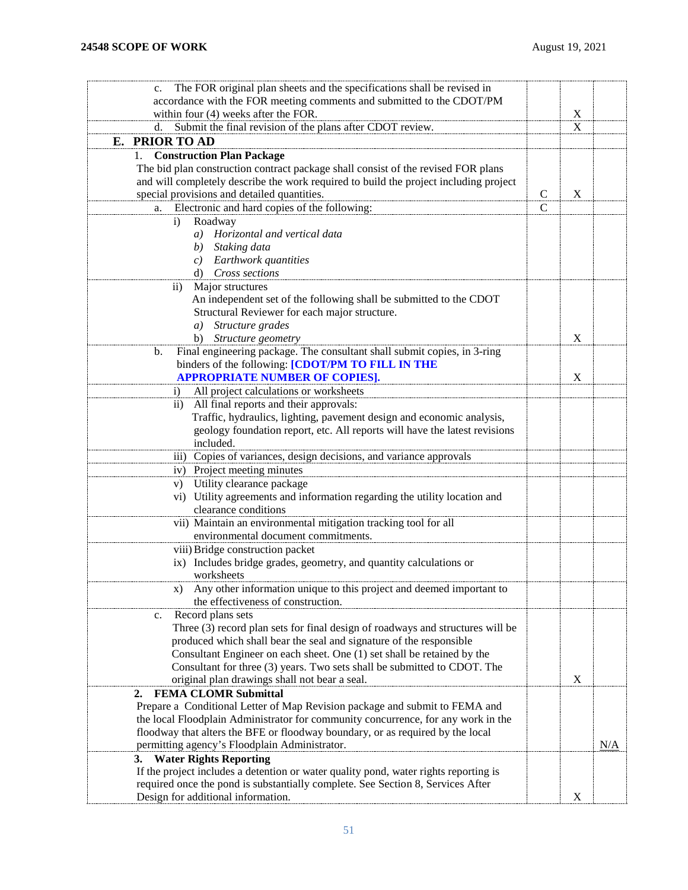| | | | |
|---|---|---|---|
| c. The FOR original plan sheets and the specifications shall be revised in accordance with the FOR meeting comments and submitted to the CDOT/PM within four (4) weeks after the FOR. | | X | |
| d. Submit the final revision of the plans after CDOT review. | | X | |
| **E. PRIOR TO AD** | | | |
| 1. **Construction Plan Package**<br>The bid plan construction contract package shall consist of the revised FOR plans and will completely describe the work required to build the project including project special provisions and detailed quantities. | C | X | |
| a. Electronic and hard copies of the following: | C | | |
| i) Roadway<br>*a) Horizontal and vertical data*<br>*b) Staking data*<br>*c) Earthwork quantities*<br>d) *Cross sections* | | | |
| ii) Major structures<br>An independent set of the following shall be submitted to the CDOT Structural Reviewer for each major structure.<br>*a) Structure grades*<br>b) *Structure geometry* | | X | |
| b. Final engineering package. The consultant shall submit copies, in 3-ring binders of the following: **[CDOT/PM TO FILL IN THE APPROPRIATE NUMBER OF COPIES].** | | X | |
| i) All project calculations or worksheets | | | |
| ii) All final reports and their approvals:<br>Traffic, hydraulics, lighting, pavement design and economic analysis, geology foundation report, etc. All reports will have the latest revisions included. | | | |
| iii) Copies of variances, design decisions, and variance approvals | | | |
| iv) Project meeting minutes | | | |
| v) Utility clearance package | | | |
| vi) Utility agreements and information regarding the utility location and clearance conditions | | | |
| vii) Maintain an environmental mitigation tracking tool for all environmental document commitments. | | | |
| viii) Bridge construction packet<br>ix) Includes bridge grades, geometry, and quantity calculations or worksheets | | | |
| x) Any other information unique to this project and deemed important to the effectiveness of construction. | | | |
| c. Record plans sets<br>Three (3) record plan sets for final design of roadways and structures will be produced which shall bear the seal and signature of the responsible Consultant Engineer on each sheet. One (1) set shall be retained by the Consultant for three (3) years. Two sets shall be submitted to CDOT. The original plan drawings shall not bear a seal. | | X | |
| 2. **FEMA CLOMR Submittal**<br>Prepare a Conditional Letter of Map Revision package and submit to FEMA and the local Floodplain Administrator for community concurrence, for any work in the floodway that alters the BFE or floodway boundary, or as required by the local permitting agency's Floodplain Administrator. | | | N/A |
| 3. **Water Rights Reporting**<br>If the project includes a detention or water quality pond, water rights reporting is required once the pond is substantially complete. See Section 8, Services After Design for additional information. | | X | |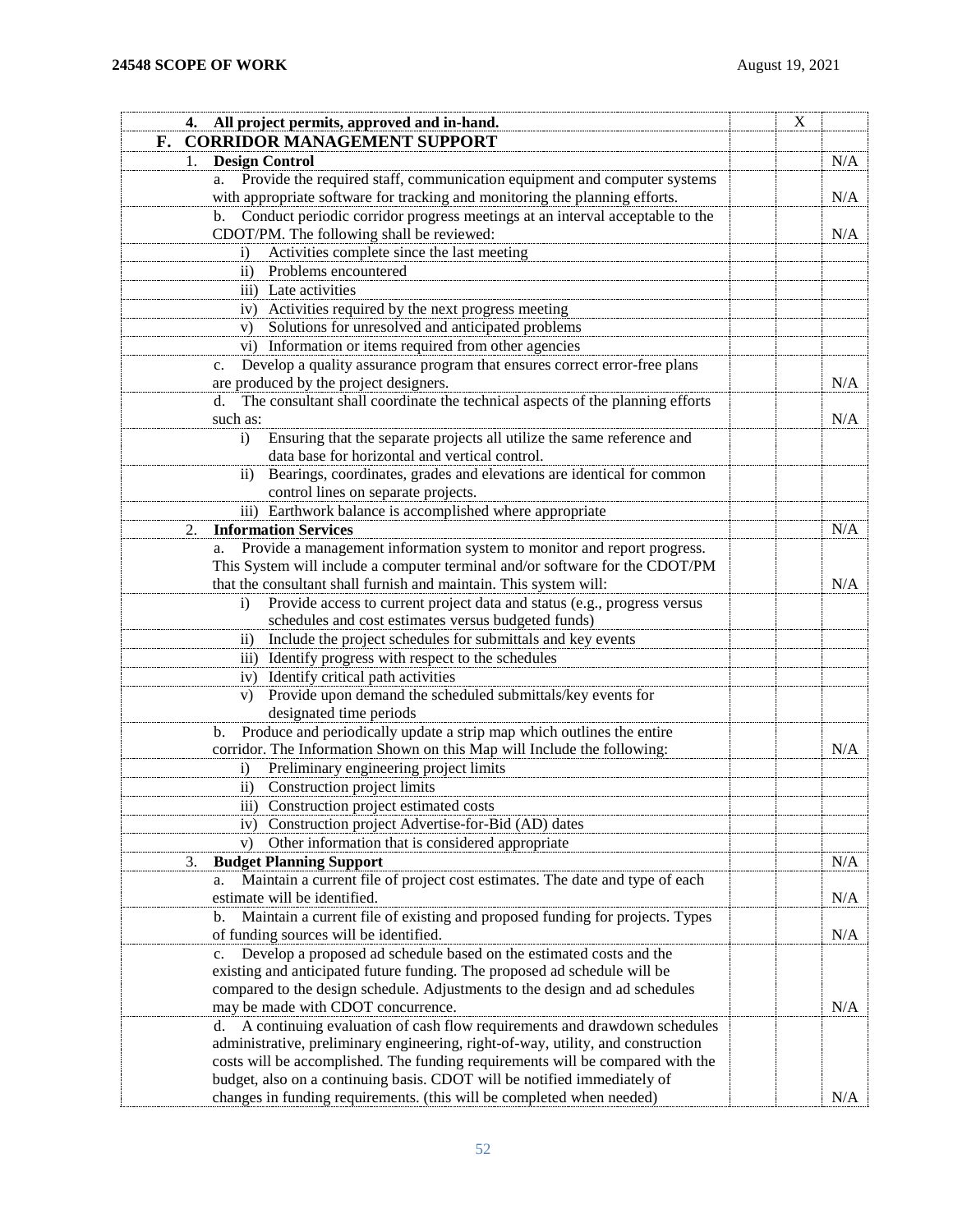| | | | |
|---|---|---|---|
| **4. All project permits, approved and in-hand.** | | X | |
| **F. CORRIDOR MANAGEMENT SUPPORT** | | | |
| 1. **Design Control** | | | N/A |
| a. Provide the required staff, communication equipment and computer systems with appropriate software for tracking and monitoring the planning efforts. | | | N/A |
| b. Conduct periodic corridor progress meetings at an interval acceptable to the CDOT/PM. The following shall be reviewed: | | | N/A |
| i) Activities complete since the last meeting | | | |
| ii) Problems encountered | | | |
| iii) Late activities | | | |
| iv) Activities required by the next progress meeting | | | |
| v) Solutions for unresolved and anticipated problems | | | |
| vi) Information or items required from other agencies | | | |
| c. Develop a quality assurance program that ensures correct error-free plans are produced by the project designers. | | | N/A |
| d. The consultant shall coordinate the technical aspects of the planning efforts such as: | | | N/A |
| i) Ensuring that the separate projects all utilize the same reference and data base for horizontal and vertical control. | | | |
| ii) Bearings, coordinates, grades and elevations are identical for common control lines on separate projects. | | | |
| iii) Earthwork balance is accomplished where appropriate | | | |
| 2. **Information Services** | | | N/A |
| a. Provide a management information system to monitor and report progress. This System will include a computer terminal and/or software for the CDOT/PM that the consultant shall furnish and maintain. This system will: | | | N/A |
| i) Provide access to current project data and status (e.g., progress versus schedules and cost estimates versus budgeted funds) | | | |
| ii) Include the project schedules for submittals and key events | | | |
| iii) Identify progress with respect to the schedules | | | |
| iv) Identify critical path activities | | | |
| v) Provide upon demand the scheduled submittals/key events for designated time periods | | | |
| b. Produce and periodically update a strip map which outlines the entire corridor. The Information Shown on this Map will Include the following: | | | N/A |
| i) Preliminary engineering project limits | | | |
| ii) Construction project limits | | | |
| iii) Construction project estimated costs | | | |
| iv) Construction project Advertise-for-Bid (AD) dates | | | |
| v) Other information that is considered appropriate | | | |
| 3. **Budget Planning Support** | | | N/A |
| a. Maintain a current file of project cost estimates. The date and type of each estimate will be identified. | | | N/A |
| b. Maintain a current file of existing and proposed funding for projects. Types of funding sources will be identified. | | | N/A |
| c. Develop a proposed ad schedule based on the estimated costs and the existing and anticipated future funding. The proposed ad schedule will be compared to the design schedule. Adjustments to the design and ad schedules may be made with CDOT concurrence. | | | N/A |
| d. A continuing evaluation of cash flow requirements and drawdown schedules administrative, preliminary engineering, right-of-way, utility, and construction costs will be accomplished. The funding requirements will be compared with the budget, also on a continuing basis. CDOT will be notified immediately of changes in funding requirements. (this will be completed when needed) | | | N/A |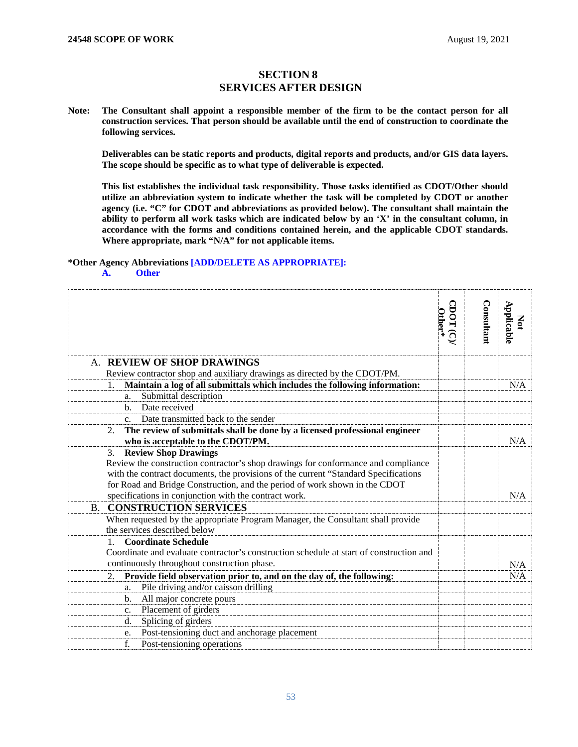# SECTION 8
# SERVICES AFTER DESIGN

**Note: The Consultant shall appoint a responsible member of the firm to be the contact person for all construction services. That person should be available until the end of construction to coordinate the following services.**

**Deliverables can be static reports and products, digital reports and products, and/or GIS data layers. The scope should be specific as to what type of deliverable is expected.**

**This list establishes the individual task responsibility. Those tasks identified as CDOT/Other should utilize an abbreviation system to indicate whether the task will be completed by CDOT or another agency (i.e. "C" for CDOT and abbreviations as provided below). The consultant shall maintain the ability to perform all work tasks which are indicated below by an 'X' in the consultant column, in accordance with the forms and conditions contained herein, and the applicable CDOT standards. Where appropriate, mark "N/A" for not applicable items.**

**\*Other Agency Abbreviations [ADD/DELETE AS APPROPRIATE]:**

**A. Other**

| | CDOT (C)/ Other* | Consultant | Not Applicable |
|---|---|---|---|
| A. **REVIEW OF SHOP DRAWINGS**<br>Review contractor shop and auxiliary drawings as directed by the CDOT/PM. | | | |
| 1. **Maintain a log of all submittals which includes the following information:** | | | N/A |
| a. Submittal description | | | |
| b. Date received | | | |
| c. Date transmitted back to the sender | | | |
| 2. **The review of submittals shall be done by a licensed professional engineer who is acceptable to the CDOT/PM.** | | | N/A |
| 3. **Review Shop Drawings**<br>Review the construction contractor's shop drawings for conformance and compliance with the contract documents, the provisions of the current "Standard Specifications for Road and Bridge Construction, and the period of work shown in the CDOT specifications in conjunction with the contract work. | | | N/A |
| B. **CONSTRUCTION SERVICES**<br>When requested by the appropriate Program Manager, the Consultant shall provide the services described below | | | |
| 1. **Coordinate Schedule**<br>Coordinate and evaluate contractor's construction schedule at start of construction and continuously throughout construction phase. | | | N/A |
| 2. **Provide field observation prior to, and on the day of, the following:** | | | N/A |
| a. Pile driving and/or caisson drilling | | | |
| b. All major concrete pours | | | |
| c. Placement of girders | | | |
| d. Splicing of girders | | | |
| e. Post-tensioning duct and anchorage placement | | | |
| f. Post-tensioning operations | | | |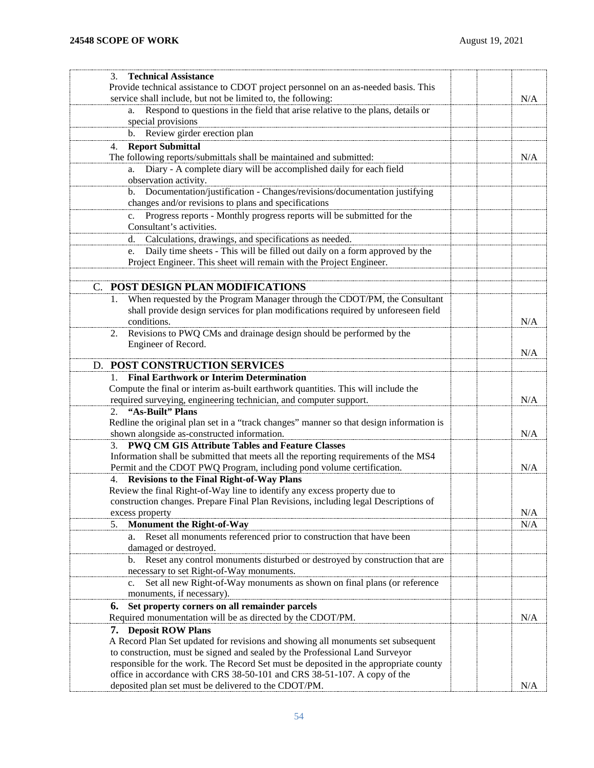| | | | |
|---|---|---|---|
| 3. **Technical Assistance**<br>Provide technical assistance to CDOT project personnel on an as-needed basis. This service shall include, but not be limited to, the following: | | | N/A |
| a. Respond to questions in the field that arise relative to the plans, details or special provisions | | | |
| b. Review girder erection plan | | | |
| 4. **Report Submittal**<br>The following reports/submittals shall be maintained and submitted: | | | N/A |
| a. Diary - A complete diary will be accomplished daily for each field observation activity. | | | |
| b. Documentation/justification - Changes/revisions/documentation justifying changes and/or revisions to plans and specifications | | | |
| c. Progress reports - Monthly progress reports will be submitted for the Consultant's activities. | | | |
| d. Calculations, drawings, and specifications as needed. | | | |
| e. Daily time sheets - This will be filled out daily on a form approved by the Project Engineer. This sheet will remain with the Project Engineer. | | | |
| | | | |
| C. **POST DESIGN PLAN MODIFICATIONS** | | | |
| 1. When requested by the Program Manager through the CDOT/PM, the Consultant shall provide design services for plan modifications required by unforeseen field conditions. | | | N/A |
| 2. Revisions to PWQ CMs and drainage design should be performed by the Engineer of Record. | | | N/A |
| D. **POST CONSTRUCTION SERVICES** | | | |
| 1. **Final Earthwork or Interim Determination**<br>Compute the final or interim as-built earthwork quantities. This will include the required surveying, engineering technician, and computer support. | | | N/A |
| 2. **"As-Built" Plans**<br>Redline the original plan set in a "track changes" manner so that design information is shown alongside as-constructed information. | | | N/A |
| 3. **PWQ CM GIS Attribute Tables and Feature Classes**<br>Information shall be submitted that meets all the reporting requirements of the MS4 Permit and the CDOT PWQ Program, including pond volume certification. | | | N/A |
| 4. **Revisions to the Final Right-of-Way Plans**<br>Review the final Right-of-Way line to identify any excess property due to construction changes. Prepare Final Plan Revisions, including legal Descriptions of excess property | | | N/A |
| 5. **Monument the Right-of-Way** | | | N/A |
| a. Reset all monuments referenced prior to construction that have been damaged or destroyed. | | | |
| b. Reset any control monuments disturbed or destroyed by construction that are necessary to set Right-of-Way monuments. | | | |
| c. Set all new Right-of-Way monuments as shown on final plans (or reference monuments, if necessary). | | | |
| 6. **Set property corners on all remainder parcels**<br>Required monumentation will be as directed by the CDOT/PM. | | | N/A |
| 7. **Deposit ROW Plans**<br>A Record Plan Set updated for revisions and showing all monuments set subsequent to construction, must be signed and sealed by the Professional Land Surveyor responsible for the work. The Record Set must be deposited in the appropriate county office in accordance with CRS 38-50-101 and CRS 38-51-107. A copy of the deposited plan set must be delivered to the CDOT/PM. | | | N/A |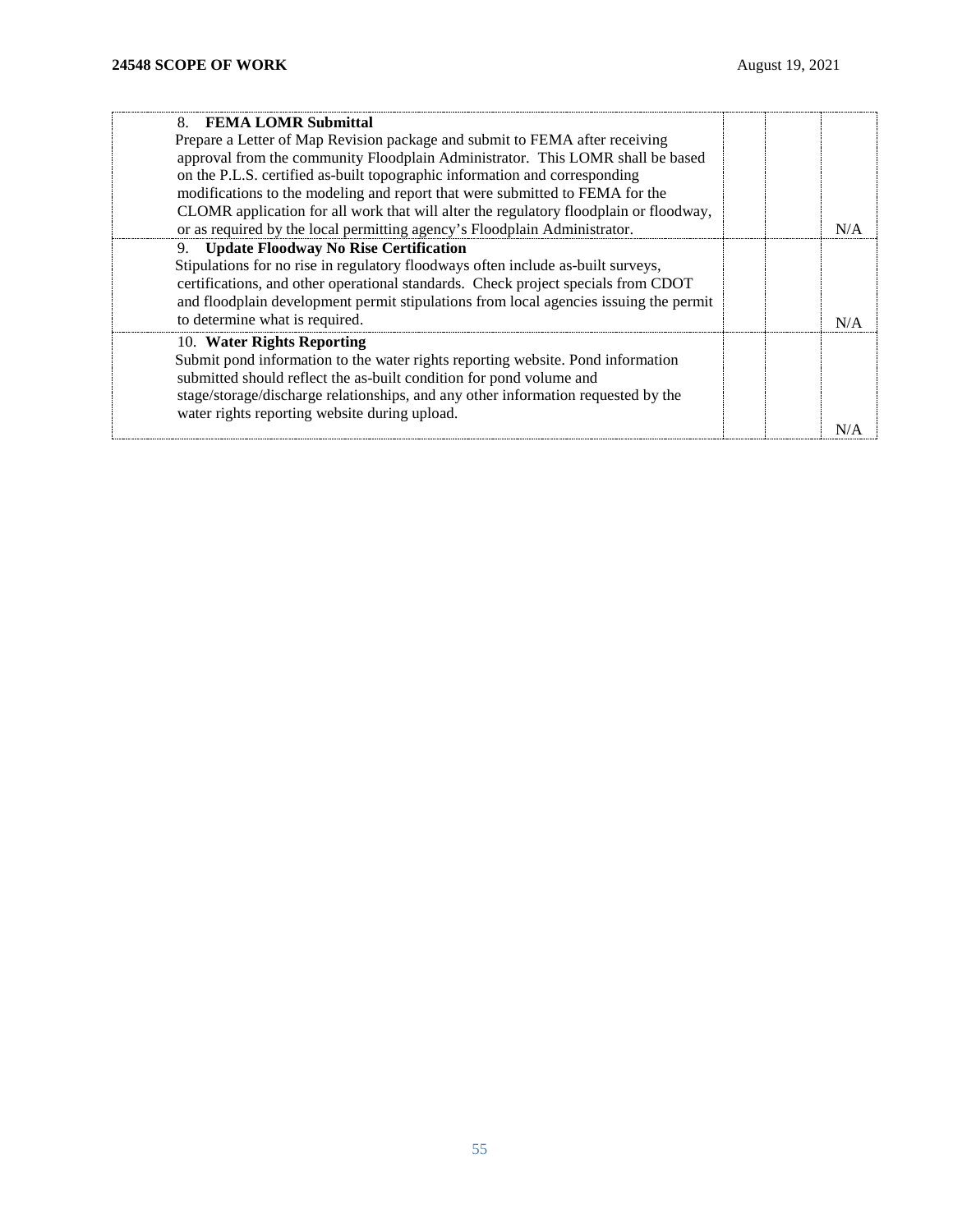| | | | |
|---|---|---|---|
| 8. **FEMA LOMR Submittal**<br>Prepare a Letter of Map Revision package and submit to FEMA after receiving approval from the community Floodplain Administrator. This LOMR shall be based on the P.L.S. certified as-built topographic information and corresponding modifications to the modeling and report that were submitted to FEMA for the CLOMR application for all work that will alter the regulatory floodplain or floodway, or as required by the local permitting agency's Floodplain Administrator. | | | N/A |
| 9. **Update Floodway No Rise Certification**<br>Stipulations for no rise in regulatory floodways often include as-built surveys, certifications, and other operational standards. Check project specials from CDOT and floodplain development permit stipulations from local agencies issuing the permit to determine what is required. | | | N/A |
| 10. **Water Rights Reporting**<br>Submit pond information to the water rights reporting website. Pond information submitted should reflect the as-built condition for pond volume and stage/storage/discharge relationships, and any other information requested by the water rights reporting website during upload. | | | N/A |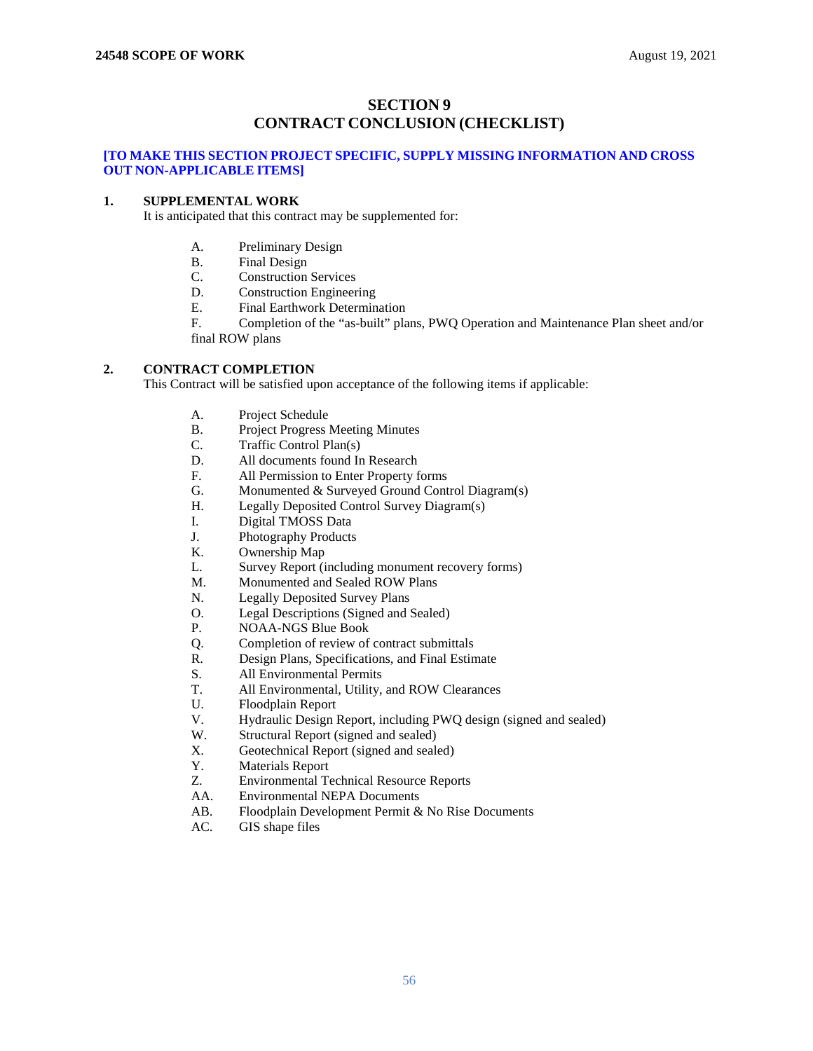# SECTION 9
# CONTRACT CONCLUSION (CHECKLIST)

**[TO MAKE THIS SECTION PROJECT SPECIFIC, SUPPLY MISSING INFORMATION AND CROSS OUT NON-APPLICABLE ITEMS]**

## 1. SUPPLEMENTAL WORK

It is anticipated that this contract may be supplemented for:

A. Preliminary Design
B. Final Design
C. Construction Services
D. Construction Engineering
E. Final Earthwork Determination
F. Completion of the "as-built" plans, PWQ Operation and Maintenance Plan sheet and/or final ROW plans

## 2. CONTRACT COMPLETION

This Contract will be satisfied upon acceptance of the following items if applicable:

A. Project Schedule
B. Project Progress Meeting Minutes
C. Traffic Control Plan(s)
D. All documents found In Research
F. All Permission to Enter Property forms
G. Monumented & Surveyed Ground Control Diagram(s)
H. Legally Deposited Control Survey Diagram(s)
I. Digital TMOSS Data
J. Photography Products
K. Ownership Map
L. Survey Report (including monument recovery forms)
M. Monumented and Sealed ROW Plans
N. Legally Deposited Survey Plans
O. Legal Descriptions (Signed and Sealed)
P. NOAA-NGS Blue Book
Q. Completion of review of contract submittals
R. Design Plans, Specifications, and Final Estimate
S. All Environmental Permits
T. All Environmental, Utility, and ROW Clearances
U. Floodplain Report
V. Hydraulic Design Report, including PWQ design (signed and sealed)
W. Structural Report (signed and sealed)
X. Geotechnical Report (signed and sealed)
Y. Materials Report
Z. Environmental Technical Resource Reports
AA. Environmental NEPA Documents
AB. Floodplain Development Permit & No Rise Documents
AC. GIS shape files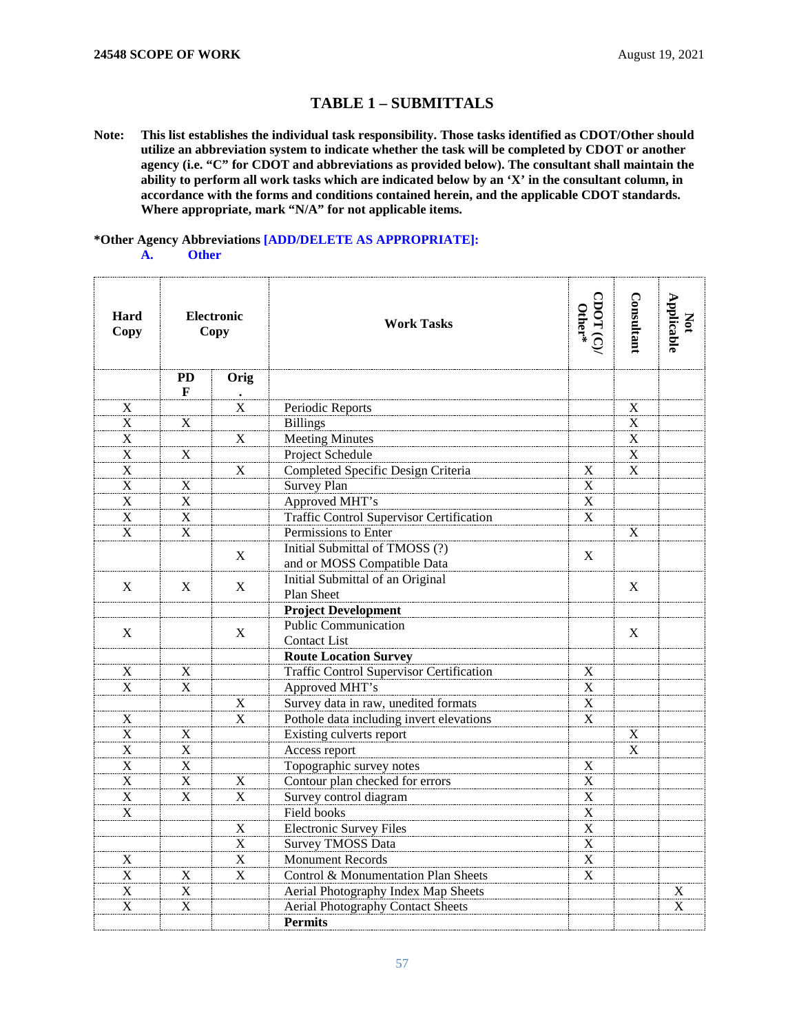# TABLE 1 – SUBMITTALS

**Note: This list establishes the individual task responsibility. Those tasks identified as CDOT/Other should utilize an abbreviation system to indicate whether the task will be completed by CDOT or another agency (i.e. "C" for CDOT and abbreviations as provided below). The consultant shall maintain the ability to perform all work tasks which are indicated below by an 'X' in the consultant column, in accordance with the forms and conditions contained herein, and the applicable CDOT standards. Where appropriate, mark "N/A" for not applicable items.**

**\*Other Agency Abbreviations [ADD/DELETE AS APPROPRIATE]:**

**A. Other**

| Hard Copy | Electronic Copy | | Work Tasks | CDOT (C)/ Other* | Consultant | Not Applicable |
|---|---|---|---|---|---|---|
| | PDF | Orig. | | | | |
| X | | X | Periodic Reports | | X | |
| X | X | | Billings | | X | |
| X | | X | Meeting Minutes | | X | |
| X | X | | Project Schedule | | X | |
| X | | X | Completed Specific Design Criteria | X | X | |
| X | X | | Survey Plan | X | | |
| X | X | | Approved MHT's | X | | |
| X | X | | Traffic Control Supervisor Certification | X | | |
| X | X | | Permissions to Enter | | X | |
| | | X | Initial Submittal of TMOSS (?) and or MOSS Compatible Data | X | | |
| X | X | X | Initial Submittal of an Original Plan Sheet | | X | |
| | | | **Project Development** | | | |
| X | | X | Public Communication Contact List | | X | |
| | | | **Route Location Survey** | | | |
| X | X | | Traffic Control Supervisor Certification | X | | |
| X | X | | Approved MHT's | X | | |
| | | X | Survey data in raw, unedited formats | X | | |
| X | | X | Pothole data including invert elevations | X | | |
| X | X | | Existing culverts report | | X | |
| X | X | | Access report | | X | |
| X | X | | Topographic survey notes | X | | |
| X | X | X | Contour plan checked for errors | X | | |
| X | X | X | Survey control diagram | X | | |
| X | | | Field books | X | | |
| | | X | Electronic Survey Files | X | | |
| | | X | Survey TMOSS Data | X | | |
| X | | X | Monument Records | X | | |
| X | X | X | Control & Monumentation Plan Sheets | X | | |
| X | X | | Aerial Photography Index Map Sheets | | | X |
| X | X | | Aerial Photography Contact Sheets | | | X |
| | | | **Permits** | | | |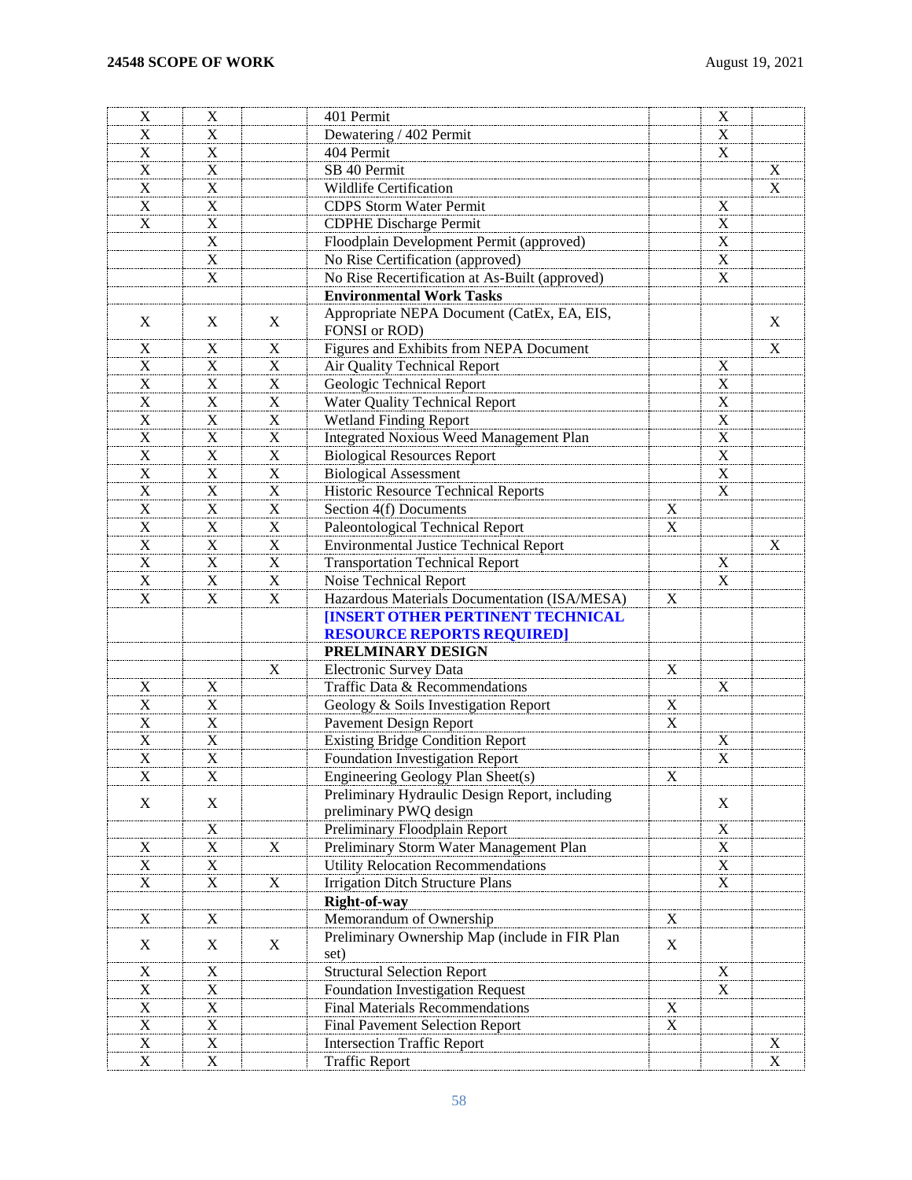| | | | | | | |
|---|---|---|---|---|---|---|
| X | X | | 401 Permit | | X | |
| X | X | | Dewatering / 402 Permit | | X | |
| X | X | | 404 Permit | | X | |
| X | X | | SB 40 Permit | | | X |
| X | X | | Wildlife Certification | | | X |
| X | X | | CDPS Storm Water Permit | | X | |
| X | X | | CDPHE Discharge Permit | | X | |
| | X | | Floodplain Development Permit (approved) | | X | |
| | X | | No Rise Certification (approved) | | X | |
| | X | | No Rise Recertification at As-Built (approved) | | X | |
| | | | **Environmental Work Tasks** | | | |
| X | X | X | Appropriate NEPA Document (CatEx, EA, EIS, FONSI or ROD) | | | X |
| X | X | X | Figures and Exhibits from NEPA Document | | | X |
| X | X | X | Air Quality Technical Report | | X | |
| X | X | X | Geologic Technical Report | | X | |
| X | X | X | Water Quality Technical Report | | X | |
| X | X | X | Wetland Finding Report | | X | |
| X | X | X | Integrated Noxious Weed Management Plan | | X | |
| X | X | X | Biological Resources Report | | X | |
| X | X | X | Biological Assessment | | X | |
| X | X | X | Historic Resource Technical Reports | | X | |
| X | X | X | Section 4(f) Documents | X | | |
| X | X | X | Paleontological Technical Report | X | | |
| X | X | X | Environmental Justice Technical Report | | | X |
| X | X | X | Transportation Technical Report | | X | |
| X | X | X | Noise Technical Report | | X | |
| X | X | X | Hazardous Materials Documentation (ISA/MESA) | X | | |
| | | | **[INSERT OTHER PERTINENT TECHNICAL RESOURCE REPORTS REQUIRED]** | | | |
| | | | **PRELMINARY DESIGN** | | | |
| | | X | Electronic Survey Data | X | | |
| X | X | | Traffic Data & Recommendations | | X | |
| X | X | | Geology & Soils Investigation Report | X | | |
| X | X | | Pavement Design Report | X | | |
| X | X | | Existing Bridge Condition Report | | X | |
| X | X | | Foundation Investigation Report | | X | |
| X | X | | Engineering Geology Plan Sheet(s) | X | | |
| X | X | | Preliminary Hydraulic Design Report, including preliminary PWQ design | | X | |
| | X | | Preliminary Floodplain Report | | X | |
| X | X | X | Preliminary Storm Water Management Plan | | X | |
| X | X | | Utility Relocation Recommendations | | X | |
| X | X | X | Irrigation Ditch Structure Plans | | X | |
| | | | **Right-of-way** | | | |
| X | X | | Memorandum of Ownership | X | | |
| X | X | X | Preliminary Ownership Map (include in FIR Plan set) | X | | |
| X | X | | Structural Selection Report | | X | |
| X | X | | Foundation Investigation Request | | X | |
| X | X | | Final Materials Recommendations | X | | |
| X | X | | Final Pavement Selection Report | X | | |
| X | X | | Intersection Traffic Report | | | X |
| X | X | | Traffic Report | | | X |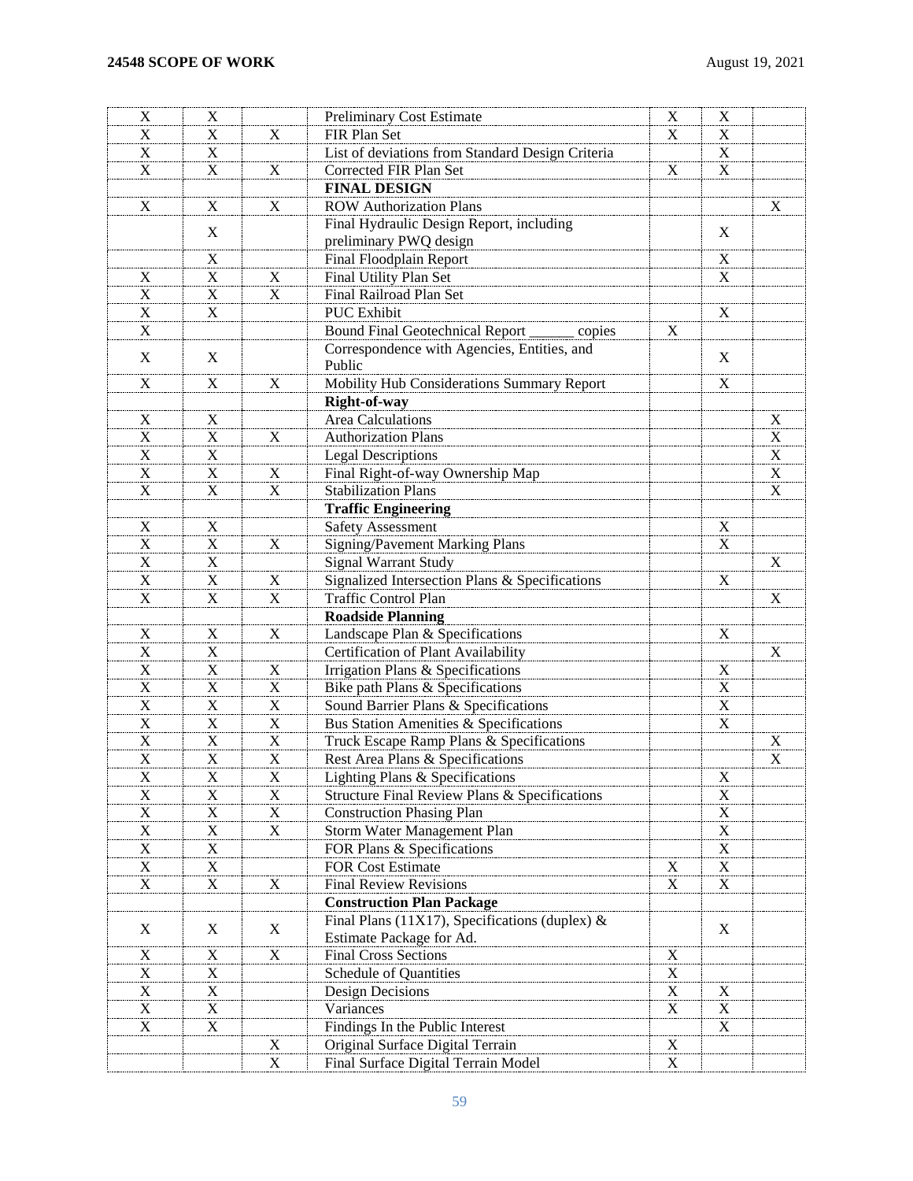| | | | | | | |
|---|---|---|---|---|---|---|
| X | X | | Preliminary Cost Estimate | X | X | |
| X | X | X | FIR Plan Set | X | X | |
| X | X | | List of deviations from Standard Design Criteria | | X | |
| X | X | X | Corrected FIR Plan Set | X | X | |
| | | | **FINAL DESIGN** | | | |
| X | X | X | ROW Authorization Plans | | | X |
| | X | | Final Hydraulic Design Report, including preliminary PWQ design | | X | |
| | X | | Final Floodplain Report | | X | |
| X | X | X | Final Utility Plan Set | | X | |
| X | X | X | Final Railroad Plan Set | | | |
| X | X | | PUC Exhibit | | X | |
| X | | | Bound Final Geotechnical Report ______ copies | X | | |
| X | X | | Correspondence with Agencies, Entities, and Public | | X | |
| X | X | X | Mobility Hub Considerations Summary Report | | X | |
| | | | **Right-of-way** | | | |
| X | X | | Area Calculations | | | X |
| X | X | X | Authorization Plans | | | X |
| X | X | | Legal Descriptions | | | X |
| X | X | X | Final Right-of-way Ownership Map | | | X |
| X | X | X | Stabilization Plans | | | X |
| | | | **Traffic Engineering** | | | |
| X | X | | Safety Assessment | | X | |
| X | X | X | Signing/Pavement Marking Plans | | X | |
| X | X | | Signal Warrant Study | | | X |
| X | X | X | Signalized Intersection Plans & Specifications | | X | |
| X | X | X | Traffic Control Plan | | | X |
| | | | **Roadside Planning** | | | |
| X | X | X | Landscape Plan & Specifications | | X | |
| X | X | | Certification of Plant Availability | | | X |
| X | X | X | Irrigation Plans & Specifications | | X | |
| X | X | X | Bike path Plans & Specifications | | X | |
| X | X | X | Sound Barrier Plans & Specifications | | X | |
| X | X | X | Bus Station Amenities & Specifications | | X | |
| X | X | X | Truck Escape Ramp Plans & Specifications | | | X |
| X | X | X | Rest Area Plans & Specifications | | | X |
| X | X | X | Lighting Plans & Specifications | | X | |
| X | X | X | Structure Final Review Plans & Specifications | | X | |
| X | X | X | Construction Phasing Plan | | X | |
| X | X | X | Storm Water Management Plan | | X | |
| X | X | | FOR Plans & Specifications | | X | |
| X | X | | FOR Cost Estimate | X | X | |
| X | X | X | Final Review Revisions | X | X | |
| | | | **Construction Plan Package** | | | |
| X | X | X | Final Plans (11X17), Specifications (duplex) & Estimate Package for Ad. | | X | |
| X | X | X | Final Cross Sections | X | | |
| X | X | | Schedule of Quantities | X | | |
| X | X | | Design Decisions | X | X | |
| X | X | | Variances | X | X | |
| X | X | | Findings In the Public Interest | | X | |
| | | X | Original Surface Digital Terrain | X | | |
| | | X | Final Surface Digital Terrain Model | X | | |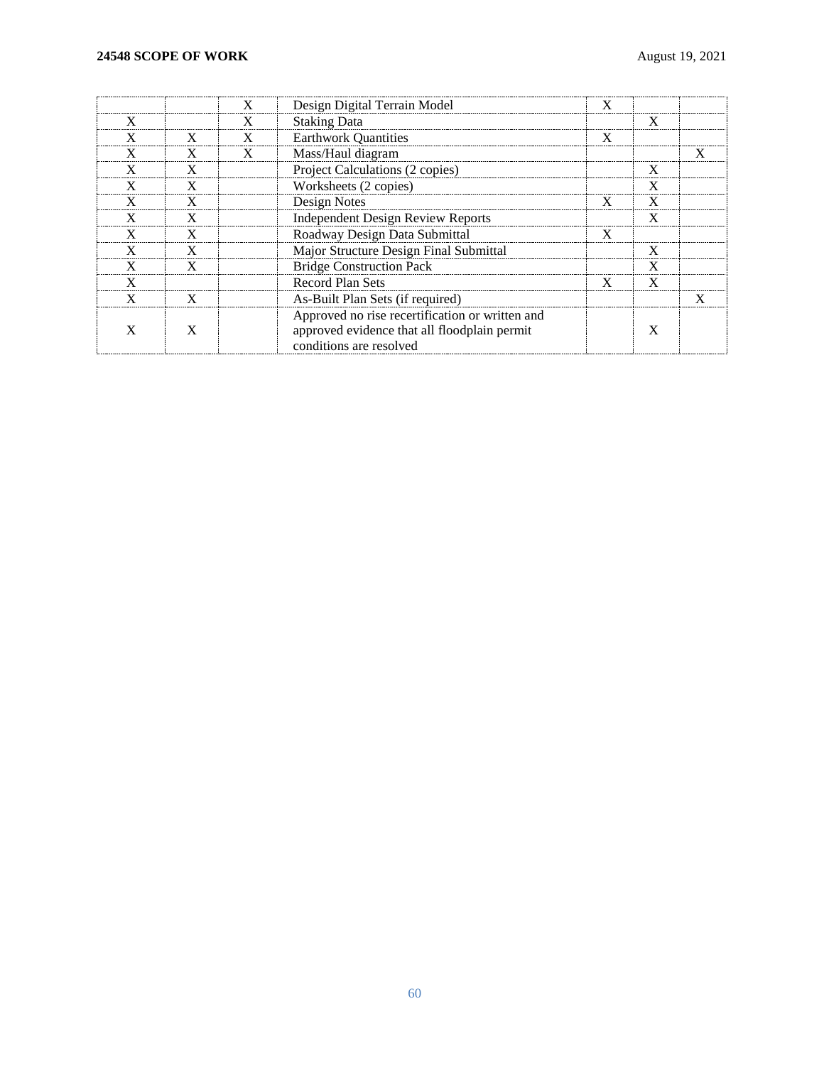|  |  |  |  |  |  |  |
|---|---|---|---|---|---|---|
|  |  | X | Design Digital Terrain Model | X |  |  |
| X |  | X | Staking Data |  | X |  |
| X | X | X | Earthwork Quantities | X |  |  |
| X | X | X | Mass/Haul diagram |  |  | X |
| X | X |  | Project Calculations (2 copies) |  | X |  |
| X | X |  | Worksheets (2 copies) |  | X |  |
| X | X |  | Design Notes | X | X |  |
| X | X |  | Independent Design Review Reports |  | X |  |
| X | X |  | Roadway Design Data Submittal | X |  |  |
| X | X |  | Major Structure Design Final Submittal |  | X |  |
| X | X |  | Bridge Construction Pack |  | X |  |
| X |  |  | Record Plan Sets | X | X |  |
| X | X |  | As-Built Plan Sets (if required) |  |  | X |
| X | X |  | Approved no rise recertification or written and approved evidence that all floodplain permit conditions are resolved |  | X |  |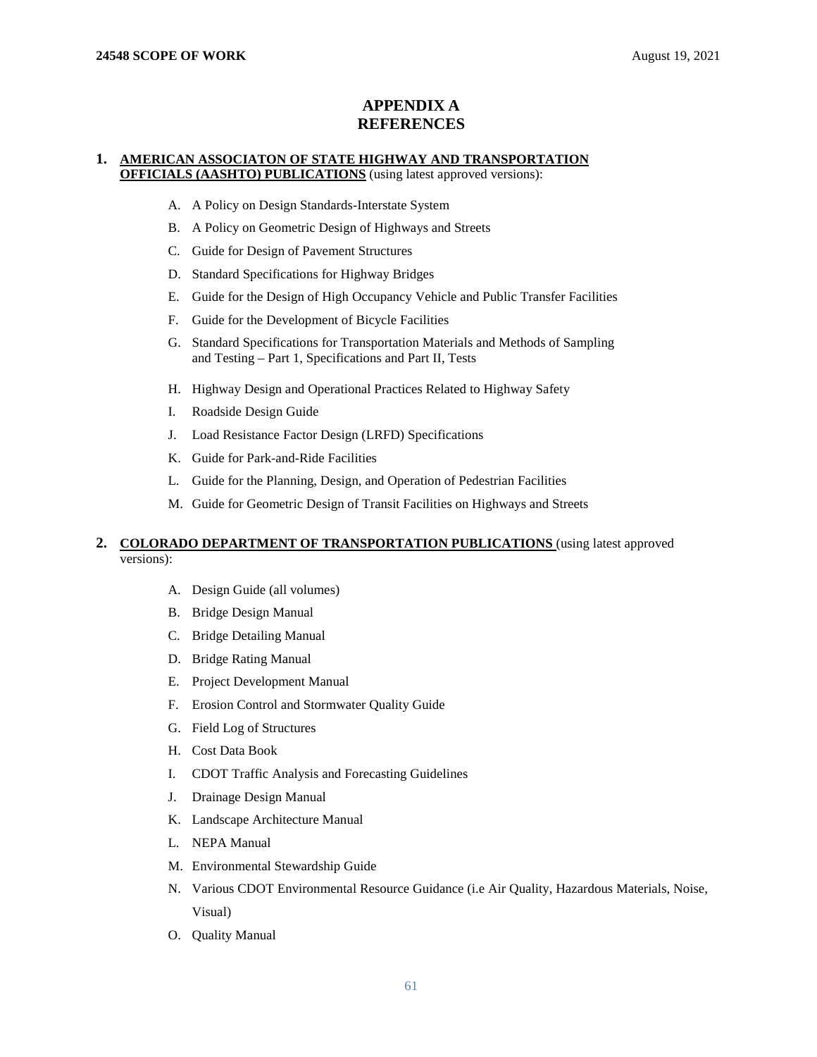# APPENDIX A
# REFERENCES

**1. <u>AMERICAN ASSOCIATON OF STATE HIGHWAY AND TRANSPORTATION OFFICIALS (AASHTO) PUBLICATIONS</u>** (using latest approved versions):

A. A Policy on Design Standards-Interstate System

B. A Policy on Geometric Design of Highways and Streets

C. Guide for Design of Pavement Structures

D. Standard Specifications for Highway Bridges

E. Guide for the Design of High Occupancy Vehicle and Public Transfer Facilities

F. Guide for the Development of Bicycle Facilities

G. Standard Specifications for Transportation Materials and Methods of Sampling and Testing – Part 1, Specifications and Part II, Tests

H. Highway Design and Operational Practices Related to Highway Safety

I. Roadside Design Guide

J. Load Resistance Factor Design (LRFD) Specifications

K. Guide for Park-and-Ride Facilities

L. Guide for the Planning, Design, and Operation of Pedestrian Facilities

M. Guide for Geometric Design of Transit Facilities on Highways and Streets

**2. <u>COLORADO DEPARTMENT OF TRANSPORTATION PUBLICATIONS</u>** (using latest approved versions):

A. Design Guide (all volumes)

B. Bridge Design Manual

C. Bridge Detailing Manual

D. Bridge Rating Manual

E. Project Development Manual

F. Erosion Control and Stormwater Quality Guide

G. Field Log of Structures

H. Cost Data Book

I. CDOT Traffic Analysis and Forecasting Guidelines

J. Drainage Design Manual

K. Landscape Architecture Manual

L. NEPA Manual

M. Environmental Stewardship Guide

N. Various CDOT Environmental Resource Guidance (i.e Air Quality, Hazardous Materials, Noise, Visual)

O. Quality Manual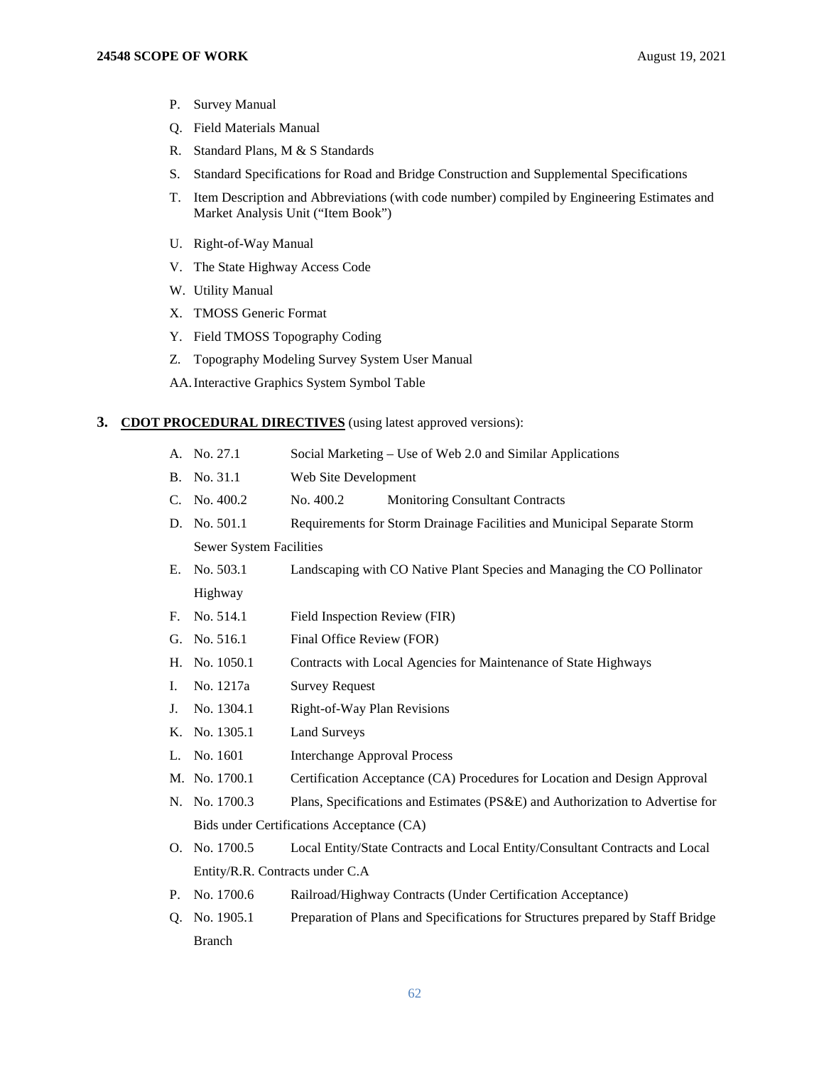P. Survey Manual

Q. Field Materials Manual

R. Standard Plans, M & S Standards

S. Standard Specifications for Road and Bridge Construction and Supplemental Specifications

T. Item Description and Abbreviations (with code number) compiled by Engineering Estimates and Market Analysis Unit ("Item Book")

U. Right-of-Way Manual

V. The State Highway Access Code

W. Utility Manual

X. TMOSS Generic Format

Y. Field TMOSS Topography Coding

Z. Topography Modeling Survey System User Manual

AA. Interactive Graphics System Symbol Table

## 3. CDOT PROCEDURAL DIRECTIVES (using latest approved versions):

A. No. 27.1 Social Marketing – Use of Web 2.0 and Similar Applications

B. No. 31.1 Web Site Development

C. No. 400.2 No. 400.2 Monitoring Consultant Contracts

D. No. 501.1 Requirements for Storm Drainage Facilities and Municipal Separate Storm Sewer System Facilities

E. No. 503.1 Landscaping with CO Native Plant Species and Managing the CO Pollinator Highway

F. No. 514.1 Field Inspection Review (FIR)

G. No. 516.1 Final Office Review (FOR)

H. No. 1050.1 Contracts with Local Agencies for Maintenance of State Highways

I. No. 1217a Survey Request

J. No. 1304.1 Right-of-Way Plan Revisions

K. No. 1305.1 Land Surveys

L. No. 1601 Interchange Approval Process

M. No. 1700.1 Certification Acceptance (CA) Procedures for Location and Design Approval

N. No. 1700.3 Plans, Specifications and Estimates (PS&E) and Authorization to Advertise for Bids under Certifications Acceptance (CA)

O. No. 1700.5 Local Entity/State Contracts and Local Entity/Consultant Contracts and Local Entity/R.R. Contracts under C.A

P. No. 1700.6 Railroad/Highway Contracts (Under Certification Acceptance)

Q. No. 1905.1 Preparation of Plans and Specifications for Structures prepared by Staff Bridge Branch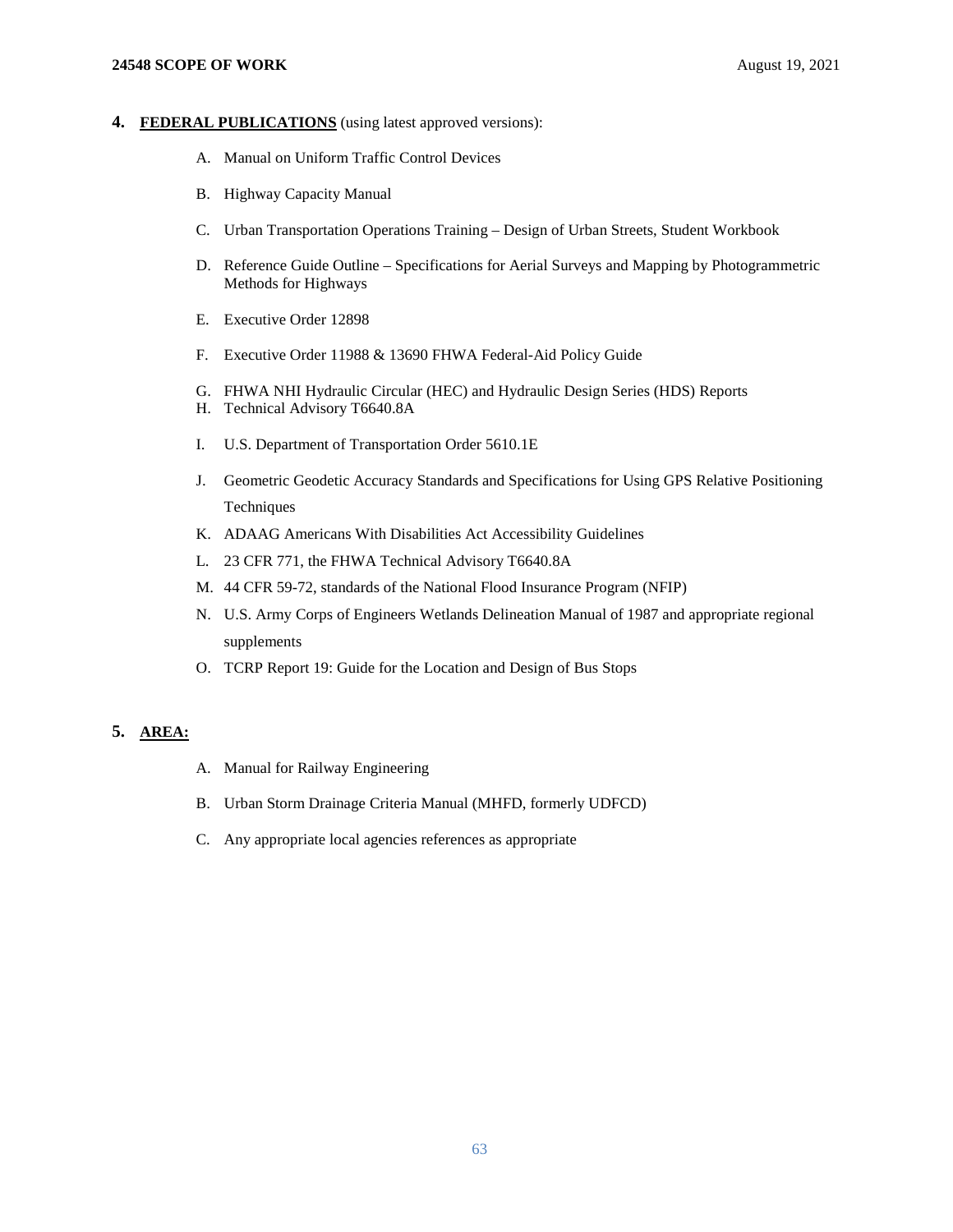**4. FEDERAL PUBLICATIONS** (using latest approved versions):

A. Manual on Uniform Traffic Control Devices

B. Highway Capacity Manual

C. Urban Transportation Operations Training – Design of Urban Streets, Student Workbook

D. Reference Guide Outline – Specifications for Aerial Surveys and Mapping by Photogrammetric Methods for Highways

E. Executive Order 12898

F. Executive Order 11988 & 13690 FHWA Federal-Aid Policy Guide

G. FHWA NHI Hydraulic Circular (HEC) and Hydraulic Design Series (HDS) Reports

H. Technical Advisory T6640.8A

I. U.S. Department of Transportation Order 5610.1E

J. Geometric Geodetic Accuracy Standards and Specifications for Using GPS Relative Positioning Techniques

K. ADAAG Americans With Disabilities Act Accessibility Guidelines

L. 23 CFR 771, the FHWA Technical Advisory T6640.8A

M. 44 CFR 59-72, standards of the National Flood Insurance Program (NFIP)

N. U.S. Army Corps of Engineers Wetlands Delineation Manual of 1987 and appropriate regional supplements

O. TCRP Report 19: Guide for the Location and Design of Bus Stops

**5. AREA:**

A. Manual for Railway Engineering

B. Urban Storm Drainage Criteria Manual (MHFD, formerly UDFCD)

C. Any appropriate local agencies references as appropriate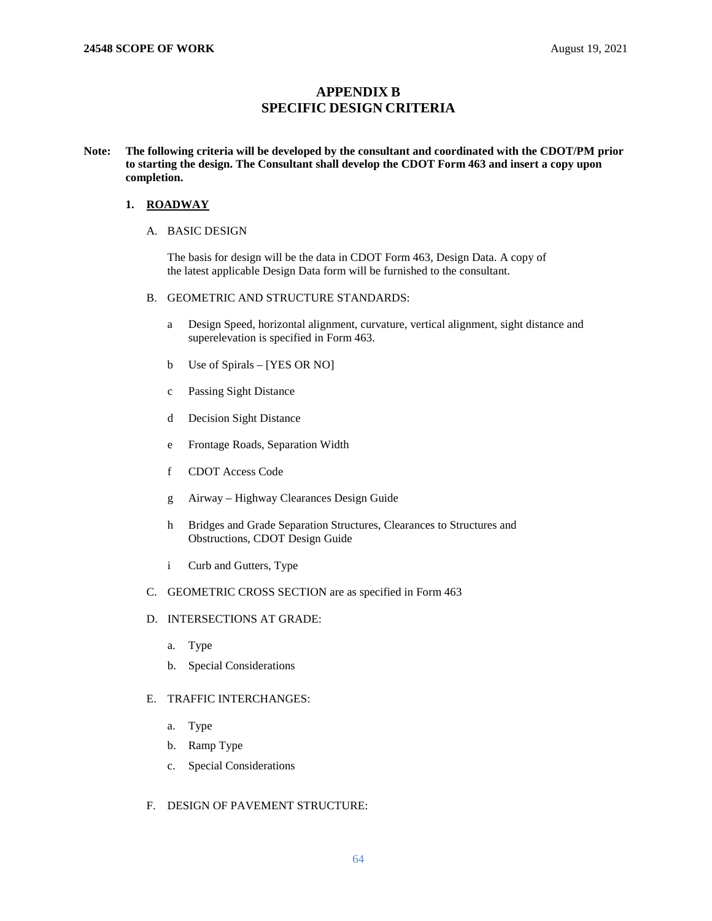# APPENDIX B
# SPECIFIC DESIGN CRITERIA

**Note: The following criteria will be developed by the consultant and coordinated with the CDOT/PM prior to starting the design. The Consultant shall develop the CDOT Form 463 and insert a copy upon completion.**

## 1. ROADWAY

### A. BASIC DESIGN

The basis for design will be the data in CDOT Form 463, Design Data. A copy of the latest applicable Design Data form will be furnished to the consultant.

### B. GEOMETRIC AND STRUCTURE STANDARDS:

- a Design Speed, horizontal alignment, curvature, vertical alignment, sight distance and superelevation is specified in Form 463.
- b Use of Spirals – [YES OR NO]
- c Passing Sight Distance
- d Decision Sight Distance
- e Frontage Roads, Separation Width
- f CDOT Access Code
- g Airway – Highway Clearances Design Guide
- h Bridges and Grade Separation Structures, Clearances to Structures and Obstructions, CDOT Design Guide
- i Curb and Gutters, Type

### C. GEOMETRIC CROSS SECTION are as specified in Form 463

### D. INTERSECTIONS AT GRADE:

- a. Type
- b. Special Considerations

### E. TRAFFIC INTERCHANGES:

- a. Type
- b. Ramp Type
- c. Special Considerations

### F. DESIGN OF PAVEMENT STRUCTURE: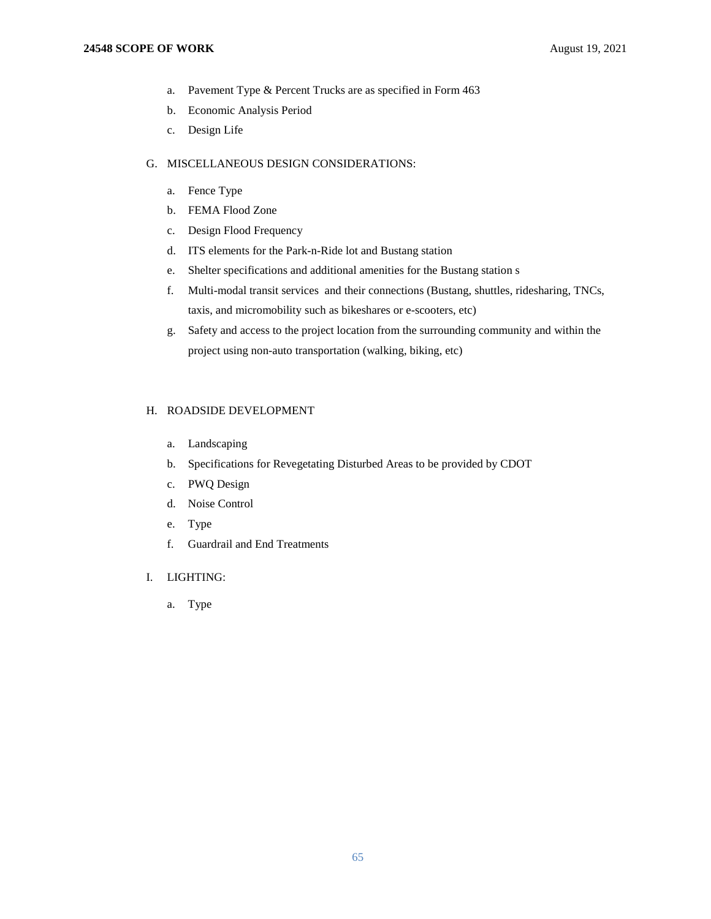a. Pavement Type & Percent Trucks are as specified in Form 463
b. Economic Analysis Period
c. Design Life

G. MISCELLANEOUS DESIGN CONSIDERATIONS:

a. Fence Type
b. FEMA Flood Zone
c. Design Flood Frequency
d. ITS elements for the Park-n-Ride lot and Bustang station
e. Shelter specifications and additional amenities for the Bustang station s
f. Multi-modal transit services and their connections (Bustang, shuttles, ridesharing, TNCs, taxis, and micromobility such as bikeshares or e-scooters, etc)
g. Safety and access to the project location from the surrounding community and within the project using non-auto transportation (walking, biking, etc)

H. ROADSIDE DEVELOPMENT

a. Landscaping
b. Specifications for Revegetating Disturbed Areas to be provided by CDOT
c. PWQ Design
d. Noise Control
e. Type
f. Guardrail and End Treatments

I. LIGHTING:

a. Type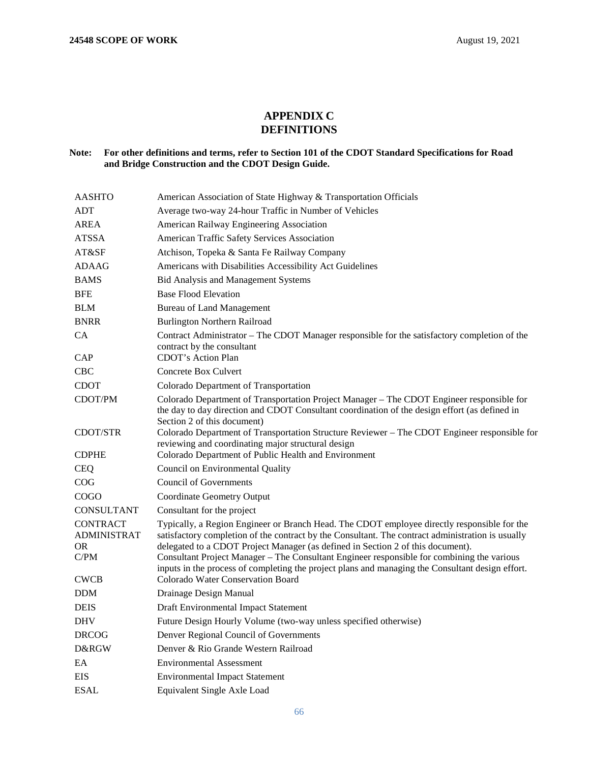# APPENDIX C
# DEFINITIONS

**Note: For other definitions and terms, refer to Section 101 of the CDOT Standard Specifications for Road and Bridge Construction and the CDOT Design Guide.**

| | |
|---|---|
| AASHTO | American Association of State Highway & Transportation Officials |
| ADT | Average two-way 24-hour Traffic in Number of Vehicles |
| AREA | American Railway Engineering Association |
| ATSSA | American Traffic Safety Services Association |
| AT&SF | Atchison, Topeka & Santa Fe Railway Company |
| ADAAG | Americans with Disabilities Accessibility Act Guidelines |
| BAMS | Bid Analysis and Management Systems |
| BFE | Base Flood Elevation |
| BLM | Bureau of Land Management |
| BNRR | Burlington Northern Railroad |
| CA | Contract Administrator – The CDOT Manager responsible for the satisfactory completion of the contract by the consultant |
| CAP | CDOT's Action Plan |
| CBC | Concrete Box Culvert |
| CDOT | Colorado Department of Transportation |
| CDOT/PM | Colorado Department of Transportation Project Manager – The CDOT Engineer responsible for the day to day direction and CDOT Consultant coordination of the design effort (as defined in Section 2 of this document) |
| CDOT/STR | Colorado Department of Transportation Structure Reviewer – The CDOT Engineer responsible for reviewing and coordinating major structural design |
| CDPHE | Colorado Department of Public Health and Environment |
| CEQ | Council on Environmental Quality |
| COG | Council of Governments |
| COGO | Coordinate Geometry Output |
| CONSULTANT | Consultant for the project |
| CONTRACT ADMINISTRATOR OR | Typically, a Region Engineer or Branch Head. The CDOT employee directly responsible for the satisfactory completion of the contract by the Consultant. The contract administration is usually delegated to a CDOT Project Manager (as defined in Section 2 of this document). |
| C/PM | Consultant Project Manager – The Consultant Engineer responsible for combining the various inputs in the process of completing the project plans and managing the Consultant design effort. |
| CWCB | Colorado Water Conservation Board |
| DDM | Drainage Design Manual |
| DEIS | Draft Environmental Impact Statement |
| DHV | Future Design Hourly Volume (two-way unless specified otherwise) |
| DRCOG | Denver Regional Council of Governments |
| D&RGW | Denver & Rio Grande Western Railroad |
| EA | Environmental Assessment |
| EIS | Environmental Impact Statement |
| ESAL | Equivalent Single Axle Load |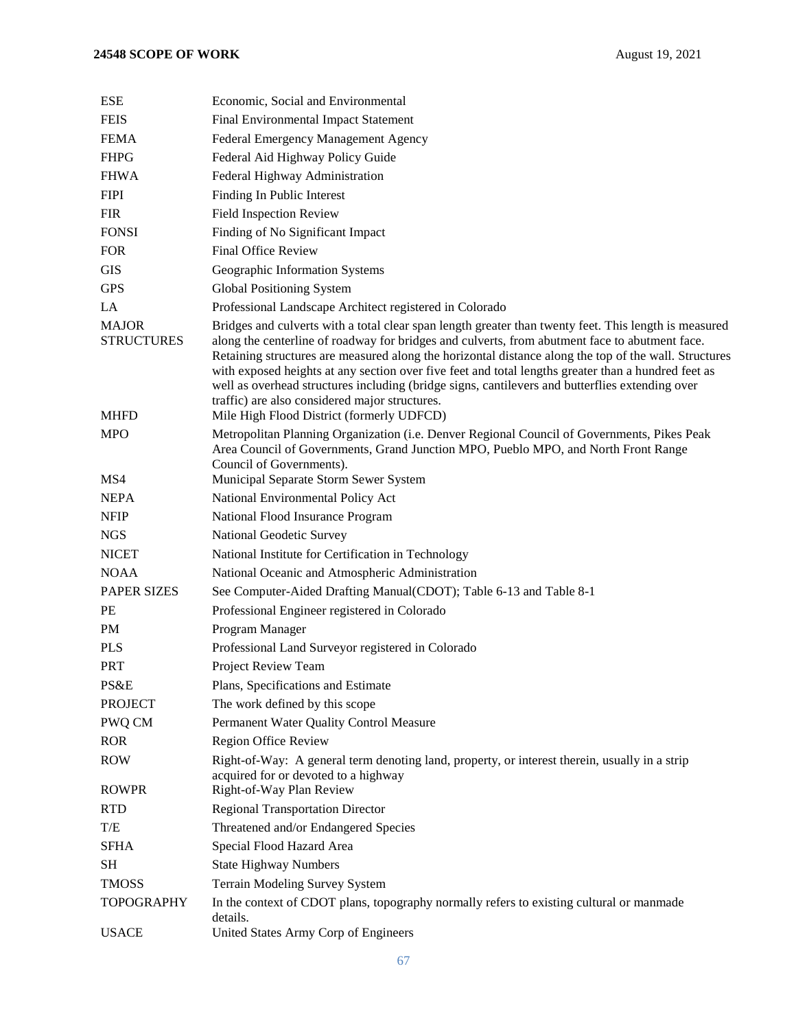| | |
|---|---|
| ESE | Economic, Social and Environmental |
| FEIS | Final Environmental Impact Statement |
| FEMA | Federal Emergency Management Agency |
| FHPG | Federal Aid Highway Policy Guide |
| FHWA | Federal Highway Administration |
| FIPI | Finding In Public Interest |
| FIR | Field Inspection Review |
| FONSI | Finding of No Significant Impact |
| FOR | Final Office Review |
| GIS | Geographic Information Systems |
| GPS | Global Positioning System |
| LA | Professional Landscape Architect registered in Colorado |
| MAJOR STRUCTURES | Bridges and culverts with a total clear span length greater than twenty feet. This length is measured along the centerline of roadway for bridges and culverts, from abutment face to abutment face. Retaining structures are measured along the horizontal distance along the top of the wall. Structures with exposed heights at any section over five feet and total lengths greater than a hundred feet as well as overhead structures including (bridge signs, cantilevers and butterflies extending over traffic) are also considered major structures. |
| MHFD | Mile High Flood District (formerly UDFCD) |
| MPO | Metropolitan Planning Organization (i.e. Denver Regional Council of Governments, Pikes Peak Area Council of Governments, Grand Junction MPO, Pueblo MPO, and North Front Range Council of Governments). |
| MS4 | Municipal Separate Storm Sewer System |
| NEPA | National Environmental Policy Act |
| NFIP | National Flood Insurance Program |
| NGS | National Geodetic Survey |
| NICET | National Institute for Certification in Technology |
| NOAA | National Oceanic and Atmospheric Administration |
| PAPER SIZES | See Computer-Aided Drafting Manual(CDOT); Table 6-13 and Table 8-1 |
| PE | Professional Engineer registered in Colorado |
| PM | Program Manager |
| PLS | Professional Land Surveyor registered in Colorado |
| PRT | Project Review Team |
| PS&E | Plans, Specifications and Estimate |
| PROJECT | The work defined by this scope |
| PWQ CM | Permanent Water Quality Control Measure |
| ROR | Region Office Review |
| ROW | Right-of-Way: A general term denoting land, property, or interest therein, usually in a strip acquired for or devoted to a highway |
| ROWPR | Right-of-Way Plan Review |
| RTD | Regional Transportation Director |
| T/E | Threatened and/or Endangered Species |
| SFHA | Special Flood Hazard Area |
| SH | State Highway Numbers |
| TMOSS | Terrain Modeling Survey System |
| TOPOGRAPHY | In the context of CDOT plans, topography normally refers to existing cultural or manmade details. |
| USACE | United States Army Corp of Engineers |